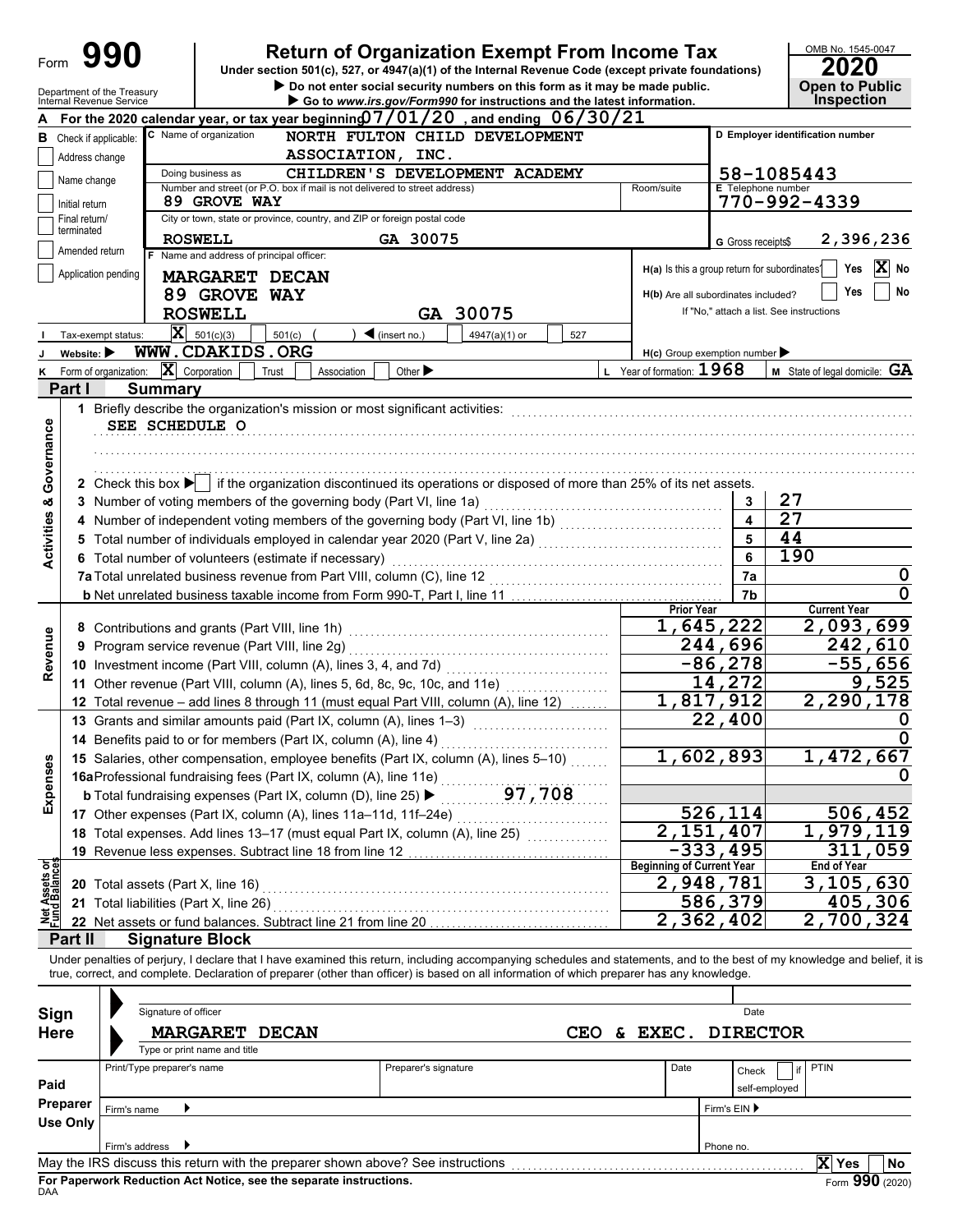Form **990**

# Return of Organization Exempt From Income Tax

Under section 501(c), 527, or 4947(a)(1) of the Internal Revenue Code (except private foundations)

▶ Do not enter social security numbers on this form as it may be made public.

▶ Go to *www.irs.gov/Form990* for instructions and the latest information.

Department of the Treasury
Internal Revenue Service

OMB No. 1545-0047

**2020**

**Open to Public Inspection**

**A** For the 2020 calendar year, or tax year beginning 07/01/20 , and ending 06/30/21

**B** Check if applicable:
- Address change
- Name change
- Initial return
- Final return/terminated
- Amended return
- Application pending

**C** Name of organization: NORTH FULTON CHILD DEVELOPMENT ASSOCIATION, INC.

Doing business as: CHILDREN'S DEVELOPMENT ACADEMY

Number and street (or P.O. box if mail is not delivered to street address): 89 GROVE WAY — Room/suite:

City or town, state or province, country, and ZIP or foreign postal code: ROSWELL GA 30075

**D** Employer identification number: 58-1085443

**E** Telephone number: 770-992-4339

**G** Gross receipts $ 2,396,236

**F** Name and address of principal officer:
MARGARET DECAN
89 GROVE WAY
ROSWELL GA 30075

H(a) Is this a group return for subordinates? Yes [ ] No [X]

H(b) Are all subordinates included? Yes [ ] No [ ]
If "No," attach a list. See instructions

**I** Tax-exempt status: [X] 501(c)(3) [ ] 501(c) ( ) ◀ (insert no.) [ ] 4947(a)(1) or [ ] 527

**J** Website: ▶ WWW.CDAKIDS.ORG

H(c) Group exemption number ▶

**K** Form of organization: [X] Corporation [ ] Trust [ ] Association [ ] Other ▶

**L** Year of formation: 1968

**M** State of legal domicile: GA

## Part I Summary

**Activities & Governance**

1 Briefly describe the organization's mission or most significant activities:
SEE SCHEDULE O

2 Check this box ▶ [ ] if the organization discontinued its operations or disposed of more than 25% of its net assets.

| | | | |
|---|---|---|---|
| 3 | Number of voting members of the governing body (Part VI, line 1a) | 3 | 27 |
| 4 | Number of independent voting members of the governing body (Part VI, line 1b) | 4 | 27 |
| 5 | Total number of individuals employed in calendar year 2020 (Part V, line 2a) | 5 | 44 |
| 6 | Total number of volunteers (estimate if necessary) | 6 | 190 |
| 7a | Total unrelated business revenue from Part VIII, column (C), line 12 | 7a | 0 |
| b | Net unrelated business taxable income from Form 990-T, Part I, line 11 | 7b | 0 |

| | | Prior Year | Current Year |
|---|---|---|---|
| **Revenue** | | | |
| 8 | Contributions and grants (Part VIII, line 1h) | 1,645,222 | 2,093,699 |
| 9 | Program service revenue (Part VIII, line 2g) | 244,696 | 242,610 |
| 10 | Investment income (Part VIII, column (A), lines 3, 4, and 7d) | -86,278 | -55,656 |
| 11 | Other revenue (Part VIII, column (A), lines 5, 6d, 8c, 9c, 10c, and 11e) | 14,272 | 9,525 |
| 12 | Total revenue – add lines 8 through 11 (must equal Part VIII, column (A), line 12) | 1,817,912 | 2,290,178 |
| **Expenses** | | | |
| 13 | Grants and similar amounts paid (Part IX, column (A), lines 1–3) | 22,400 | 0 |
| 14 | Benefits paid to or for members (Part IX, column (A), line 4) | | 0 |
| 15 | Salaries, other compensation, employee benefits (Part IX, column (A), lines 5–10) | 1,602,893 | 1,472,667 |
| 16a | Professional fundraising fees (Part IX, column (A), line 11e) | | 0 |
| b | Total fundraising expenses (Part IX, column (D), line 25) ▶ 97,708 | | |
| 17 | Other expenses (Part IX, column (A), lines 11a–11d, 11f–24e) | 526,114 | 506,452 |
| 18 | Total expenses. Add lines 13–17 (must equal Part IX, column (A), line 25) | 2,151,407 | 1,979,119 |
| 19 | Revenue less expenses. Subtract line 18 from line 12 | -333,495 | 311,059 |

| **Net Assets or Fund Balances** | | Beginning of Current Year | End of Year |
|---|---|---|---|
| 20 | Total assets (Part X, line 16) | 2,948,781 | 3,105,630 |
| 21 | Total liabilities (Part X, line 26) | 586,379 | 405,306 |
| 22 | Net assets or fund balances. Subtract line 21 from line 20 | 2,362,402 | 2,700,324 |

## Part II Signature Block

Under penalties of perjury, I declare that I have examined this return, including accompanying schedules and statements, and to the best of my knowledge and belief, it is true, correct, and complete. Declaration of preparer (other than officer) is based on all information of which preparer has any knowledge.

**Sign Here**

Signature of officer — Date

MARGARET DECAN — CEO & EXEC. DIRECTOR

Type or print name and title

**Paid Preparer Use Only**

| Print/Type preparer's name | Preparer's signature | Date | Check [ ] if self-employed | PTIN |
|---|---|---|---|---|
| | | | | |

Firm's name ▶ — Firm's EIN ▶

Firm's address ▶ — Phone no.

May the IRS discuss this return with the preparer shown above? See instructions [X] Yes [ ] No

**For Paperwork Reduction Act Notice, see the separate instructions.**

DAA

Form **990** (2020)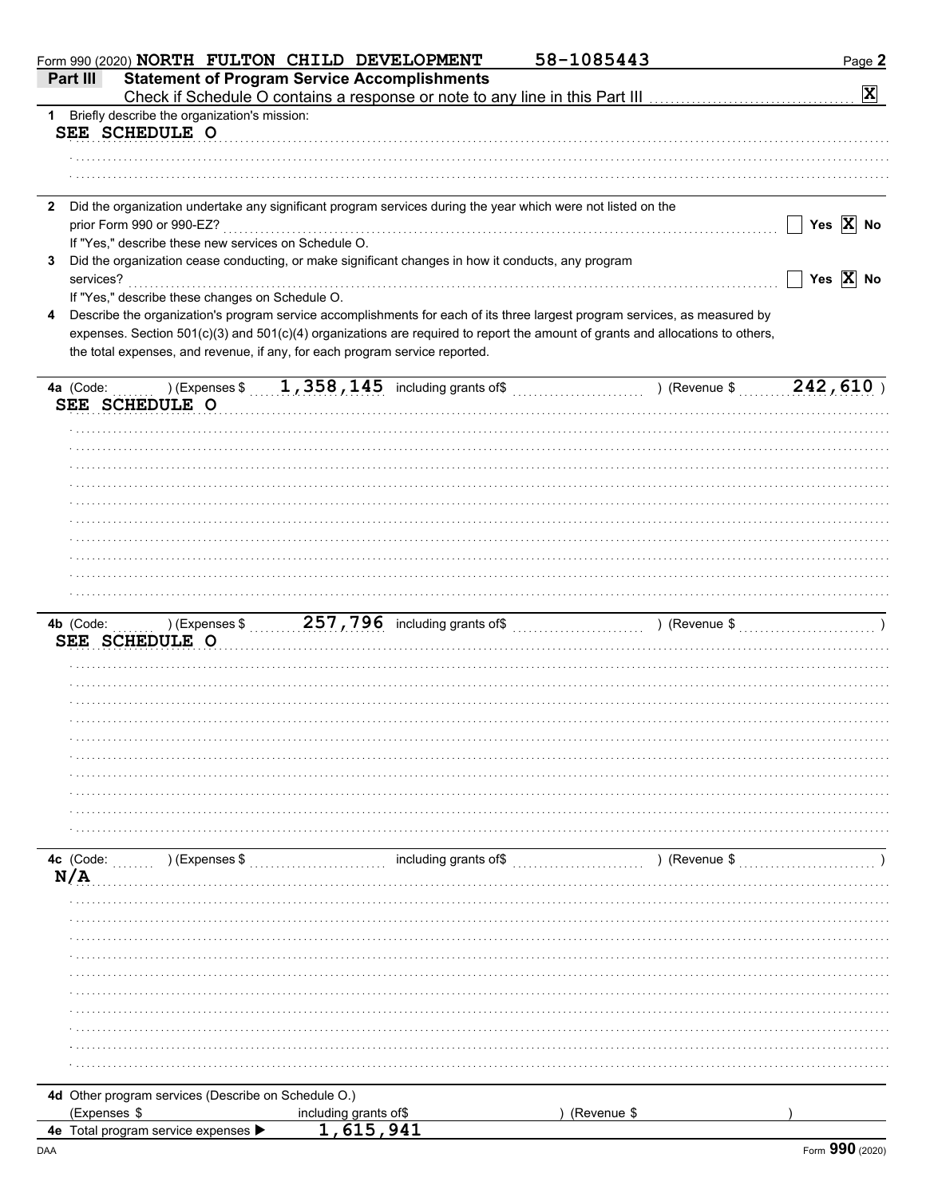Form 990 (2020) NORTH FULTON CHILD DEVELOPMENT 58-1085443

## Part III Statement of Program Service Accomplishments

Check if Schedule O contains a response or note to any line in this Part III [X]

**1** Briefly describe the organization's mission:

SEE SCHEDULE O

**2** Did the organization undertake any significant program services during the year which were not listed on the prior Form 990 or 990-EZ? [ ] Yes [X] No

If "Yes," describe these new services on Schedule O.

**3** Did the organization cease conducting, or make significant changes in how it conducts, any program services? [ ] Yes [X] No

If "Yes," describe these changes on Schedule O.

**4** Describe the organization's program service accomplishments for each of its three largest program services, as measured by expenses. Section 501(c)(3) and 501(c)(4) organizations are required to report the amount of grants and allocations to others, the total expenses, and revenue, if any, for each program service reported.

**4a** (Code: ) (Expenses $ 1,358,145 including grants of$ ) (Revenue $ 242,610 )

SEE SCHEDULE O

**4b** (Code: ) (Expenses $ 257,796 including grants of$ ) (Revenue $ )

SEE SCHEDULE O

**4c** (Code: ) (Expenses $ including grants of$ ) (Revenue $ )

N/A

**4d** Other program services (Describe on Schedule O.)

(Expenses $ including grants of$ ) (Revenue $ )

**4e** Total program service expenses ▶ 1,615,941

Form **990** (2020)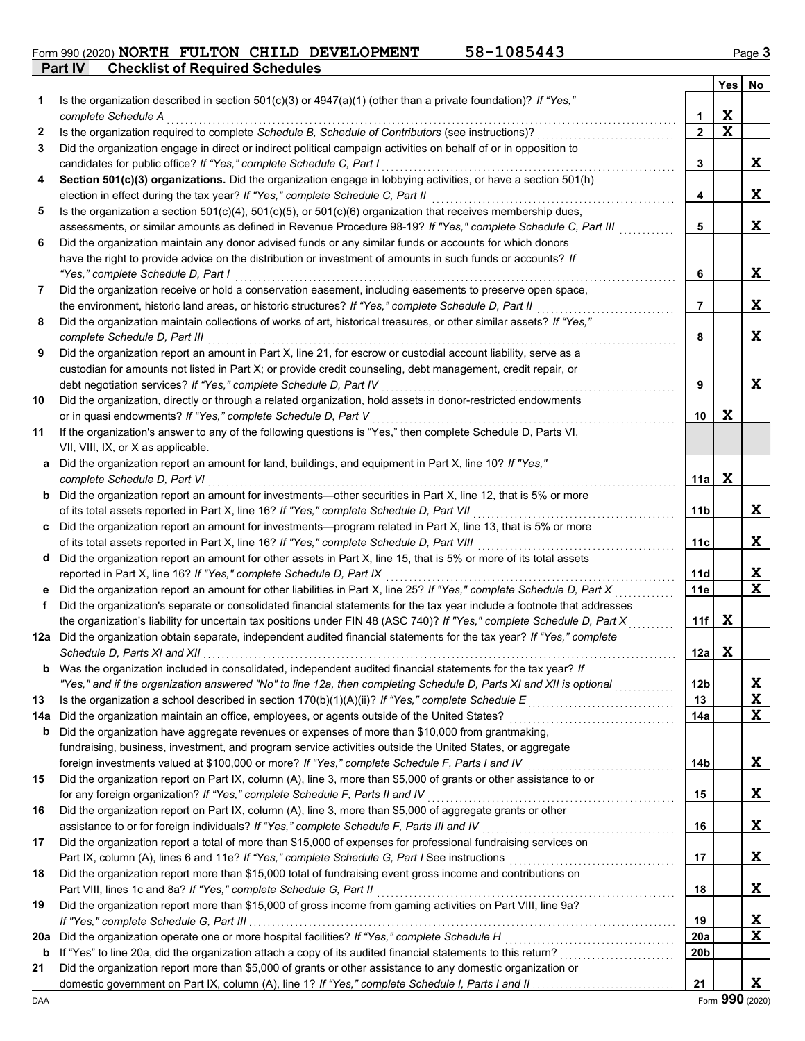Form 990 (2020) **NORTH FULTON CHILD DEVELOPMENT** **58-1085443**

**Part IV Checklist of Required Schedules**

| | | | Yes | No |
|---|---|---|---|---|
| 1 | Is the organization described in section 501(c)(3) or 4947(a)(1) (other than a private foundation)? *If "Yes," complete Schedule A* | 1 | X | |
| 2 | Is the organization required to complete *Schedule B, Schedule of Contributors* (see instructions)? | 2 | X | |
| 3 | Did the organization engage in direct or indirect political campaign activities on behalf of or in opposition to candidates for public office? *If "Yes," complete Schedule C, Part I* | 3 | | X |
| 4 | **Section 501(c)(3) organizations.** Did the organization engage in lobbying activities, or have a section 501(h) election in effect during the tax year? *If "Yes," complete Schedule C, Part II* | 4 | | X |
| 5 | Is the organization a section 501(c)(4), 501(c)(5), or 501(c)(6) organization that receives membership dues, assessments, or similar amounts as defined in Revenue Procedure 98-19? *If "Yes," complete Schedule C, Part III* | 5 | | X |
| 6 | Did the organization maintain any donor advised funds or any similar funds or accounts for which donors have the right to provide advice on the distribution or investment of amounts in such funds or accounts? *If "Yes," complete Schedule D, Part I* | 6 | | X |
| 7 | Did the organization receive or hold a conservation easement, including easements to preserve open space, the environment, historic land areas, or historic structures? *If "Yes," complete Schedule D, Part II* | 7 | | X |
| 8 | Did the organization maintain collections of works of art, historical treasures, or other similar assets? *If "Yes," complete Schedule D, Part III* | 8 | | X |
| 9 | Did the organization report an amount in Part X, line 21, for escrow or custodial account liability, serve as a custodian for amounts not listed in Part X; or provide credit counseling, debt management, credit repair, or debt negotiation services? *If "Yes," complete Schedule D, Part IV* | 9 | | X |
| 10 | Did the organization, directly or through a related organization, hold assets in donor-restricted endowments or in quasi endowments? *If "Yes," complete Schedule D, Part V* | 10 | X | |
| 11 | If the organization's answer to any of the following questions is "Yes," then complete Schedule D, Parts VI, VII, VIII, IX, or X as applicable. | | | |
| a | Did the organization report an amount for land, buildings, and equipment in Part X, line 10? *If "Yes," complete Schedule D, Part VI* | 11a | X | |
| b | Did the organization report an amount for investments—other securities in Part X, line 12, that is 5% or more of its total assets reported in Part X, line 16? *If "Yes," complete Schedule D, Part VII* | 11b | | X |
| c | Did the organization report an amount for investments—program related in Part X, line 13, that is 5% or more of its total assets reported in Part X, line 16? *If "Yes," complete Schedule D, Part VIII* | 11c | | X |
| d | Did the organization report an amount for other assets in Part X, line 15, that is 5% or more of its total assets reported in Part X, line 16? *If "Yes," complete Schedule D, Part IX* | 11d | | X |
| e | Did the organization report an amount for other liabilities in Part X, line 25? *If "Yes," complete Schedule D, Part X* | 11e | | X |
| f | Did the organization's separate or consolidated financial statements for the tax year include a footnote that addresses the organization's liability for uncertain tax positions under FIN 48 (ASC 740)? *If "Yes," complete Schedule D, Part X* | 11f | X | |
| 12a | Did the organization obtain separate, independent audited financial statements for the tax year? *If "Yes," complete Schedule D, Parts XI and XII* | 12a | X | |
| b | Was the organization included in consolidated, independent audited financial statements for the tax year? *If "Yes," and if the organization answered "No" to line 12a, then completing Schedule D, Parts XI and XII is optional* | 12b | | X |
| 13 | Is the organization a school described in section 170(b)(1)(A)(ii)? *If "Yes," complete Schedule E* | 13 | | X |
| 14a | Did the organization maintain an office, employees, or agents outside of the United States? | 14a | | X |
| b | Did the organization have aggregate revenues or expenses of more than $10,000 from grantmaking, fundraising, business, investment, and program service activities outside the United States, or aggregate foreign investments valued at $100,000 or more? *If "Yes," complete Schedule F, Parts I and IV* | 14b | | X |
| 15 | Did the organization report on Part IX, column (A), line 3, more than $5,000 of grants or other assistance to or for any foreign organization? *If "Yes," complete Schedule F, Parts II and IV* | 15 | | X |
| 16 | Did the organization report on Part IX, column (A), line 3, more than $5,000 of aggregate grants or other assistance to or for foreign individuals? *If "Yes," complete Schedule F, Parts III and IV* | 16 | | X |
| 17 | Did the organization report a total of more than $15,000 of expenses for professional fundraising services on Part IX, column (A), lines 6 and 11e? *If "Yes," complete Schedule G, Part I* See instructions | 17 | | X |
| 18 | Did the organization report more than $15,000 total of fundraising event gross income and contributions on Part VIII, lines 1c and 8a? *If "Yes," complete Schedule G, Part II* | 18 | | X |
| 19 | Did the organization report more than $15,000 of gross income from gaming activities on Part VIII, line 9a? *If "Yes," complete Schedule G, Part III* | 19 | | X |
| 20a | Did the organization operate one or more hospital facilities? *If "Yes," complete Schedule H* | 20a | | X |
| b | If "Yes" to line 20a, did the organization attach a copy of its audited financial statements to this return? | 20b | | |
| 21 | Did the organization report more than $5,000 of grants or other assistance to any domestic organization or domestic government on Part IX, column (A), line 1? *If "Yes," complete Schedule I, Parts I and II* | 21 | | X |

DAA Form **990** (2020)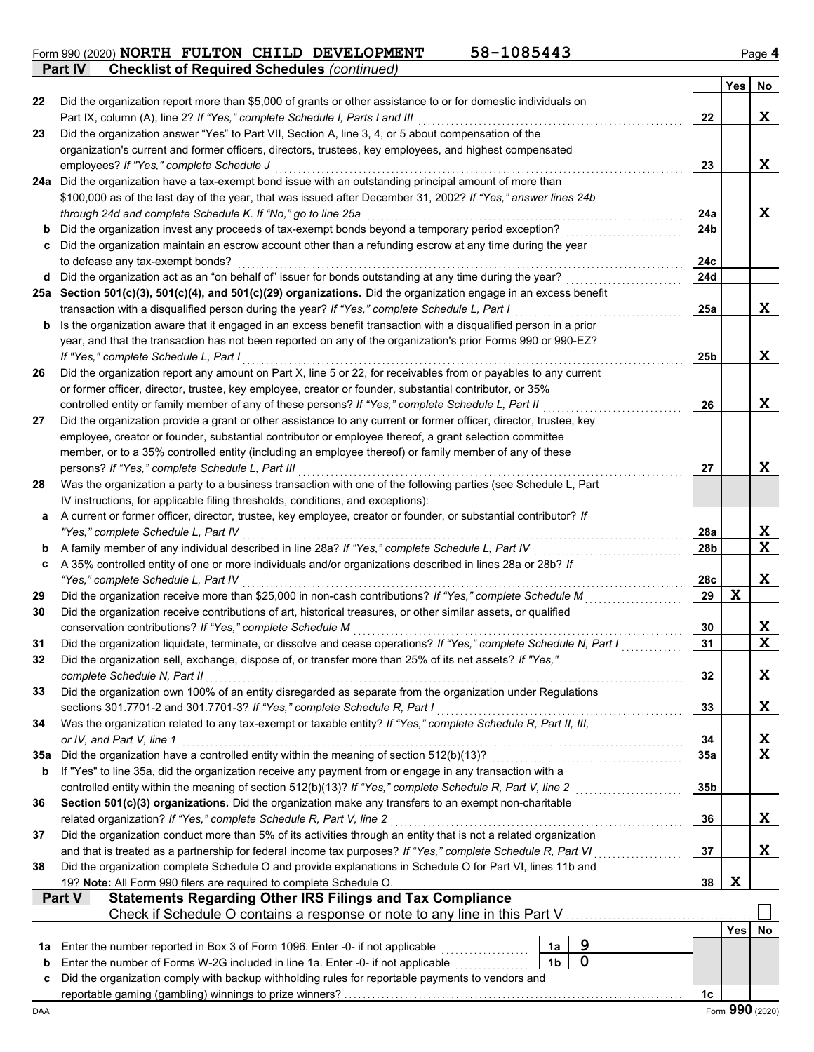Form 990 (2020) **NORTH FULTON CHILD DEVELOPMENT** **58-1085443**

## Part IV Checklist of Required Schedules *(continued)*

| | | | Yes | No |
|---|---|---|---|---|
| 22 | Did the organization report more than $5,000 of grants or other assistance to or for domestic individuals on Part IX, column (A), line 2? *If "Yes," complete Schedule I, Parts I and III* | 22 | | X |
| 23 | Did the organization answer "Yes" to Part VII, Section A, line 3, 4, or 5 about compensation of the organization's current and former officers, directors, trustees, key employees, and highest compensated employees? *If "Yes," complete Schedule J* | 23 | | X |
| 24a | Did the organization have a tax-exempt bond issue with an outstanding principal amount of more than $100,000 as of the last day of the year, that was issued after December 31, 2002? *If "Yes," answer lines 24b through 24d and complete Schedule K. If "No," go to line 25a* | 24a | | X |
| b | Did the organization invest any proceeds of tax-exempt bonds beyond a temporary period exception? | 24b | | |
| c | Did the organization maintain an escrow account other than a refunding escrow at any time during the year to defease any tax-exempt bonds? | 24c | | |
| d | Did the organization act as an "on behalf of" issuer for bonds outstanding at any time during the year? | 24d | | |
| 25a | **Section 501(c)(3), 501(c)(4), and 501(c)(29) organizations.** Did the organization engage in an excess benefit transaction with a disqualified person during the year? *If "Yes," complete Schedule L, Part I* | 25a | | X |
| b | Is the organization aware that it engaged in an excess benefit transaction with a disqualified person in a prior year, and that the transaction has not been reported on any of the organization's prior Forms 990 or 990-EZ? *If "Yes," complete Schedule L, Part I* | 25b | | X |
| 26 | Did the organization report any amount on Part X, line 5 or 22, for receivables from or payables to any current or former officer, director, trustee, key employee, creator or founder, substantial contributor, or 35% controlled entity or family member of any of these persons? *If "Yes," complete Schedule L, Part II* | 26 | | X |
| 27 | Did the organization provide a grant or other assistance to any current or former officer, director, trustee, key employee, creator or founder, substantial contributor or employee thereof, a grant selection committee member, or to a 35% controlled entity (including an employee thereof) or family member of any of these persons? *If "Yes," complete Schedule L, Part III* | 27 | | X |
| 28 | Was the organization a party to a business transaction with one of the following parties (see Schedule L, Part IV instructions, for applicable filing thresholds, conditions, and exceptions): | | | |
| a | A current or former officer, director, trustee, key employee, creator or founder, or substantial contributor? *If "Yes," complete Schedule L, Part IV* | 28a | | X |
| b | A family member of any individual described in line 28a? *If "Yes," complete Schedule L, Part IV* | 28b | | X |
| c | A 35% controlled entity of one or more individuals and/or organizations described in lines 28a or 28b? *If "Yes," complete Schedule L, Part IV* | 28c | | X |
| 29 | Did the organization receive more than $25,000 in non-cash contributions? *If "Yes," complete Schedule M* | 29 | X | |
| 30 | Did the organization receive contributions of art, historical treasures, or other similar assets, or qualified conservation contributions? *If "Yes," complete Schedule M* | 30 | | X |
| 31 | Did the organization liquidate, terminate, or dissolve and cease operations? *If "Yes," complete Schedule N, Part I* | 31 | | X |
| 32 | Did the organization sell, exchange, dispose of, or transfer more than 25% of its net assets? *If "Yes," complete Schedule N, Part II* | 32 | | X |
| 33 | Did the organization own 100% of an entity disregarded as separate from the organization under Regulations sections 301.7701-2 and 301.7701-3? *If "Yes," complete Schedule R, Part I* | 33 | | X |
| 34 | Was the organization related to any tax-exempt or taxable entity? *If "Yes," complete Schedule R, Part II, III, or IV, and Part V, line 1* | 34 | | X |
| 35a | Did the organization have a controlled entity within the meaning of section 512(b)(13)? | 35a | | X |
| b | If "Yes" to line 35a, did the organization receive any payment from or engage in any transaction with a controlled entity within the meaning of section 512(b)(13)? *If "Yes," complete Schedule R, Part V, line 2* | 35b | | |
| 36 | **Section 501(c)(3) organizations.** Did the organization make any transfers to an exempt non-charitable related organization? *If "Yes," complete Schedule R, Part V, line 2* | 36 | | X |
| 37 | Did the organization conduct more than 5% of its activities through an entity that is not a related organization and that is treated as a partnership for federal income tax purposes? *If "Yes," complete Schedule R, Part VI* | 37 | | X |
| 38 | Did the organization complete Schedule O and provide explanations in Schedule O for Part VI, lines 11b and 19? **Note:** All Form 990 filers are required to complete Schedule O. | 38 | X | |

## Part V Statements Regarding Other IRS Filings and Tax Compliance

Check if Schedule O contains a response or note to any line in this Part V ☐

| | | | | | Yes | No |
|---|---|---|---|---|---|---|
| 1a | Enter the number reported in Box 3 of Form 1096. Enter -0- if not applicable | 1a | 9 | | | |
| b | Enter the number of Forms W-2G included in line 1a. Enter -0- if not applicable | 1b | 0 | | | |
| c | Did the organization comply with backup withholding rules for reportable payments to vendors and reportable gaming (gambling) winnings to prize winners? | | | 1c | | |

Form **990** (2020)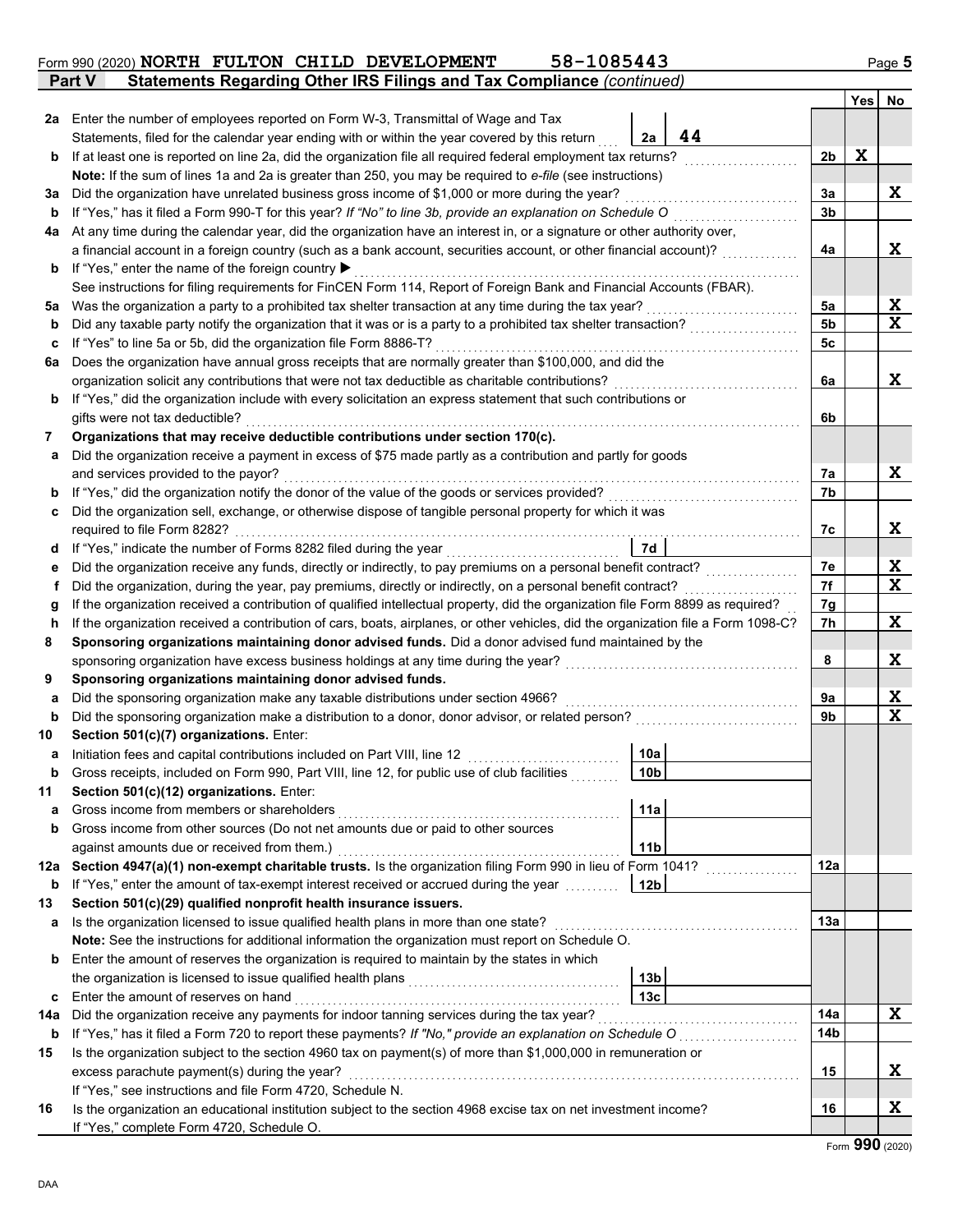Form 990 (2020) **NORTH FULTON CHILD DEVELOPMENT** **58-1085443** Page **5**

## Part V Statements Regarding Other IRS Filings and Tax Compliance *(continued)*

| | | | | Yes | No |
|---|---|---|---|---|---|
| **2a** | Enter the number of employees reported on Form W-3, Transmittal of Wage and Tax Statements, filed for the calendar year ending with or within the year covered by this return | 2a: 44 | | | |
| **b** | If at least one is reported on line 2a, did the organization file all required federal employment tax returns? | | 2b | X | |
| | **Note:** If the sum of lines 1a and 2a is greater than 250, you may be required to *e-file* (see instructions) | | | | |
| **3a** | Did the organization have unrelated business gross income of $1,000 or more during the year? | | 3a | | X |
| **b** | If "Yes," has it filed a Form 990-T for this year? *If "No" to line 3b, provide an explanation on Schedule O* | | 3b | | |
| **4a** | At any time during the calendar year, did the organization have an interest in, or a signature or other authority over, a financial account in a foreign country (such as a bank account, securities account, or other financial account)? | | 4a | | X |
| **b** | If "Yes," enter the name of the foreign country ▶ | | | | |
| | See instructions for filing requirements for FinCEN Form 114, Report of Foreign Bank and Financial Accounts (FBAR). | | | | |
| **5a** | Was the organization a party to a prohibited tax shelter transaction at any time during the tax year? | | 5a | | X |
| **b** | Did any taxable party notify the organization that it was or is a party to a prohibited tax shelter transaction? | | 5b | | X |
| **c** | If "Yes" to line 5a or 5b, did the organization file Form 8886-T? | | 5c | | |
| **6a** | Does the organization have annual gross receipts that are normally greater than $100,000, and did the organization solicit any contributions that were not tax deductible as charitable contributions? | | 6a | | X |
| **b** | If "Yes," did the organization include with every solicitation an express statement that such contributions or gifts were not tax deductible? | | 6b | | |
| **7** | **Organizations that may receive deductible contributions under section 170(c).** | | | | |
| **a** | Did the organization receive a payment in excess of $75 made partly as a contribution and partly for goods and services provided to the payor? | | 7a | | X |
| **b** | If "Yes," did the organization notify the donor of the value of the goods or services provided? | | 7b | | |
| **c** | Did the organization sell, exchange, or otherwise dispose of tangible personal property for which it was required to file Form 8282? | | 7c | | X |
| **d** | If "Yes," indicate the number of Forms 8282 filed during the year | 7d | | | |
| **e** | Did the organization receive any funds, directly or indirectly, to pay premiums on a personal benefit contract? | | 7e | | X |
| **f** | Did the organization, during the year, pay premiums, directly or indirectly, on a personal benefit contract? | | 7f | | X |
| **g** | If the organization received a contribution of qualified intellectual property, did the organization file Form 8899 as required? | | 7g | | |
| **h** | If the organization received a contribution of cars, boats, airplanes, or other vehicles, did the organization file a Form 1098-C? | | 7h | | X |
| **8** | **Sponsoring organizations maintaining donor advised funds.** Did a donor advised fund maintained by the sponsoring organization have excess business holdings at any time during the year? | | 8 | | X |
| **9** | **Sponsoring organizations maintaining donor advised funds.** | | | | |
| **a** | Did the sponsoring organization make any taxable distributions under section 4966? | | 9a | | X |
| **b** | Did the sponsoring organization make a distribution to a donor, donor advisor, or related person? | | 9b | | X |
| **10** | **Section 501(c)(7) organizations.** Enter: | | | | |
| **a** | Initiation fees and capital contributions included on Part VIII, line 12 | 10a | | | |
| **b** | Gross receipts, included on Form 990, Part VIII, line 12, for public use of club facilities | 10b | | | |
| **11** | **Section 501(c)(12) organizations.** Enter: | | | | |
| **a** | Gross income from members or shareholders | 11a | | | |
| **b** | Gross income from other sources (Do not net amounts due or paid to other sources against amounts due or received from them.) | 11b | | | |
| **12a** | **Section 4947(a)(1) non-exempt charitable trusts.** Is the organization filing Form 990 in lieu of Form 1041? | | 12a | | |
| **b** | If "Yes," enter the amount of tax-exempt interest received or accrued during the year | 12b | | | |
| **13** | **Section 501(c)(29) qualified nonprofit health insurance issuers.** | | | | |
| **a** | Is the organization licensed to issue qualified health plans in more than one state? | | 13a | | |
| | **Note:** See the instructions for additional information the organization must report on Schedule O. | | | | |
| **b** | Enter the amount of reserves the organization is required to maintain by the states in which the organization is licensed to issue qualified health plans | 13b | | | |
| **c** | Enter the amount of reserves on hand | 13c | | | |
| **14a** | Did the organization receive any payments for indoor tanning services during the tax year? | | 14a | | X |
| **b** | If "Yes," has it filed a Form 720 to report these payments? *If "No," provide an explanation on Schedule O* | | 14b | | |
| **15** | Is the organization subject to the section 4960 tax on payment(s) of more than $1,000,000 in remuneration or excess parachute payment(s) during the year? | | 15 | | X |
| | If "Yes," see instructions and file Form 4720, Schedule N. | | | | |
| **16** | Is the organization an educational institution subject to the section 4968 excise tax on net investment income? | | 16 | | X |
| | If "Yes," complete Form 4720, Schedule O. | | | | |

Form **990** (2020)

DAA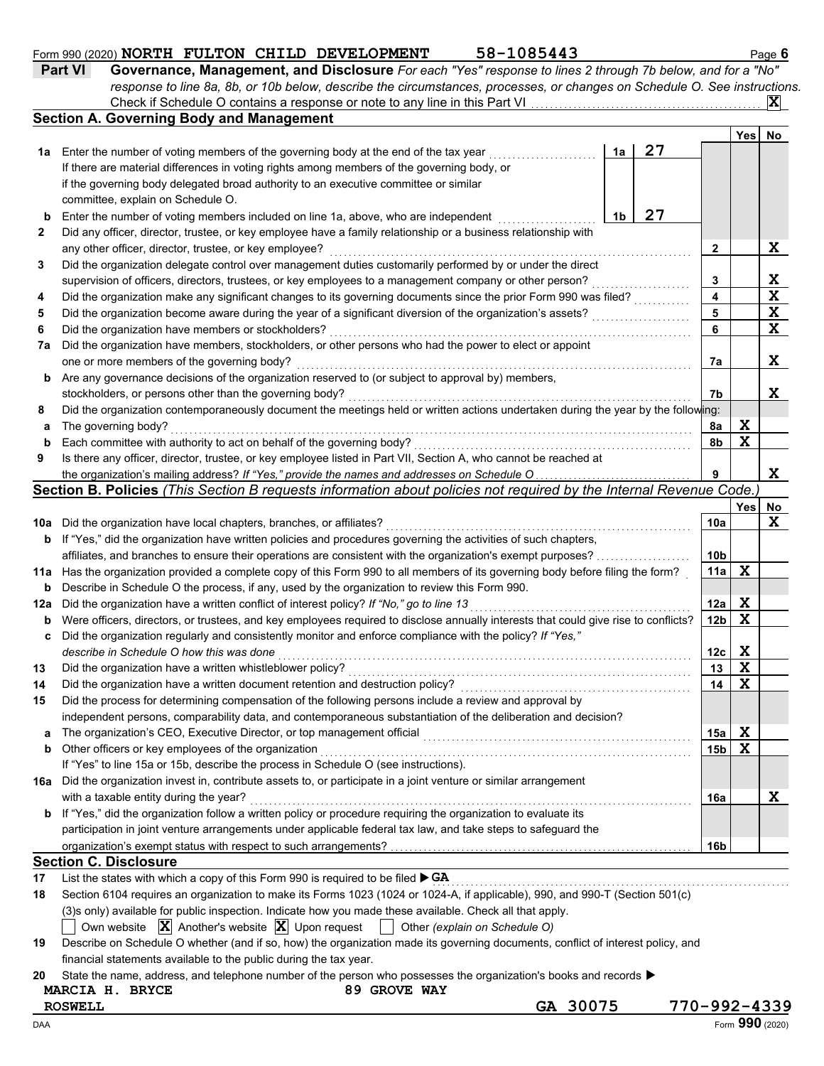Form 990 (2020) **NORTH FULTON CHILD DEVELOPMENT** **58-1085443** Page **6**

## Part VI Governance, Management, and Disclosure

*For each "Yes" response to lines 2 through 7b below, and for a "No" response to line 8a, 8b, or 10b below, describe the circumstances, processes, or changes on Schedule O. See instructions.*

Check if Schedule O contains a response or note to any line in this Part VI . . . . . . . . . . **X**

### Section A. Governing Body and Management

| | | | | Yes | No |
|---|---|---|---|---|---|
| **1a** | Enter the number of voting members of the governing body at the end of the tax year . . . . . . If there are material differences in voting rights among members of the governing body, or if the governing body delegated broad authority to an executive committee or similar committee, explain on Schedule O. | **1a** 27 | | | |
| **b** | Enter the number of voting members included on line 1a, above, who are independent . . . . . | **1b** 27 | | | |
| **2** | Did any officer, director, trustee, or key employee have a family relationship or a business relationship with any other officer, director, trustee, or key employee? | | **2** | | X |
| **3** | Did the organization delegate control over management duties customarily performed by or under the direct supervision of officers, directors, trustees, or key employees to a management company or other person? | | **3** | | X |
| **4** | Did the organization make any significant changes to its governing documents since the prior Form 990 was filed? | | **4** | | X |
| **5** | Did the organization become aware during the year of a significant diversion of the organization's assets? | | **5** | | X |
| **6** | Did the organization have members or stockholders? | | **6** | | X |
| **7a** | Did the organization have members, stockholders, or other persons who had the power to elect or appoint one or more members of the governing body? | | **7a** | | X |
| **b** | Are any governance decisions of the organization reserved to (or subject to approval by) members, stockholders, or persons other than the governing body? | | **7b** | | X |
| **8** | Did the organization contemporaneously document the meetings held or written actions undertaken during the year by the following: | | | | |
| **a** | The governing body? | | **8a** | X | |
| **b** | Each committee with authority to act on behalf of the governing body? | | **8b** | X | |
| **9** | Is there any officer, director, trustee, or key employee listed in Part VII, Section A, who cannot be reached at the organization's mailing address? *If "Yes," provide the names and addresses on Schedule O* | | **9** | | X |

### Section B. Policies *(This Section B requests information about policies not required by the Internal Revenue Code.)*

| | | | Yes | No |
|---|---|---|---|---|
| **10a** | Did the organization have local chapters, branches, or affiliates? | **10a** | | X |
| **b** | If "Yes," did the organization have written policies and procedures governing the activities of such chapters, affiliates, and branches to ensure their operations are consistent with the organization's exempt purposes? | **10b** | | |
| **11a** | Has the organization provided a complete copy of this Form 990 to all members of its governing body before filing the form? | **11a** | X | |
| **b** | Describe in Schedule O the process, if any, used by the organization to review this Form 990. | | | |
| **12a** | Did the organization have a written conflict of interest policy? *If "No," go to line 13* | **12a** | X | |
| **b** | Were officers, directors, or trustees, and key employees required to disclose annually interests that could give rise to conflicts? | **12b** | X | |
| **c** | Did the organization regularly and consistently monitor and enforce compliance with the policy? *If "Yes," describe in Schedule O how this was done* | **12c** | X | |
| **13** | Did the organization have a written whistleblower policy? | **13** | X | |
| **14** | Did the organization have a written document retention and destruction policy? | **14** | X | |
| **15** | Did the process for determining compensation of the following persons include a review and approval by independent persons, comparability data, and contemporaneous substantiation of the deliberation and decision? | | | |
| **a** | The organization's CEO, Executive Director, or top management official | **15a** | X | |
| **b** | Other officers or key employees of the organization | **15b** | X | |
| | If "Yes" to line 15a or 15b, describe the process in Schedule O (see instructions). | | | |
| **16a** | Did the organization invest in, contribute assets to, or participate in a joint venture or similar arrangement with a taxable entity during the year? | **16a** | | X |
| **b** | If "Yes," did the organization follow a written policy or procedure requiring the organization to evaluate its participation in joint venture arrangements under applicable federal tax law, and take steps to safeguard the organization's exempt status with respect to such arrangements? | **16b** | | |

### Section C. Disclosure

**17** List the states with which a copy of this Form 990 is required to be filed ▶ **GA**

**18** Section 6104 requires an organization to make its Forms 1023 (1024 or 1024-A, if applicable), 990, and 990-T (Section 501(c)(3)s only) available for public inspection. Indicate how you made these available. Check all that apply.

☐ Own website ☒ Another's website ☒ Upon request ☐ Other *(explain on Schedule O)*

**19** Describe on Schedule O whether (and if so, how) the organization made its governing documents, conflict of interest policy, and financial statements available to the public during the tax year.

**20** State the name, address, and telephone number of the person who possesses the organization's books and records ▶

**MARCIA H. BRYCE** **89 GROVE WAY**
**ROSWELL** **GA 30075** **770-992-4339**

DAA Form **990** (2020)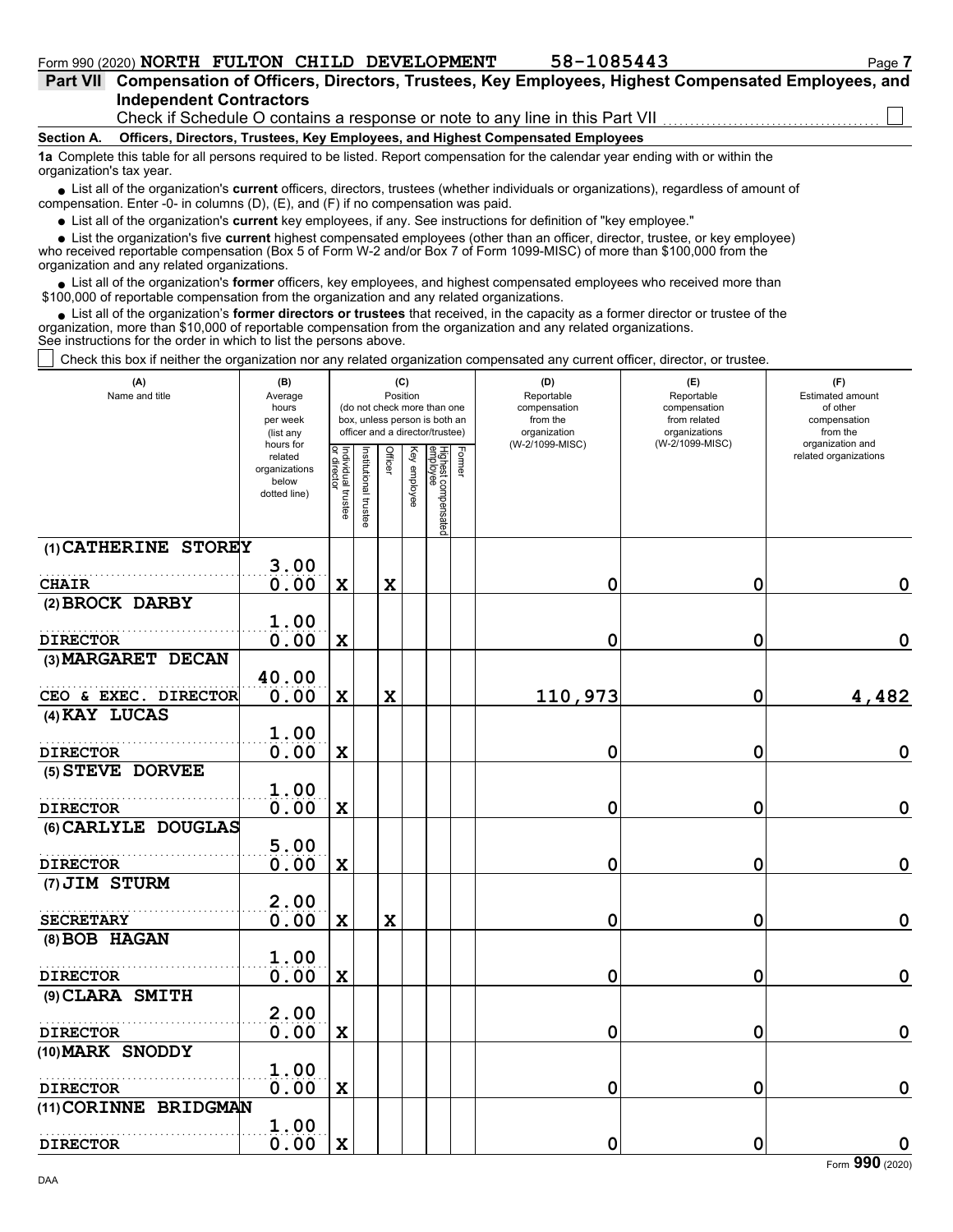Form 990 (2020) NORTH FULTON CHILD DEVELOPMENT 58-1085443

## Part VII Compensation of Officers, Directors, Trustees, Key Employees, Highest Compensated Employees, and Independent Contractors

Check if Schedule O contains a response or note to any line in this Part VII ☐

**Section A. Officers, Directors, Trustees, Key Employees, and Highest Compensated Employees**

**1a** Complete this table for all persons required to be listed. Report compensation for the calendar year ending with or within the organization's tax year.

- List all of the organization's **current** officers, directors, trustees (whether individuals or organizations), regardless of amount of compensation. Enter -0- in columns (D), (E), and (F) if no compensation was paid.
- List all of the organization's **current** key employees, if any. See instructions for definition of "key employee."
- List the organization's five **current** highest compensated employees (other than an officer, director, trustee, or key employee) who received reportable compensation (Box 5 of Form W-2 and/or Box 7 of Form 1099-MISC) of more than $100,000 from the organization and any related organizations.
- List all of the organization's **former** officers, key employees, and highest compensated employees who received more than $100,000 of reportable compensation from the organization and any related organizations.
- List all of the organization's **former directors or trustees** that received, in the capacity as a former director or trustee of the organization, more than $10,000 of reportable compensation from the organization and any related organizations.

See instructions for the order in which to list the persons above.

☐ Check this box if neither the organization nor any related organization compensated any current officer, director, or trustee.

| (A) Name and title | (B) Average hours per week (list any hours for related organizations below dotted line) | (C) Position: Individual trustee or director | Institutional trustee | Officer | Key employee | Highest compensated employee | Former | (D) Reportable compensation from the organization (W-2/1099-MISC) | (E) Reportable compensation from related organizations (W-2/1099-MISC) | (F) Estimated amount of other compensation from the organization and related organizations |
|---|---|---|---|---|---|---|---|---|---|---|
| (1) CATHERINE STOREY<br>CHAIR | 3.00<br>0.00 | X | | X | | | | 0 | 0 | 0 |
| (2) BROCK DARBY<br>DIRECTOR | 1.00<br>0.00 | X | | | | | | 0 | 0 | 0 |
| (3) MARGARET DECAN<br>CEO & EXEC. DIRECTOR | 40.00<br>0.00 | X | | X | | | | 110,973 | 0 | 4,482 |
| (4) KAY LUCAS<br>DIRECTOR | 1.00<br>0.00 | X | | | | | | 0 | 0 | 0 |
| (5) STEVE DORVEE<br>DIRECTOR | 1.00<br>0.00 | X | | | | | | 0 | 0 | 0 |
| (6) CARLYLE DOUGLAS<br>DIRECTOR | 5.00<br>0.00 | X | | | | | | 0 | 0 | 0 |
| (7) JIM STURM<br>SECRETARY | 2.00<br>0.00 | X | | X | | | | 0 | 0 | 0 |
| (8) BOB HAGAN<br>DIRECTOR | 1.00<br>0.00 | X | | | | | | 0 | 0 | 0 |
| (9) CLARA SMITH<br>DIRECTOR | 2.00<br>0.00 | X | | | | | | 0 | 0 | 0 |
| (10) MARK SNODDY<br>DIRECTOR | 1.00<br>0.00 | X | | | | | | 0 | 0 | 0 |
| (11) CORINNE BRIDGMAN<br>DIRECTOR | 1.00<br>0.00 | X | | | | | | 0 | 0 | 0 |

Form 990 (2020)

DAA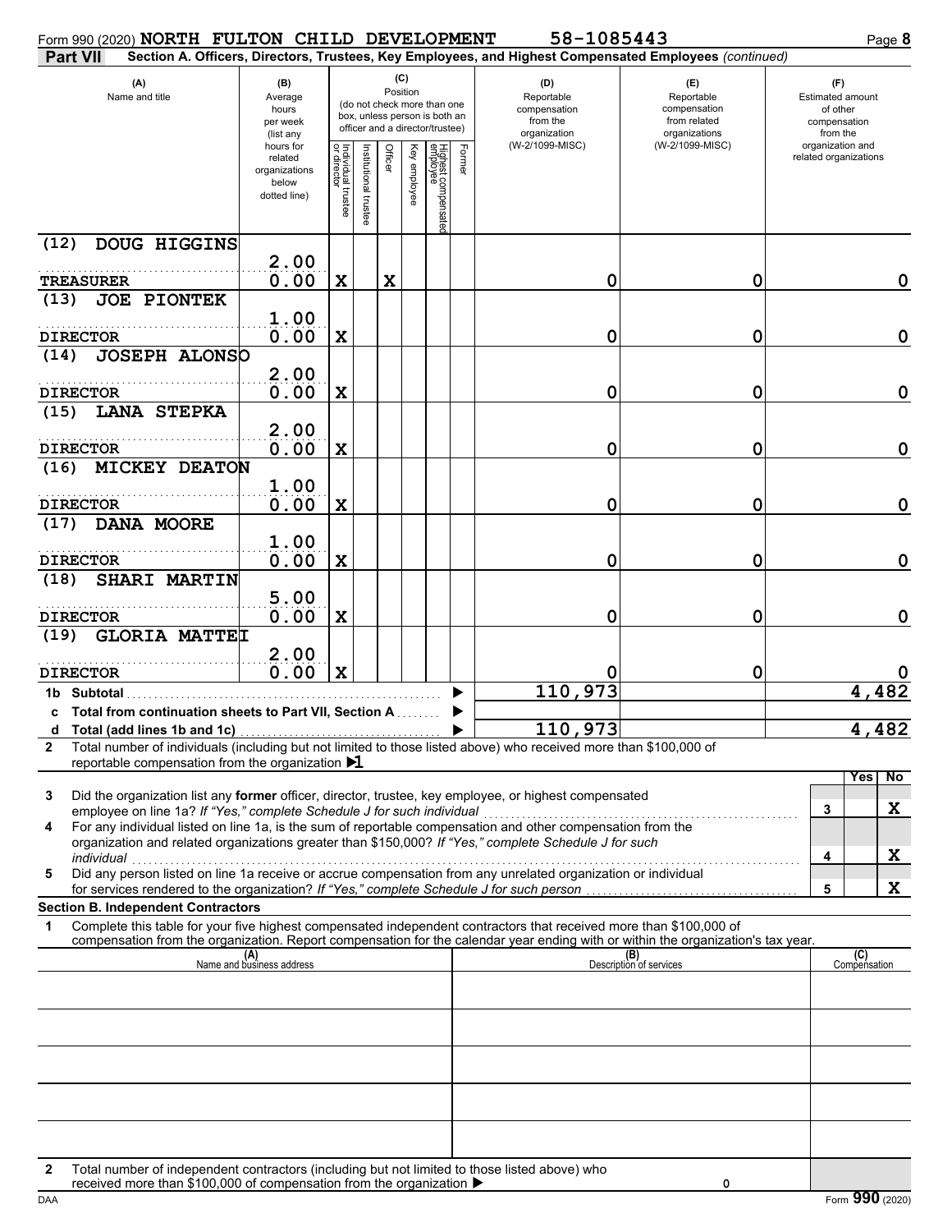Form 990 (2020) **NORTH FULTON CHILD DEVELOPMENT** **58-1085443** Page **8**

**Part VII** **Section A. Officers, Directors, Trustees, Key Employees, and Highest Compensated Employees** *(continued)*

| (A) Name and title | (B) Average hours per week (list any hours for related organizations below dotted line) | (C) Position (do not check more than one box, unless person is both an officer and a director/trustee) Individual trustee or director | Institutional trustee | Officer | Key employee | Highest compensated employee | Former | (D) Reportable compensation from the organization (W-2/1099-MISC) | (E) Reportable compensation from related organizations (W-2/1099-MISC) | (F) Estimated amount of other compensation from the organization and related organizations |
|---|---|---|---|---|---|---|---|---|---|---|
| (12) DOUG HIGGINS<br>TREASURER | 2.00<br>0.00 | X | | X | | | | 0 | 0 | 0 |
| (13) JOE PIONTEK<br>DIRECTOR | 1.00<br>0.00 | X | | | | | | 0 | 0 | 0 |
| (14) JOSEPH ALONSO<br>DIRECTOR | 2.00<br>0.00 | X | | | | | | 0 | 0 | 0 |
| (15) LANA STEPKA<br>DIRECTOR | 2.00<br>0.00 | X | | | | | | 0 | 0 | 0 |
| (16) MICKEY DEATON<br>DIRECTOR | 1.00<br>0.00 | X | | | | | | 0 | 0 | 0 |
| (17) DANA MOORE<br>DIRECTOR | 1.00<br>0.00 | X | | | | | | 0 | 0 | 0 |
| (18) SHARI MARTIN<br>DIRECTOR | 5.00<br>0.00 | X | | | | | | 0 | 0 | 0 |
| (19) GLORIA MATTEI<br>DIRECTOR | 2.00<br>0.00 | X | | | | | | 0 | 0 | 0 |
| **1b Subtotal** | | | | | | | | 110,973 | | 4,482 |
| **c Total from continuation sheets to Part VII, Section A** | | | | | | | | | | |
| **d Total (add lines 1b and 1c)** | | | | | | | | 110,973 | | 4,482 |

**2** Total number of individuals (including but not limited to those listed above) who received more than $100,000 of reportable compensation from the organization ▶1

| | | | Yes | No |
|---|---|---|---|---|
| **3** | Did the organization list any **former** officer, director, trustee, key employee, or highest compensated employee on line 1a? *If "Yes," complete Schedule J for such individual* | 3 | | X |
| **4** | For any individual listed on line 1a, is the sum of reportable compensation and other compensation from the organization and related organizations greater than $150,000? *If "Yes," complete Schedule J for such individual* | 4 | | X |
| **5** | Did any person listed on line 1a receive or accrue compensation from any unrelated organization or individual for services rendered to the organization? *If "Yes," complete Schedule J for such person* | 5 | | X |

**Section B. Independent Contractors**

**1** Complete this table for your five highest compensated independent contractors that received more than $100,000 of compensation from the organization. Report compensation for the calendar year ending with or within the organization's tax year.

| (A) Name and business address | (B) Description of services | (C) Compensation |
|---|---|---|
| | | |
| | | |
| | | |
| | | |
| | | |

**2** Total number of independent contractors (including but not limited to those listed above) who received more than $100,000 of compensation from the organization ▶ 0

DAA Form **990** (2020)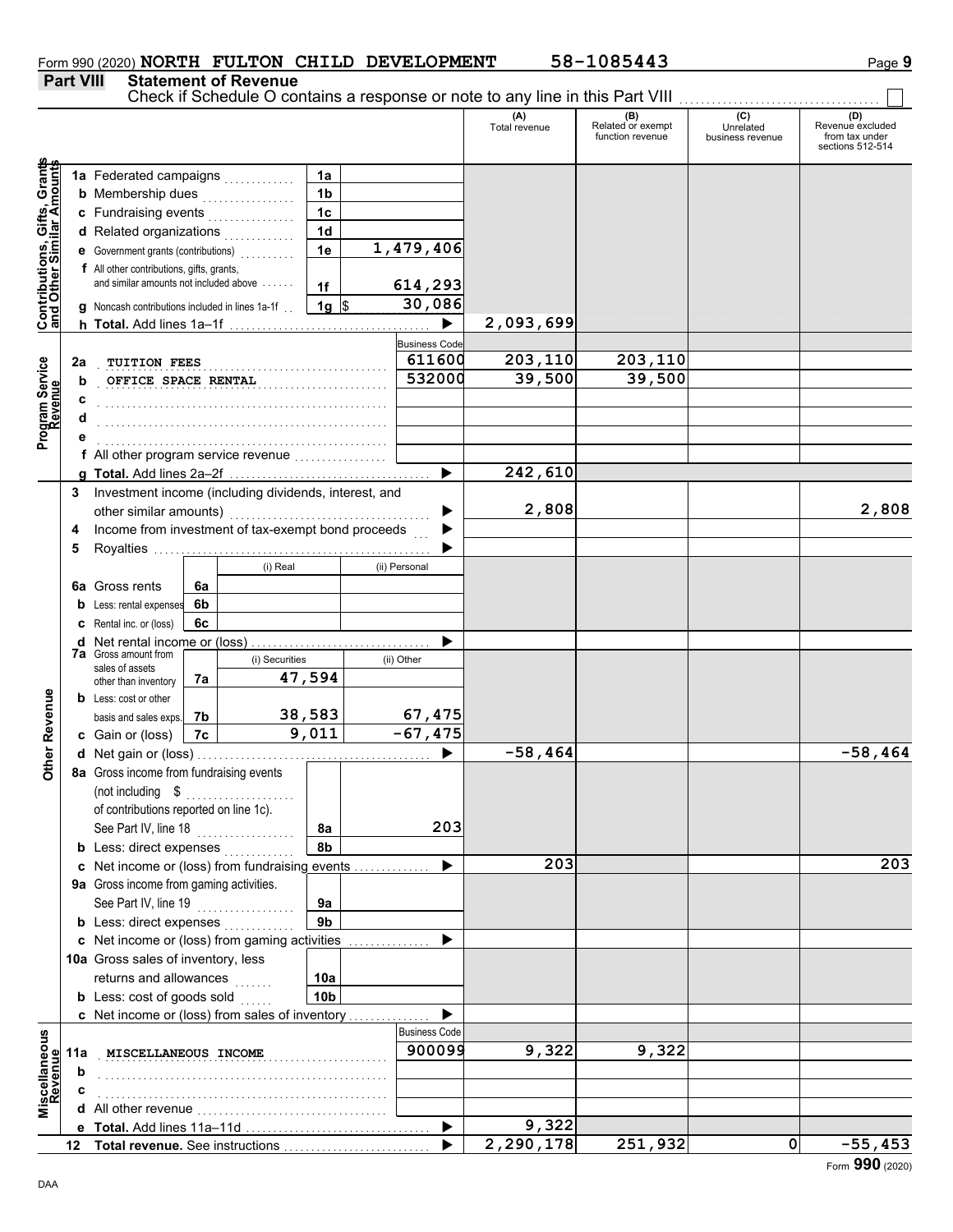Form 990 (2020) **NORTH FULTON CHILD DEVELOPMENT** **58-1085443**

## Part VIII Statement of Revenue

Check if Schedule O contains a response or note to any line in this Part VIII ☐

| | | | | (A) Total revenue | (B) Related or exempt function revenue | (C) Unrelated business revenue | (D) Revenue excluded from tax under sections 512-514 |
|---|---|---|---|---|---|---|---|
| **Contributions, Gifts, Grants and Other Similar Amounts** | 1a Federated campaigns | 1a | | | | | |
| | b Membership dues | 1b | | | | | |
| | c Fundraising events | 1c | | | | | |
| | d Related organizations | 1d | | | | | |
| | e Government grants (contributions) | 1e | 1,479,406 | | | | |
| | f All other contributions, gifts, grants, and similar amounts not included above | 1f | 614,293 | | | | |
| | g Noncash contributions included in lines 1a-1f | 1g | $ 30,086 | | | | |
| | h **Total.** Add lines 1a–1f | | ▶ | 2,093,699 | | | |
| | | | Business Code | | | | |
| **Program Service Revenue** | 2a TUITION FEES | | 611600 | 203,110 | 203,110 | | |
| | b OFFICE SPACE RENTAL | | 532000 | 39,500 | 39,500 | | |
| | c | | | | | | |
| | d | | | | | | |
| | e | | | | | | |
| | f All other program service revenue | | | | | | |
| | g **Total.** Add lines 2a–2f | | ▶ | 242,610 | | | |
| **Other Revenue** | 3 Investment income (including dividends, interest, and other similar amounts) | | ▶ | 2,808 | | | 2,808 |
| | 4 Income from investment of tax-exempt bond proceeds | | ▶ | | | | |
| | 5 Royalties | | ▶ | | | | |
| | | (i) Real | (ii) Personal | | | | |
| | 6a Gross rents | 6a | | | | | |
| | b Less: rental expenses | 6b | | | | | |
| | c Rental inc. or (loss) | 6c | | | | | |
| | d Net rental income or (loss) | | ▶ | | | | |
| | | (i) Securities | (ii) Other | | | | |
| | 7a Gross amount from sales of assets other than inventory | 7a 47,594 | | | | | |
| | b Less: cost or other basis and sales exps. | 7b 38,583 | 67,475 | | | | |
| | c Gain or (loss) | 7c 9,011 | -67,475 | | | | |
| | d Net gain or (loss) | | ▶ | -58,464 | | | -58,464 |
| | 8a Gross income from fundraising events (not including $ of contributions reported on line 1c). See Part IV, line 18 | 8a | 203 | | | | |
| | b Less: direct expenses | 8b | | | | | |
| | c Net income or (loss) from fundraising events | | ▶ | 203 | | | 203 |
| | 9a Gross income from gaming activities. See Part IV, line 19 | 9a | | | | | |
| | b Less: direct expenses | 9b | | | | | |
| | c Net income or (loss) from gaming activities | | ▶ | | | | |
| | 10a Gross sales of inventory, less returns and allowances | 10a | | | | | |
| | b Less: cost of goods sold | 10b | | | | | |
| | c Net income or (loss) from sales of inventory | | ▶ | | | | |
| | | | Business Code | | | | |
| **Miscellaneous Revenue** | 11a MISCELLANEOUS INCOME | | 900099 | 9,322 | 9,322 | | |
| | b | | | | | | |
| | c | | | | | | |
| | d All other revenue | | | | | | |
| | e **Total.** Add lines 11a–11d | | ▶ | 9,322 | | | |
| | 12 **Total revenue.** See instructions | | ▶ | 2,290,178 | 251,932 | 0 | -55,453 |

Form **990** (2020)

DAA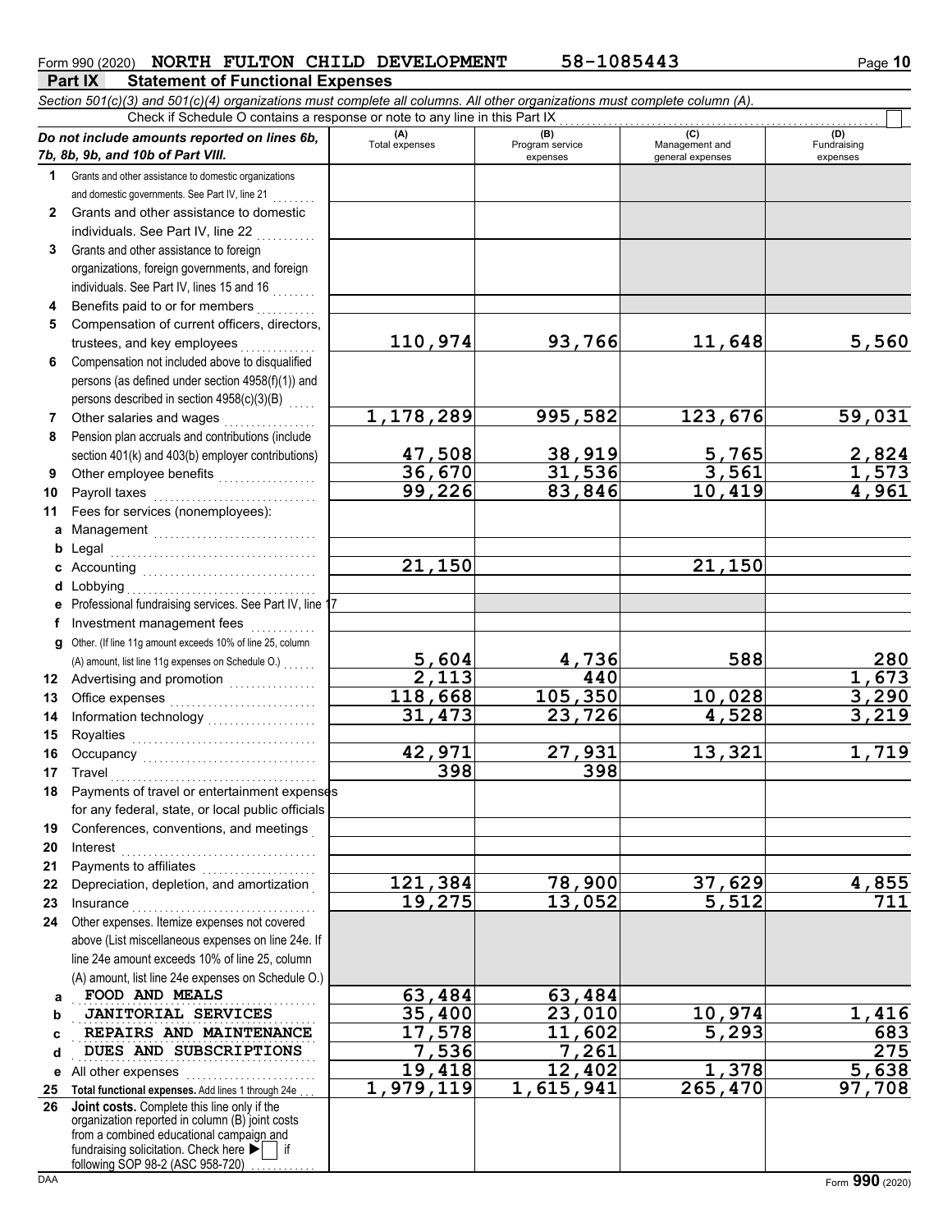Form 990 (2020) **NORTH FULTON CHILD DEVELOPMENT** **58-1085443** Page **10**

## Part IX Statement of Functional Expenses

*Section 501(c)(3) and 501(c)(4) organizations must complete all columns. All other organizations must complete column (A).*

Check if Schedule O contains a response or note to any line in this Part IX ☐

| *Do not include amounts reported on lines 6b, 7b, 8b, 9b, and 10b of Part VIII.* | (A) Total expenses | (B) Program service expenses | (C) Management and general expenses | (D) Fundraising expenses |
|---|---|---|---|---|
| **1** Grants and other assistance to domestic organizations and domestic governments. See Part IV, line 21 | | | | |
| **2** Grants and other assistance to domestic individuals. See Part IV, line 22 | | | | |
| **3** Grants and other assistance to foreign organizations, foreign governments, and foreign individuals. See Part IV, lines 15 and 16 | | | | |
| **4** Benefits paid to or for members | | | | |
| **5** Compensation of current officers, directors, trustees, and key employees | 110,974 | 93,766 | 11,648 | 5,560 |
| **6** Compensation not included above to disqualified persons (as defined under section 4958(f)(1)) and persons described in section 4958(c)(3)(B) | | | | |
| **7** Other salaries and wages | 1,178,289 | 995,582 | 123,676 | 59,031 |
| **8** Pension plan accruals and contributions (include section 401(k) and 403(b) employer contributions) | 47,508 | 38,919 | 5,765 | 2,824 |
| **9** Other employee benefits | 36,670 | 31,536 | 3,561 | 1,573 |
| **10** Payroll taxes | 99,226 | 83,846 | 10,419 | 4,961 |
| **11** Fees for services (nonemployees): | | | | |
| **a** Management | | | | |
| **b** Legal | | | | |
| **c** Accounting | 21,150 | | 21,150 | |
| **d** Lobbying | | | | |
| **e** Professional fundraising services. See Part IV, line 17 | | | | |
| **f** Investment management fees | | | | |
| **g** Other. (If line 11g amount exceeds 10% of line 25, column (A) amount, list line 11g expenses on Schedule O.) | 5,604 | 4,736 | 588 | 280 |
| **12** Advertising and promotion | 2,113 | 440 | | 1,673 |
| **13** Office expenses | 118,668 | 105,350 | 10,028 | 3,290 |
| **14** Information technology | 31,473 | 23,726 | 4,528 | 3,219 |
| **15** Royalties | | | | |
| **16** Occupancy | 42,971 | 27,931 | 13,321 | 1,719 |
| **17** Travel | 398 | 398 | | |
| **18** Payments of travel or entertainment expenses for any federal, state, or local public officials | | | | |
| **19** Conferences, conventions, and meetings | | | | |
| **20** Interest | | | | |
| **21** Payments to affiliates | | | | |
| **22** Depreciation, depletion, and amortization | 121,384 | 78,900 | 37,629 | 4,855 |
| **23** Insurance | 19,275 | 13,052 | 5,512 | 711 |
| **24** Other expenses. Itemize expenses not covered above (List miscellaneous expenses on line 24e. If line 24e amount exceeds 10% of line 25, column (A) amount, list line 24e expenses on Schedule O.) | | | | |
| **a** FOOD AND MEALS | 63,484 | 63,484 | | |
| **b** JANITORIAL SERVICES | 35,400 | 23,010 | 10,974 | 1,416 |
| **c** REPAIRS AND MAINTENANCE | 17,578 | 11,602 | 5,293 | 683 |
| **d** DUES AND SUBSCRIPTIONS | 7,536 | 7,261 | | 275 |
| **e** All other expenses | 19,418 | 12,402 | 1,378 | 5,638 |
| **25** **Total functional expenses.** Add lines 1 through 24e | 1,979,119 | 1,615,941 | 265,470 | 97,708 |
| **26** **Joint costs.** Complete this line only if the organization reported in column (B) joint costs from a combined educational campaign and fundraising solicitation. Check here ▶ ☐ if following SOP 98-2 (ASC 958-720) | | | | |

DAA Form **990** (2020)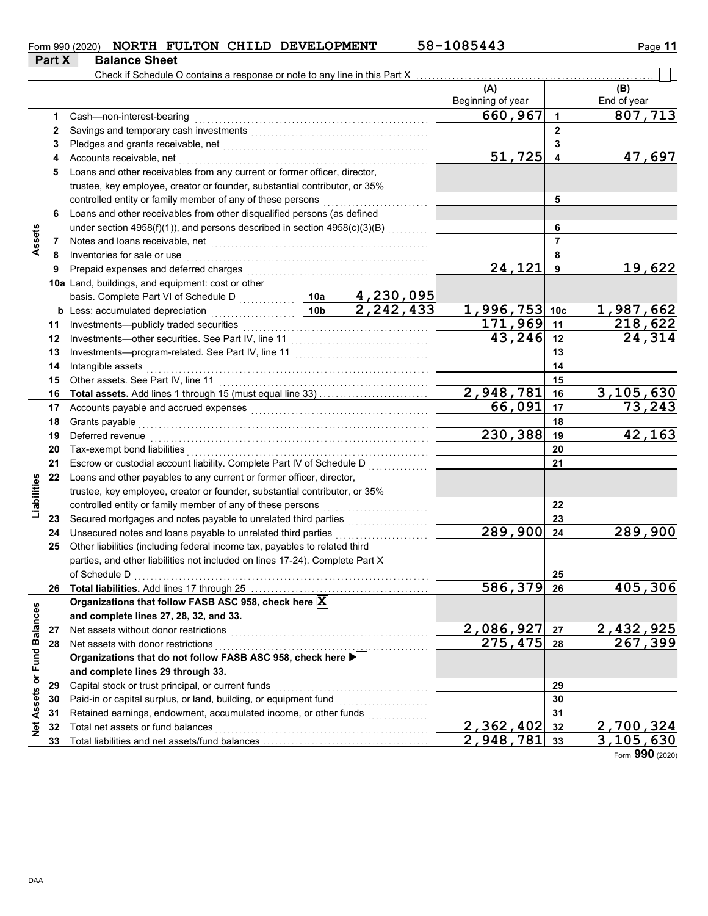Form 990 (2020) **NORTH FULTON CHILD DEVELOPMENT** **58-1085443**

**Part X Balance Sheet**

Check if Schedule O contains a response or note to any line in this Part X ☐

| | | | | (A) Beginning of year | | (B) End of year |
|---|---|---|---|---|---|---|
| **Assets** | 1 | Cash—non-interest-bearing | | 660,967 | 1 | 807,713 |
| | 2 | Savings and temporary cash investments | | | 2 | |
| | 3 | Pledges and grants receivable, net | | | 3 | |
| | 4 | Accounts receivable, net | | 51,725 | 4 | 47,697 |
| | 5 | Loans and other receivables from any current or former officer, director, trustee, key employee, creator or founder, substantial contributor, or 35% controlled entity or family member of any of these persons | | | 5 | |
| | 6 | Loans and other receivables from other disqualified persons (as defined under section 4958(f)(1)), and persons described in section 4958(c)(3)(B) | | | 6 | |
| | 7 | Notes and loans receivable, net | | | 7 | |
| | 8 | Inventories for sale or use | | | 8 | |
| | 9 | Prepaid expenses and deferred charges | | 24,121 | 9 | 19,622 |
| | 10a | Land, buildings, and equipment: cost or other basis. Complete Part VI of Schedule D | 10a 4,230,095 | | | |
| | b | Less: accumulated depreciation | 10b 2,242,433 | 1,996,753 | 10c | 1,987,662 |
| | 11 | Investments—publicly traded securities | | 171,969 | 11 | 218,622 |
| | 12 | Investments—other securities. See Part IV, line 11 | | 43,246 | 12 | 24,314 |
| | 13 | Investments—program-related. See Part IV, line 11 | | | 13 | |
| | 14 | Intangible assets | | | 14 | |
| | 15 | Other assets. See Part IV, line 11 | | | 15 | |
| | 16 | **Total assets.** Add lines 1 through 15 (must equal line 33) | | 2,948,781 | 16 | 3,105,630 |
| **Liabilities** | 17 | Accounts payable and accrued expenses | | 66,091 | 17 | 73,243 |
| | 18 | Grants payable | | | 18 | |
| | 19 | Deferred revenue | | 230,388 | 19 | 42,163 |
| | 20 | Tax-exempt bond liabilities | | | 20 | |
| | 21 | Escrow or custodial account liability. Complete Part IV of Schedule D | | | 21 | |
| | 22 | Loans and other payables to any current or former officer, director, trustee, key employee, creator or founder, substantial contributor, or 35% controlled entity or family member of any of these persons | | | 22 | |
| | 23 | Secured mortgages and notes payable to unrelated third parties | | | 23 | |
| | 24 | Unsecured notes and loans payable to unrelated third parties | | 289,900 | 24 | 289,900 |
| | 25 | Other liabilities (including federal income tax, payables to related third parties, and other liabilities not included on lines 17-24). Complete Part X of Schedule D | | | 25 | |
| | 26 | **Total liabilities.** Add lines 17 through 25 | | 586,379 | 26 | 405,306 |
| **Net Assets or Fund Balances** | | **Organizations that follow FASB ASC 958, check here** ☒ **and complete lines 27, 28, 32, and 33.** | | | | |
| | 27 | Net assets without donor restrictions | | 2,086,927 | 27 | 2,432,925 |
| | 28 | Net assets with donor restrictions | | 275,475 | 28 | 267,399 |
| | | **Organizations that do not follow FASB ASC 958, check here** ☐ **and complete lines 29 through 33.** | | | | |
| | 29 | Capital stock or trust principal, or current funds | | | 29 | |
| | 30 | Paid-in or capital surplus, or land, building, or equipment fund | | | 30 | |
| | 31 | Retained earnings, endowment, accumulated income, or other funds | | | 31 | |
| | 32 | Total net assets or fund balances | | 2,362,402 | 32 | 2,700,324 |
| | 33 | Total liabilities and net assets/fund balances | | 2,948,781 | 33 | 3,105,630 |

Form **990** (2020)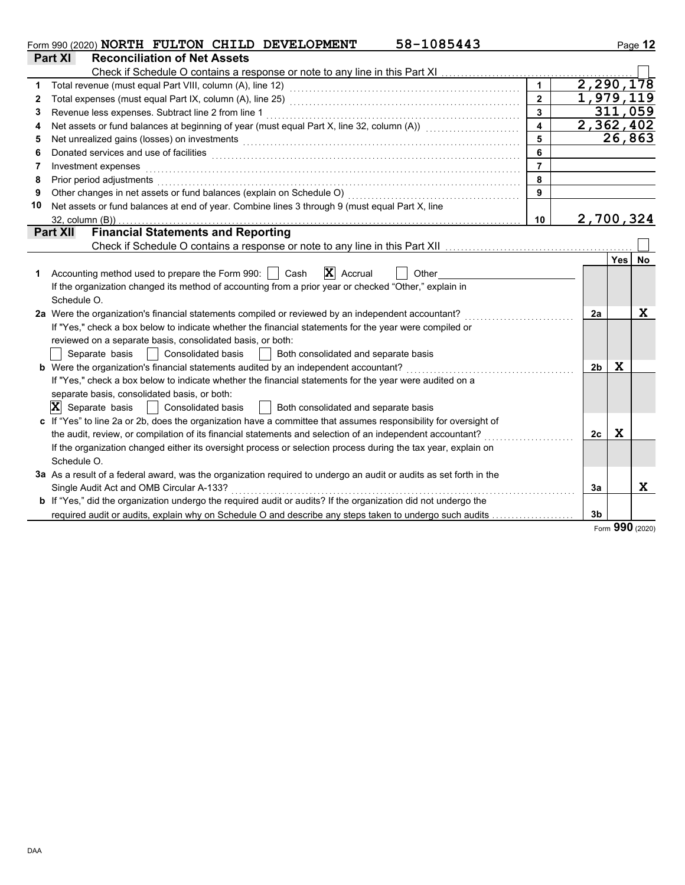Form 990 (2020) **NORTH FULTON CHILD DEVELOPMENT** 58-1085443

## Part XI Reconciliation of Net Assets

Check if Schedule O contains a response or note to any line in this Part XI ☐

| | | | |
|---|---|---|---|
| 1 | Total revenue (must equal Part VIII, column (A), line 12) | 1 | 2,290,178 |
| 2 | Total expenses (must equal Part IX, column (A), line 25) | 2 | 1,979,119 |
| 3 | Revenue less expenses. Subtract line 2 from line 1 | 3 | 311,059 |
| 4 | Net assets or fund balances at beginning of year (must equal Part X, line 32, column (A)) | 4 | 2,362,402 |
| 5 | Net unrealized gains (losses) on investments | 5 | 26,863 |
| 6 | Donated services and use of facilities | 6 | |
| 7 | Investment expenses | 7 | |
| 8 | Prior period adjustments | 8 | |
| 9 | Other changes in net assets or fund balances (explain on Schedule O) | 9 | |
| 10 | Net assets or fund balances at end of year. Combine lines 3 through 9 (must equal Part X, line 32, column (B)) | 10 | 2,700,324 |

## Part XII Financial Statements and Reporting

Check if Schedule O contains a response or note to any line in this Part XII ☐

| | | | Yes | No |
|---|---|---|---|---|
| 1 | Accounting method used to prepare the Form 990: ☐ Cash ☒ Accrual ☐ Other<br>If the organization changed its method of accounting from a prior year or checked "Other," explain in Schedule O. | | | |
| 2a | Were the organization's financial statements compiled or reviewed by an independent accountant?<br>If "Yes," check a box below to indicate whether the financial statements for the year were compiled or reviewed on a separate basis, consolidated basis, or both:<br>☐ Separate basis ☐ Consolidated basis ☐ Both consolidated and separate basis | 2a | | X |
| b | Were the organization's financial statements audited by an independent accountant?<br>If "Yes," check a box below to indicate whether the financial statements for the year were audited on a separate basis, consolidated basis, or both:<br>☒ Separate basis ☐ Consolidated basis ☐ Both consolidated and separate basis | 2b | X | |
| c | If "Yes" to line 2a or 2b, does the organization have a committee that assumes responsibility for oversight of the audit, review, or compilation of its financial statements and selection of an independent accountant?<br>If the organization changed either its oversight process or selection process during the tax year, explain on Schedule O. | 2c | X | |
| 3a | As a result of a federal award, was the organization required to undergo an audit or audits as set forth in the Single Audit Act and OMB Circular A-133? | 3a | | X |
| b | If "Yes," did the organization undergo the required audit or audits? If the organization did not undergo the required audit or audits, explain why on Schedule O and describe any steps taken to undergo such audits | 3b | | |

Form **990** (2020)

DAA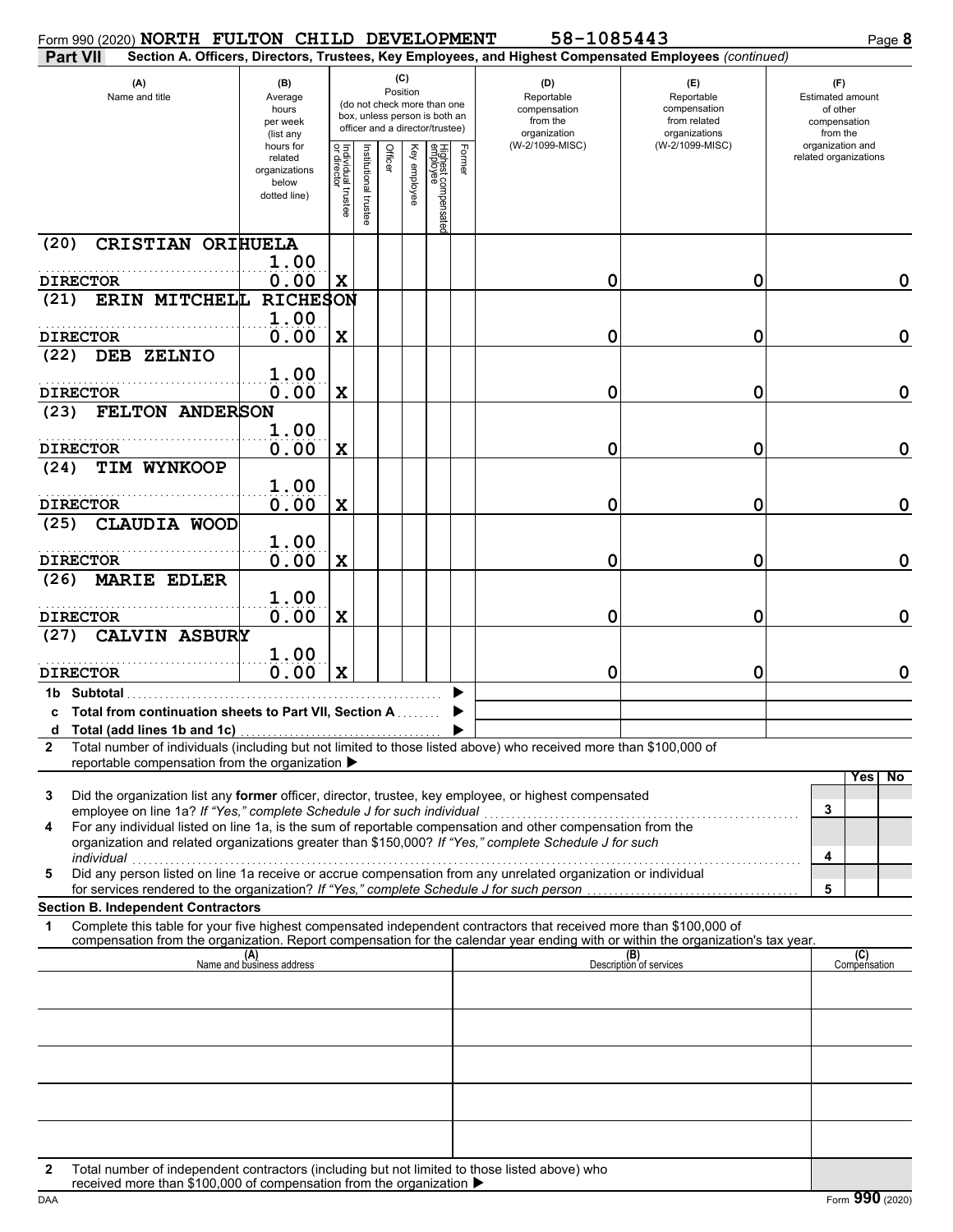Form 990 (2020) **NORTH FULTON CHILD DEVELOPMENT** **58-1085443** Page **8**

**Part VII** **Section A. Officers, Directors, Trustees, Key Employees, and Highest Compensated Employees** *(continued)*

| (A) Name and title | (B) Average hours per week (list any hours for related organizations below dotted line) | (C) Position (do not check more than one box, unless person is both an officer and a director/trustee) Individual trustee or director | Institutional trustee | Officer | Key employee | Highest compensated employee | Former | (D) Reportable compensation from the organization (W-2/1099-MISC) | (E) Reportable compensation from related organizations (W-2/1099-MISC) | (F) Estimated amount of other compensation from the organization and related organizations |
|---|---|---|---|---|---|---|---|---|---|---|
| (20) CRISTIAN ORIHUELA<br>DIRECTOR | 1.00<br>0.00 | X | | | | | | 0 | 0 | 0 |
| (21) ERIN MITCHELL RICHESON<br>DIRECTOR | 1.00<br>0.00 | X | | | | | | 0 | 0 | 0 |
| (22) DEB ZELNIO<br>DIRECTOR | 1.00<br>0.00 | X | | | | | | 0 | 0 | 0 |
| (23) FELTON ANDERSON<br>DIRECTOR | 1.00<br>0.00 | X | | | | | | 0 | 0 | 0 |
| (24) TIM WYNKOOP<br>DIRECTOR | 1.00<br>0.00 | X | | | | | | 0 | 0 | 0 |
| (25) CLAUDIA WOOD<br>DIRECTOR | 1.00<br>0.00 | X | | | | | | 0 | 0 | 0 |
| (26) MARIE EDLER<br>DIRECTOR | 1.00<br>0.00 | X | | | | | | 0 | 0 | 0 |
| (27) CALVIN ASBURY<br>DIRECTOR | 1.00<br>0.00 | X | | | | | | 0 | 0 | 0 |
| **1b Subtotal** ▶ | | | | | | | | | | |
| **c Total from continuation sheets to Part VII, Section A** ▶ | | | | | | | | | | |
| **d Total (add lines 1b and 1c)** ▶ | | | | | | | | | | |

**2** Total number of individuals (including but not limited to those listed above) who received more than $100,000 of reportable compensation from the organization ▶

| | | Yes | No |
|---|---|---|---|
| **3** Did the organization list any **former** officer, director, trustee, key employee, or highest compensated employee on line 1a? *If "Yes," complete Schedule J for such individual* | 3 | | |
| **4** For any individual listed on line 1a, is the sum of reportable compensation and other compensation from the organization and related organizations greater than $150,000? *If "Yes," complete Schedule J for such individual* | 4 | | |
| **5** Did any person listed on line 1a receive or accrue compensation from any unrelated organization or individual for services rendered to the organization? *If "Yes," complete Schedule J for such person* | 5 | | |

**Section B. Independent Contractors**

**1** Complete this table for your five highest compensated independent contractors that received more than $100,000 of compensation from the organization. Report compensation for the calendar year ending with or within the organization's tax year.

| (A) Name and business address | (B) Description of services | (C) Compensation |
|---|---|---|
| | | |
| | | |
| | | |
| | | |
| | | |

**2** Total number of independent contractors (including but not limited to those listed above) who received more than $100,000 of compensation from the organization ▶

DAA Form **990** (2020)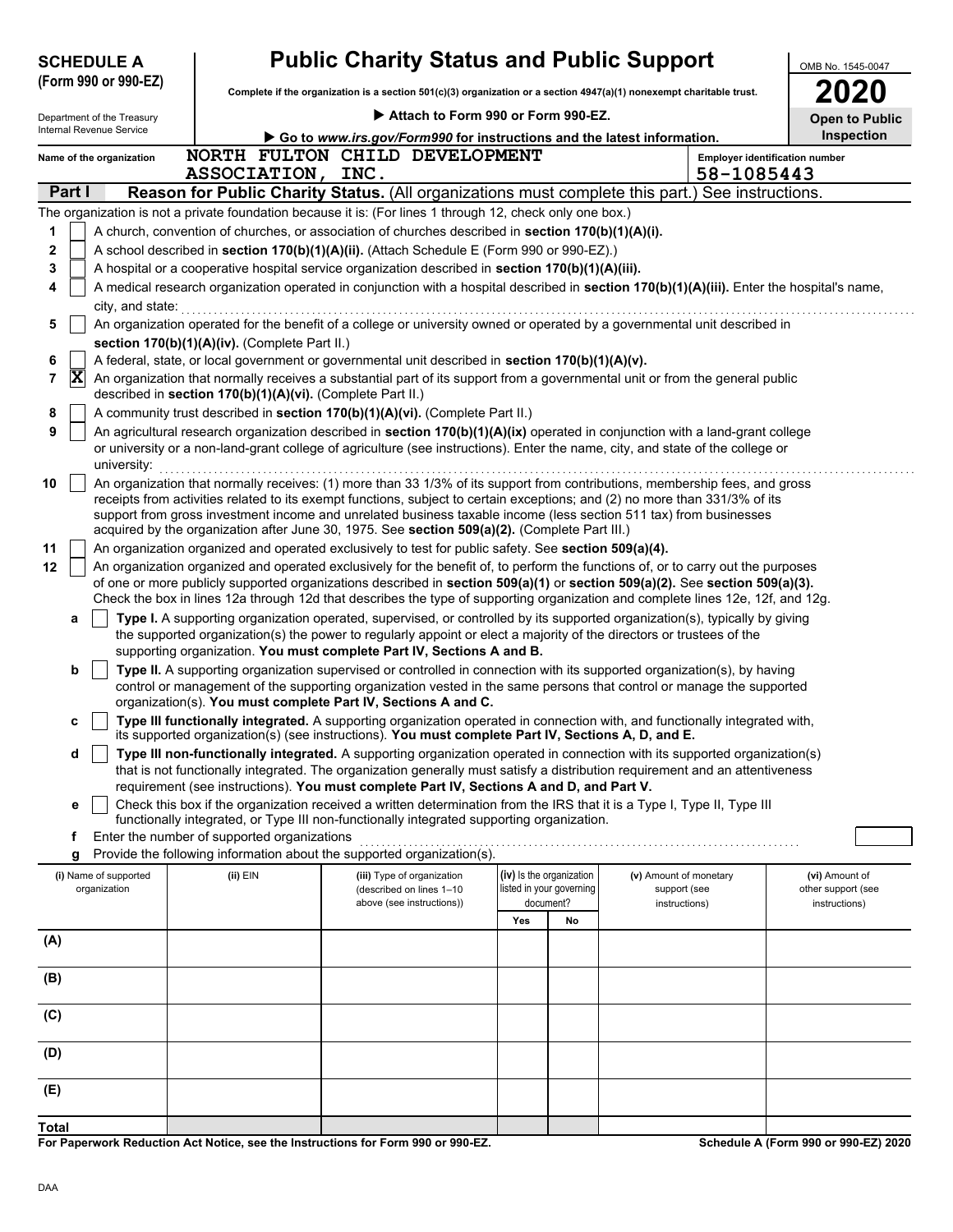**SCHEDULE A (Form 990 or 990-EZ)**

Department of the Treasury
Internal Revenue Service

# Public Charity Status and Public Support

**Complete if the organization is a section 501(c)(3) organization or a section 4947(a)(1) nonexempt charitable trust.**

▶ **Attach to Form 990 or Form 990-EZ.**

▶ **Go to *www.irs.gov/Form990* for instructions and the latest information.**

OMB No. 1545-0047

**2020**

**Open to Public Inspection**

Name of the organization: NORTH FULTON CHILD DEVELOPMENT ASSOCIATION, INC.

Employer identification number: 58-1085443

## Part I — Reason for Public Charity Status. (All organizations must complete this part.) See instructions.

The organization is not a private foundation because it is: (For lines 1 through 12, check only one box.)

1. ☐ A church, convention of churches, or association of churches described in **section 170(b)(1)(A)(i).**
2. ☐ A school described in **section 170(b)(1)(A)(ii).** (Attach Schedule E (Form 990 or 990-EZ).)
3. ☐ A hospital or a cooperative hospital service organization described in **section 170(b)(1)(A)(iii).**
4. ☐ A medical research organization operated in conjunction with a hospital described in **section 170(b)(1)(A)(iii).** Enter the hospital's name, city, and state:
5. ☐ An organization operated for the benefit of a college or university owned or operated by a governmental unit described in **section 170(b)(1)(A)(iv).** (Complete Part II.)
6. ☐ A federal, state, or local government or governmental unit described in **section 170(b)(1)(A)(v).**
7. ☒ An organization that normally receives a substantial part of its support from a governmental unit or from the general public described in **section 170(b)(1)(A)(vi).** (Complete Part II.)
8. ☐ A community trust described in **section 170(b)(1)(A)(vi).** (Complete Part II.)
9. ☐ An agricultural research organization described in **section 170(b)(1)(A)(ix)** operated in conjunction with a land-grant college or university or a non-land-grant college of agriculture (see instructions). Enter the name, city, and state of the college or university:
10. ☐ An organization that normally receives: (1) more than 33 1/3% of its support from contributions, membership fees, and gross receipts from activities related to its exempt functions, subject to certain exceptions; and (2) no more than 331/3% of its support from gross investment income and unrelated business taxable income (less section 511 tax) from businesses acquired by the organization after June 30, 1975. See **section 509(a)(2).** (Complete Part III.)
11. ☐ An organization organized and operated exclusively to test for public safety. See **section 509(a)(4).**
12. ☐ An organization organized and operated exclusively for the benefit of, to perform the functions of, or to carry out the purposes of one or more publicly supported organizations described in **section 509(a)(1)** or **section 509(a)(2).** See **section 509(a)(3).** Check the box in lines 12a through 12d that describes the type of supporting organization and complete lines 12e, 12f, and 12g.
   - **a** ☐ **Type I.** A supporting organization operated, supervised, or controlled by its supported organization(s), typically by giving the supported organization(s) the power to regularly appoint or elect a majority of the directors or trustees of the supporting organization. **You must complete Part IV, Sections A and B.**
   - **b** ☐ **Type II.** A supporting organization supervised or controlled in connection with its supported organization(s), by having control or management of the supporting organization vested in the same persons that control or manage the supported organization(s). **You must complete Part IV, Sections A and C.**
   - **c** ☐ **Type III functionally integrated.** A supporting organization operated in connection with, and functionally integrated with, its supported organization(s) (see instructions). **You must complete Part IV, Sections A, D, and E.**
   - **d** ☐ **Type III non-functionally integrated.** A supporting organization operated in connection with its supported organization(s) that is not functionally integrated. The organization generally must satisfy a distribution requirement and an attentiveness requirement (see instructions). **You must complete Part IV, Sections A and D, and Part V.**
   - **e** ☐ Check this box if the organization received a written determination from the IRS that it is a Type I, Type II, Type III functionally integrated, or Type III non-functionally integrated supporting organization.
   - **f** Enter the number of supported organizations
   - **g** Provide the following information about the supported organization(s).

| (i) Name of supported organization | (ii) EIN | (iii) Type of organization (described on lines 1–10 above (see instructions)) | (iv) Is the organization listed in your governing document? Yes | No | (v) Amount of monetary support (see instructions) | (vi) Amount of other support (see instructions) |
|---|---|---|---|---|---|---|
| (A) | | | | | | |
| (B) | | | | | | |
| (C) | | | | | | |
| (D) | | | | | | |
| (E) | | | | | | |
| **Total** | | | | | | |

**For Paperwork Reduction Act Notice, see the Instructions for Form 990 or 990-EZ.** **Schedule A (Form 990 or 990-EZ) 2020**

DAA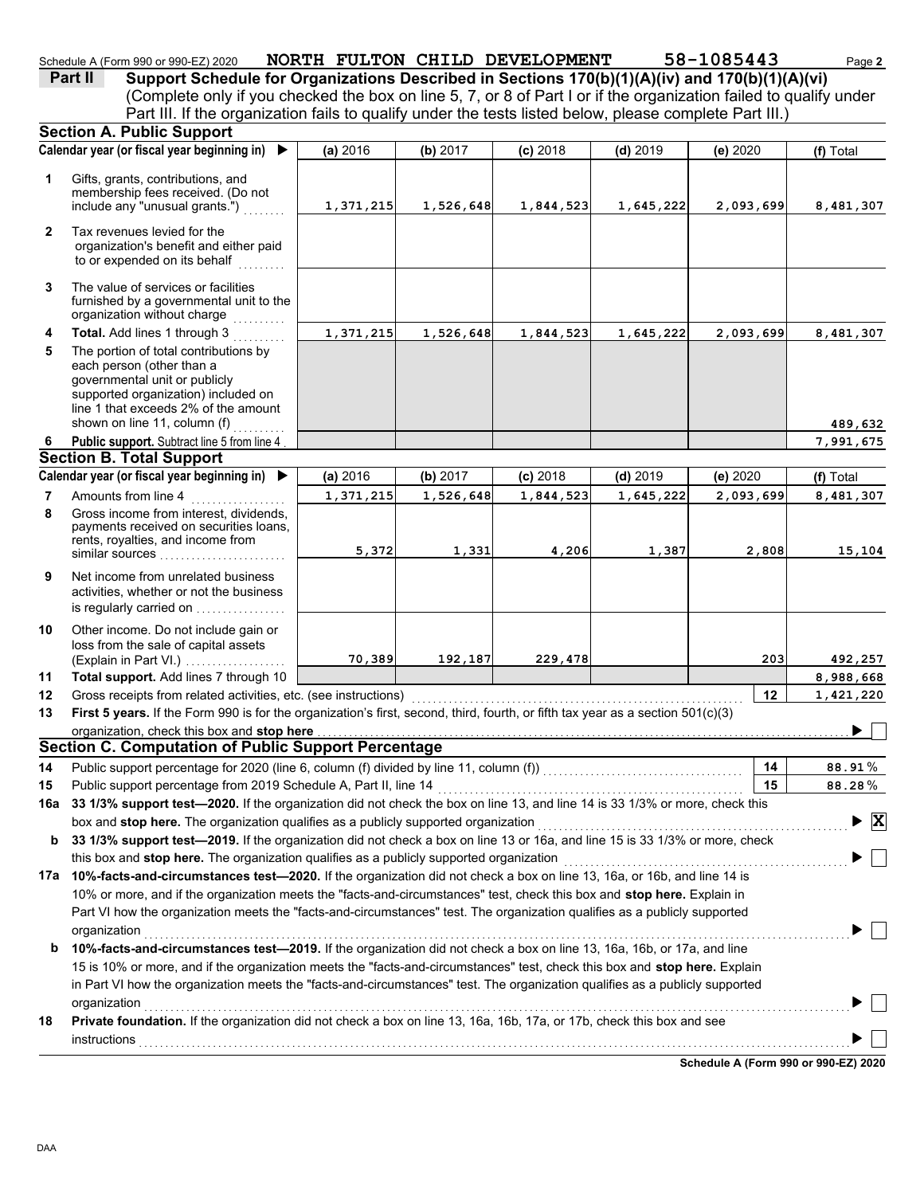Schedule A (Form 990 or 990-EZ) 2020 NORTH FULTON CHILD DEVELOPMENT 58-1085443

**Part II** **Support Schedule for Organizations Described in Sections 170(b)(1)(A)(iv) and 170(b)(1)(A)(vi)**
(Complete only if you checked the box on line 5, 7, or 8 of Part I or if the organization failed to qualify under Part III. If the organization fails to qualify under the tests listed below, please complete Part III.)

## Section A. Public Support

| Calendar year (or fiscal year beginning in) ▶ | (a) 2016 | (b) 2017 | (c) 2018 | (d) 2019 | (e) 2020 | (f) Total |
|---|---|---|---|---|---|---|
| **1** Gifts, grants, contributions, and membership fees received. (Do not include any "unusual grants.") | 1,371,215 | 1,526,648 | 1,844,523 | 1,645,222 | 2,093,699 | 8,481,307 |
| **2** Tax revenues levied for the organization's benefit and either paid to or expended on its behalf | | | | | | |
| **3** The value of services or facilities furnished by a governmental unit to the organization without charge | | | | | | |
| **4** **Total.** Add lines 1 through 3 | 1,371,215 | 1,526,648 | 1,844,523 | 1,645,222 | 2,093,699 | 8,481,307 |
| **5** The portion of total contributions by each person (other than a governmental unit or publicly supported organization) included on line 1 that exceeds 2% of the amount shown on line 11, column (f) | | | | | | 489,632 |
| **6** **Public support.** Subtract line 5 from line 4 | | | | | | 7,991,675 |

## Section B. Total Support

| Calendar year (or fiscal year beginning in) ▶ | (a) 2016 | (b) 2017 | (c) 2018 | (d) 2019 | (e) 2020 | (f) Total |
|---|---|---|---|---|---|---|
| **7** Amounts from line 4 | 1,371,215 | 1,526,648 | 1,844,523 | 1,645,222 | 2,093,699 | 8,481,307 |
| **8** Gross income from interest, dividends, payments received on securities loans, rents, royalties, and income from similar sources | 5,372 | 1,331 | 4,206 | 1,387 | 2,808 | 15,104 |
| **9** Net income from unrelated business activities, whether or not the business is regularly carried on | | | | | | |
| **10** Other income. Do not include gain or loss from the sale of capital assets (Explain in Part VI.) | 70,389 | 192,187 | 229,478 | | 203 | 492,257 |
| **11** **Total support.** Add lines 7 through 10 | | | | | | 8,988,668 |

**12** Gross receipts from related activities, etc. (see instructions) — **12** — 1,421,220

**13** **First 5 years.** If the Form 990 is for the organization's first, second, third, fourth, or fifth tax year as a section 501(c)(3) organization, check this box and **stop here** ▶ ☐

## Section C. Computation of Public Support Percentage

**14** Public support percentage for 2020 (line 6, column (f) divided by line 11, column (f)) — **14** — 88.91 %

**15** Public support percentage from 2019 Schedule A, Part II, line 14 — **15** — 88.28 %

**16a** **33 1/3% support test—2020.** If the organization did not check the box on line 13, and line 14 is 33 1/3% or more, check this box and **stop here.** The organization qualifies as a publicly supported organization ▶ ☒

**b** **33 1/3% support test—2019.** If the organization did not check a box on line 13 or 16a, and line 15 is 33 1/3% or more, check this box and **stop here.** The organization qualifies as a publicly supported organization ▶ ☐

**17a** **10%-facts-and-circumstances test—2020.** If the organization did not check a box on line 13, 16a, or 16b, and line 14 is 10% or more, and if the organization meets the "facts-and-circumstances" test, check this box and **stop here.** Explain in Part VI how the organization meets the "facts-and-circumstances" test. The organization qualifies as a publicly supported organization ▶ ☐

**b** **10%-facts-and-circumstances test—2019.** If the organization did not check a box on line 13, 16a, 16b, or 17a, and line 15 is 10% or more, and if the organization meets the "facts-and-circumstances" test, check this box and **stop here.** Explain in Part VI how the organization meets the "facts-and-circumstances" test. The organization qualifies as a publicly supported organization ▶ ☐

**18** **Private foundation.** If the organization did not check a box on line 13, 16a, 16b, 17a, or 17b, check this box and see instructions ▶ ☐

**Schedule A (Form 990 or 990-EZ) 2020**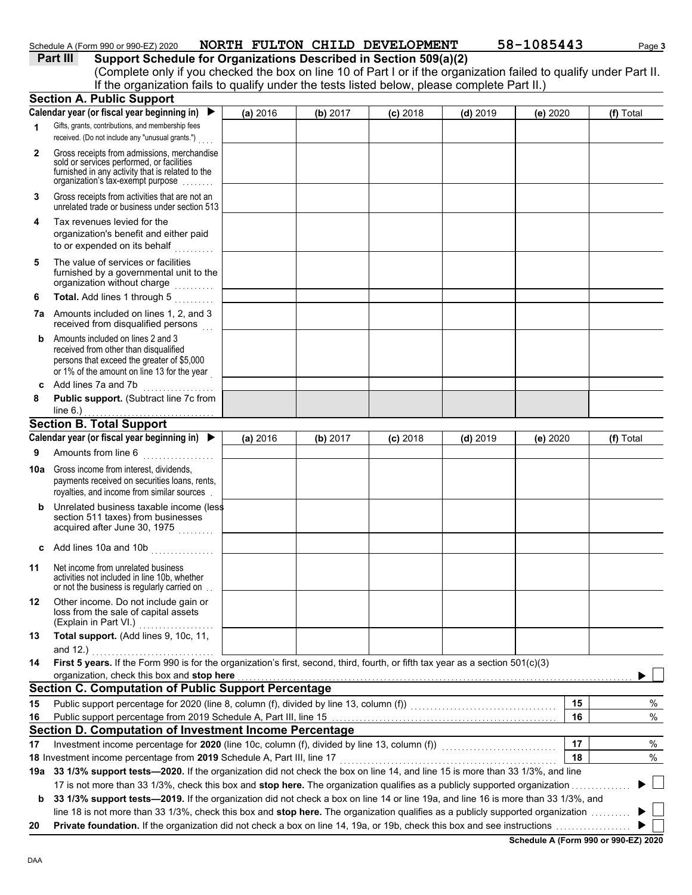Schedule A (Form 990 or 990-EZ) 2020 NORTH FULTON CHILD DEVELOPMENT 58-1085443

## Part III Support Schedule for Organizations Described in Section 509(a)(2)

(Complete only if you checked the box on line 10 of Part I or if the organization failed to qualify under Part II. If the organization fails to qualify under the tests listed below, please complete Part II.)

### Section A. Public Support

| Calendar year (or fiscal year beginning in) ▶ | (a) 2016 | (b) 2017 | (c) 2018 | (d) 2019 | (e) 2020 | (f) Total |
|---|---|---|---|---|---|---|
| 1 Gifts, grants, contributions, and membership fees received. (Do not include any "unusual grants.") | | | | | | |
| 2 Gross receipts from admissions, merchandise sold or services performed, or facilities furnished in any activity that is related to the organization's tax-exempt purpose | | | | | | |
| 3 Gross receipts from activities that are not an unrelated trade or business under section 513 | | | | | | |
| 4 Tax revenues levied for the organization's benefit and either paid to or expended on its behalf | | | | | | |
| 5 The value of services or facilities furnished by a governmental unit to the organization without charge | | | | | | |
| 6 **Total.** Add lines 1 through 5 | | | | | | |
| 7a Amounts included on lines 1, 2, and 3 received from disqualified persons | | | | | | |
| b Amounts included on lines 2 and 3 received from other than disqualified persons that exceed the greater of $5,000 or 1% of the amount on line 13 for the year | | | | | | |
| c Add lines 7a and 7b | | | | | | |
| 8 **Public support.** (Subtract line 7c from line 6.) | | | | | | |

### Section B. Total Support

| Calendar year (or fiscal year beginning in) ▶ | (a) 2016 | (b) 2017 | (c) 2018 | (d) 2019 | (e) 2020 | (f) Total |
|---|---|---|---|---|---|---|
| 9 Amounts from line 6 | | | | | | |
| 10a Gross income from interest, dividends, payments received on securities loans, rents, royalties, and income from similar sources | | | | | | |
| b Unrelated business taxable income (less section 511 taxes) from businesses acquired after June 30, 1975 | | | | | | |
| c Add lines 10a and 10b | | | | | | |
| 11 Net income from unrelated business activities not included in line 10b, whether or not the business is regularly carried on | | | | | | |
| 12 Other income. Do not include gain or loss from the sale of capital assets (Explain in Part VI.) | | | | | | |
| 13 **Total support.** (Add lines 9, 10c, 11, and 12.) | | | | | | |

14 **First 5 years.** If the Form 990 is for the organization's first, second, third, fourth, or fifth tax year as a section 501(c)(3) organization, check this box and **stop here** ▶ ☐

### Section C. Computation of Public Support Percentage

| | | | |
|---|---|---|---|
| 15 | Public support percentage for 2020 (line 8, column (f), divided by line 13, column (f)) | 15 | % |
| 16 | Public support percentage from 2019 Schedule A, Part III, line 15 | 16 | % |

### Section D. Computation of Investment Income Percentage

| | | | |
|---|---|---|---|
| 17 | Investment income percentage for **2020** (line 10c, column (f), divided by line 13, column (f)) | 17 | % |
| 18 | Investment income percentage from **2019** Schedule A, Part III, line 17 | 18 | % |

19a **33 1/3% support tests—2020.** If the organization did not check the box on line 14, and line 15 is more than 33 1/3%, and line 17 is not more than 33 1/3%, check this box and **stop here.** The organization qualifies as a publicly supported organization ▶ ☐

b **33 1/3% support tests—2019.** If the organization did not check a box on line 14 or line 19a, and line 16 is more than 33 1/3%, and line 18 is not more than 33 1/3%, check this box and **stop here.** The organization qualifies as a publicly supported organization ▶ ☐

20 **Private foundation.** If the organization did not check a box on line 14, 19a, or 19b, check this box and see instructions ▶ ☐

**Schedule A (Form 990 or 990-EZ) 2020**

DAA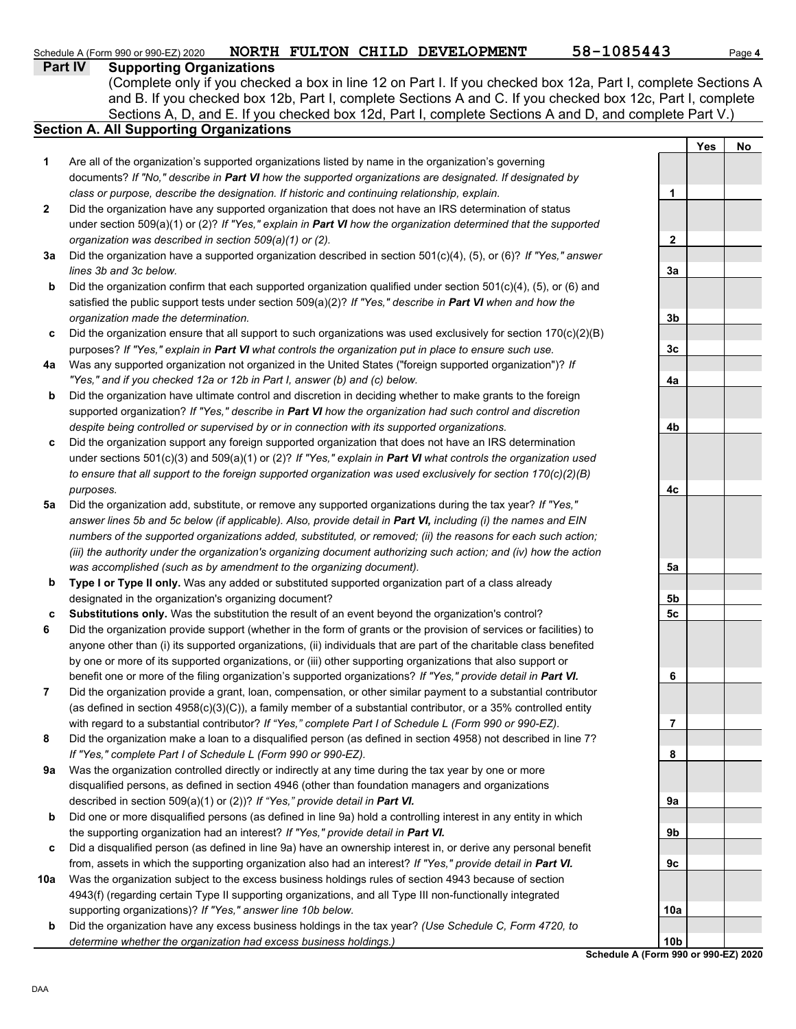Schedule A (Form 990 or 990-EZ) 2020 NORTH FULTON CHILD DEVELOPMENT 58-1085443 Page 4

## Part IV Supporting Organizations

(Complete only if you checked a box in line 12 on Part I. If you checked box 12a, Part I, complete Sections A and B. If you checked box 12b, Part I, complete Sections A and C. If you checked box 12c, Part I, complete Sections A, D, and E. If you checked box 12d, Part I, complete Sections A and D, and complete Part V.)

### Section A. All Supporting Organizations

| | | | Yes | No |
|---|---|---|---|---|
| **1** | Are all of the organization's supported organizations listed by name in the organization's governing documents? *If "No," describe in **Part VI** how the supported organizations are designated. If designated by class or purpose, describe the designation. If historic and continuing relationship, explain.* | 1 | | |
| **2** | Did the organization have any supported organization that does not have an IRS determination of status under section 509(a)(1) or (2)? *If "Yes," explain in **Part VI** how the organization determined that the supported organization was described in section 509(a)(1) or (2).* | 2 | | |
| **3a** | Did the organization have a supported organization described in section 501(c)(4), (5), or (6)? *If "Yes," answer lines 3b and 3c below.* | 3a | | |
| **b** | Did the organization confirm that each supported organization qualified under section 501(c)(4), (5), or (6) and satisfied the public support tests under section 509(a)(2)? *If "Yes," describe in **Part VI** when and how the organization made the determination.* | 3b | | |
| **c** | Did the organization ensure that all support to such organizations was used exclusively for section 170(c)(2)(B) purposes? *If "Yes," explain in **Part VI** what controls the organization put in place to ensure such use.* | 3c | | |
| **4a** | Was any supported organization not organized in the United States ("foreign supported organization")? *If "Yes," and if you checked 12a or 12b in Part I, answer (b) and (c) below.* | 4a | | |
| **b** | Did the organization have ultimate control and discretion in deciding whether to make grants to the foreign supported organization? *If "Yes," describe in **Part VI** how the organization had such control and discretion despite being controlled or supervised by or in connection with its supported organizations.* | 4b | | |
| **c** | Did the organization support any foreign supported organization that does not have an IRS determination under sections 501(c)(3) and 509(a)(1) or (2)? *If "Yes," explain in **Part VI** what controls the organization used to ensure that all support to the foreign supported organization was used exclusively for section 170(c)(2)(B) purposes.* | 4c | | |
| **5a** | Did the organization add, substitute, or remove any supported organizations during the tax year? *If "Yes," answer lines 5b and 5c below (if applicable). Also, provide detail in **Part VI,** including (i) the names and EIN numbers of the supported organizations added, substituted, or removed; (ii) the reasons for each such action; (iii) the authority under the organization's organizing document authorizing such action; and (iv) how the action was accomplished (such as by amendment to the organizing document).* | 5a | | |
| **b** | **Type I or Type II only.** Was any added or substituted supported organization part of a class already designated in the organization's organizing document? | 5b | | |
| **c** | **Substitutions only.** Was the substitution the result of an event beyond the organization's control? | 5c | | |
| **6** | Did the organization provide support (whether in the form of grants or the provision of services or facilities) to anyone other than (i) its supported organizations, (ii) individuals that are part of the charitable class benefited by one or more of its supported organizations, or (iii) other supporting organizations that also support or benefit one or more of the filing organization's supported organizations? *If "Yes," provide detail in **Part VI.*** | 6 | | |
| **7** | Did the organization provide a grant, loan, compensation, or other similar payment to a substantial contributor (as defined in section 4958(c)(3)(C)), a family member of a substantial contributor, or a 35% controlled entity with regard to a substantial contributor? *If "Yes," complete Part I of Schedule L (Form 990 or 990-EZ).* | 7 | | |
| **8** | Did the organization make a loan to a disqualified person (as defined in section 4958) not described in line 7? *If "Yes," complete Part I of Schedule L (Form 990 or 990-EZ).* | 8 | | |
| **9a** | Was the organization controlled directly or indirectly at any time during the tax year by one or more disqualified persons, as defined in section 4946 (other than foundation managers and organizations described in section 509(a)(1) or (2))? *If "Yes," provide detail in **Part VI.*** | 9a | | |
| **b** | Did one or more disqualified persons (as defined in line 9a) hold a controlling interest in any entity in which the supporting organization had an interest? *If "Yes," provide detail in **Part VI.*** | 9b | | |
| **c** | Did a disqualified person (as defined in line 9a) have an ownership interest in, or derive any personal benefit from, assets in which the supporting organization also had an interest? *If "Yes," provide detail in **Part VI.*** | 9c | | |
| **10a** | Was the organization subject to the excess business holdings rules of section 4943 because of section 4943(f) (regarding certain Type II supporting organizations, and all Type III non-functionally integrated supporting organizations)? *If "Yes," answer line 10b below.* | 10a | | |
| **b** | Did the organization have any excess business holdings in the tax year? *(Use Schedule C, Form 4720, to determine whether the organization had excess business holdings.)* | 10b | | |

**Schedule A (Form 990 or 990-EZ) 2020**

DAA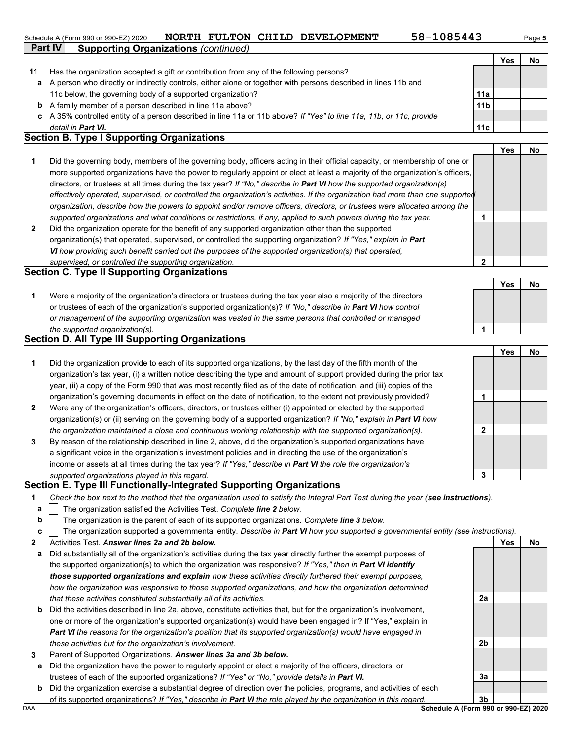Schedule A (Form 990 or 990-EZ) 2020 NORTH FULTON CHILD DEVELOPMENT 58-1085443

## Part IV Supporting Organizations *(continued)*

| | | | Yes | No |
|---|---|---|---|---|
| **11** | Has the organization accepted a gift or contribution from any of the following persons? | | | |
| **a** | A person who directly or indirectly controls, either alone or together with persons described in lines 11b and 11c below, the governing body of a supported organization? | 11a | | |
| **b** | A family member of a person described in line 11a above? | 11b | | |
| **c** | A 35% controlled entity of a person described in line 11a or 11b above? *If "Yes" to line 11a, 11b, or 11c, provide detail in* ***Part VI.*** | 11c | | |

### Section B. Type I Supporting Organizations

| | | | Yes | No |
|---|---|---|---|---|
| **1** | Did the governing body, members of the governing body, officers acting in their official capacity, or membership of one or more supported organizations have the power to regularly appoint or elect at least a majority of the organization's officers, directors, or trustees at all times during the tax year? *If "No," describe in* ***Part VI*** *how the supported organization(s) effectively operated, supervised, or controlled the organization's activities. If the organization had more than one supported organization, describe how the powers to appoint and/or remove officers, directors, or trustees were allocated among the supported organizations and what conditions or restrictions, if any, applied to such powers during the tax year.* | 1 | | |
| **2** | Did the organization operate for the benefit of any supported organization other than the supported organization(s) that operated, supervised, or controlled the supporting organization? *If "Yes," explain in* ***Part VI*** *how providing such benefit carried out the purposes of the supported organization(s) that operated, supervised, or controlled the supporting organization.* | 2 | | |

### Section C. Type II Supporting Organizations

| | | | Yes | No |
|---|---|---|---|---|
| **1** | Were a majority of the organization's directors or trustees during the tax year also a majority of the directors or trustees of each of the organization's supported organization(s)? *If "No," describe in* ***Part VI*** *how control or management of the supporting organization was vested in the same persons that controlled or managed the supported organization(s).* | 1 | | |

### Section D. All Type III Supporting Organizations

| | | | Yes | No |
|---|---|---|---|---|
| **1** | Did the organization provide to each of its supported organizations, by the last day of the fifth month of the organization's tax year, (i) a written notice describing the type and amount of support provided during the prior tax year, (ii) a copy of the Form 990 that was most recently filed as of the date of notification, and (iii) copies of the organization's governing documents in effect on the date of notification, to the extent not previously provided? | 1 | | |
| **2** | Were any of the organization's officers, directors, or trustees either (i) appointed or elected by the supported organization(s) or (ii) serving on the governing body of a supported organization? *If "No," explain in* ***Part VI*** *how the organization maintained a close and continuous working relationship with the supported organization(s).* | 2 | | |
| **3** | By reason of the relationship described in line 2, above, did the organization's supported organizations have a significant voice in the organization's investment policies and in directing the use of the organization's income or assets at all times during the tax year? *If "Yes," describe in* ***Part VI*** *the role the organization's supported organizations played in this regard.* | 3 | | |

### Section E. Type III Functionally-Integrated Supporting Organizations

**1** *Check the box next to the method that the organization used to satisfy the Integral Part Test during the year (****see instructions****).*

- **a** ☐ The organization satisfied the Activities Test. *Complete* ***line 2*** *below.*
- **b** ☐ The organization is the parent of each of its supported organizations. *Complete* ***line 3*** *below.*
- **c** ☐ The organization supported a governmental entity. *Describe in* ***Part VI*** *how you supported a governmental entity (see instructions).*

| | | | Yes | No |
|---|---|---|---|---|
| **2** | Activities Test. ***Answer lines 2a and 2b below.*** | | | |
| **a** | Did substantially all of the organization's activities during the tax year directly further the exempt purposes of the supported organization(s) to which the organization was responsive? *If "Yes," then in* ***Part VI identify those supported organizations and explain*** *how these activities directly furthered their exempt purposes, how the organization was responsive to those supported organizations, and how the organization determined that these activities constituted substantially all of its activities.* | 2a | | |
| **b** | Did the activities described in line 2a, above, constitute activities that, but for the organization's involvement, one or more of the organization's supported organization(s) would have been engaged in? If "Yes," explain in ***Part VI*** *the reasons for the organization's position that its supported organization(s) would have engaged in these activities but for the organization's involvement.* | 2b | | |
| **3** | Parent of Supported Organizations. ***Answer lines 3a and 3b below.*** | | | |
| **a** | Did the organization have the power to regularly appoint or elect a majority of the officers, directors, or trustees of each of the supported organizations? *If "Yes" or "No," provide details in* ***Part VI.*** | 3a | | |
| **b** | Did the organization exercise a substantial degree of direction over the policies, programs, and activities of each of its supported organizations? *If "Yes," describe in* ***Part VI*** *the role played by the organization in this regard.* | 3b | | |

DAA **Schedule A (Form 990 or 990-EZ) 2020**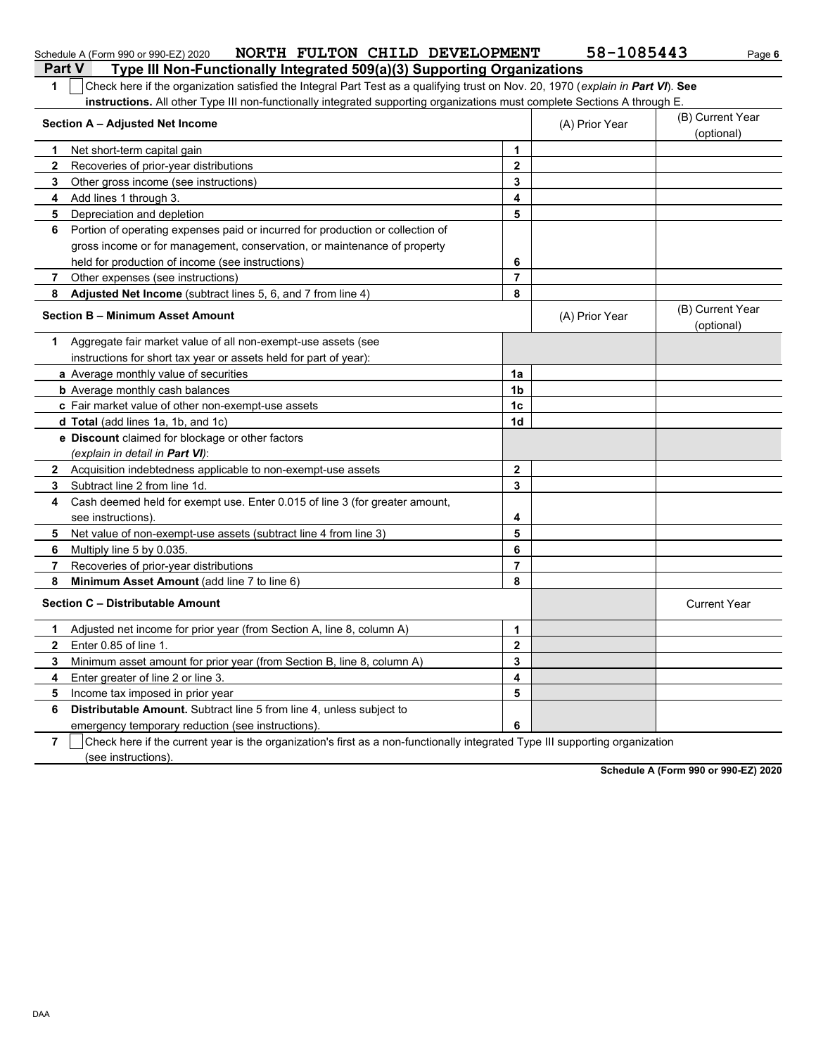Schedule A (Form 990 or 990-EZ) 2020 NORTH FULTON CHILD DEVELOPMENT 58-1085443

## Part V Type III Non-Functionally Integrated 509(a)(3) Supporting Organizations

**1** ☐ Check here if the organization satisfied the Integral Part Test as a qualifying trust on Nov. 20, 1970 (*explain in **Part VI***). **See instructions.** All other Type III non-functionally integrated supporting organizations must complete Sections A through E.

| **Section A – Adjusted Net Income** | | (A) Prior Year | (B) Current Year (optional) |
|---|---|---|---|
| **1** Net short-term capital gain | **1** | | |
| **2** Recoveries of prior-year distributions | **2** | | |
| **3** Other gross income (see instructions) | **3** | | |
| **4** Add lines 1 through 3. | **4** | | |
| **5** Depreciation and depletion | **5** | | |
| **6** Portion of operating expenses paid or incurred for production or collection of gross income or for management, conservation, or maintenance of property held for production of income (see instructions) | **6** | | |
| **7** Other expenses (see instructions) | **7** | | |
| **8** **Adjusted Net Income** (subtract lines 5, 6, and 7 from line 4) | **8** | | |

| **Section B – Minimum Asset Amount** | | (A) Prior Year | (B) Current Year (optional) |
|---|---|---|---|
| **1** Aggregate fair market value of all non-exempt-use assets (see instructions for short tax year or assets held for part of year): | | | |
| **a** Average monthly value of securities | **1a** | | |
| **b** Average monthly cash balances | **1b** | | |
| **c** Fair market value of other non-exempt-use assets | **1c** | | |
| **d** **Total** (add lines 1a, 1b, and 1c) | **1d** | | |
| **e** **Discount** claimed for blockage or other factors (*explain in detail in **Part VI***): | | | |
| **2** Acquisition indebtedness applicable to non-exempt-use assets | **2** | | |
| **3** Subtract line 2 from line 1d. | **3** | | |
| **4** Cash deemed held for exempt use. Enter 0.015 of line 3 (for greater amount, see instructions). | **4** | | |
| **5** Net value of non-exempt-use assets (subtract line 4 from line 3) | **5** | | |
| **6** Multiply line 5 by 0.035. | **6** | | |
| **7** Recoveries of prior-year distributions | **7** | | |
| **8** **Minimum Asset Amount** (add line 7 to line 6) | **8** | | |

| **Section C – Distributable Amount** | | | Current Year |
|---|---|---|---|
| **1** Adjusted net income for prior year (from Section A, line 8, column A) | **1** | | |
| **2** Enter 0.85 of line 1. | **2** | | |
| **3** Minimum asset amount for prior year (from Section B, line 8, column A) | **3** | | |
| **4** Enter greater of line 2 or line 3. | **4** | | |
| **5** Income tax imposed in prior year | **5** | | |
| **6** **Distributable Amount.** Subtract line 5 from line 4, unless subject to emergency temporary reduction (see instructions). | **6** | | |

**7** ☐ Check here if the current year is the organization's first as a non-functionally integrated Type III supporting organization (see instructions).

**Schedule A (Form 990 or 990-EZ) 2020**

DAA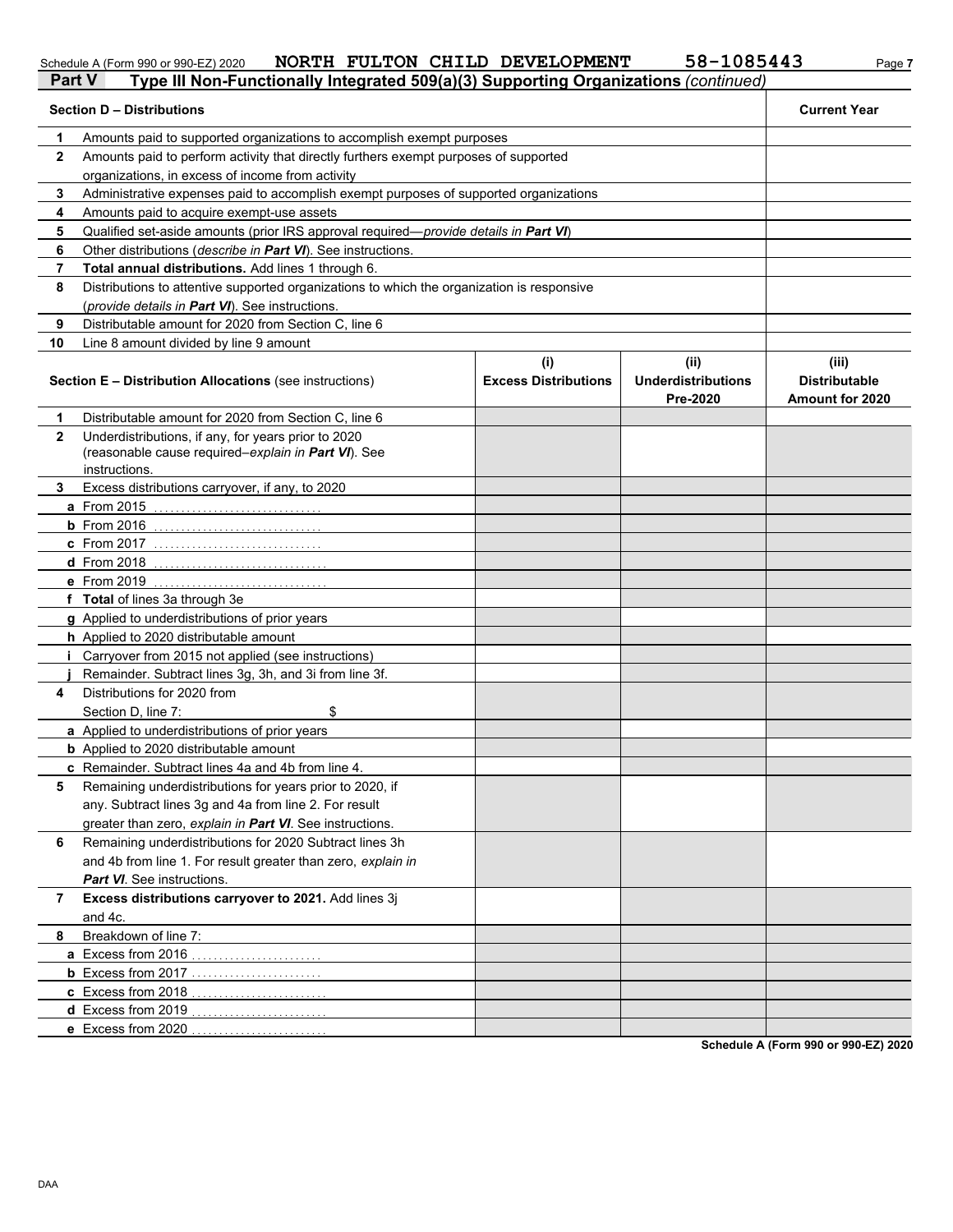Schedule A (Form 990 or 990-EZ) 2020 NORTH FULTON CHILD DEVELOPMENT 58-1085443

## Part V Type III Non-Functionally Integrated 509(a)(3) Supporting Organizations *(continued)*

| | Section D – Distributions | Current Year |
|---|---|---|
| 1 | Amounts paid to supported organizations to accomplish exempt purposes | |
| 2 | Amounts paid to perform activity that directly furthers exempt purposes of supported organizations, in excess of income from activity | |
| 3 | Administrative expenses paid to accomplish exempt purposes of supported organizations | |
| 4 | Amounts paid to acquire exempt-use assets | |
| 5 | Qualified set-aside amounts (prior IRS approval required—*provide details in **Part VI***) | |
| 6 | Other distributions (*describe in **Part VI***). See instructions. | |
| 7 | **Total annual distributions.** Add lines 1 through 6. | |
| 8 | Distributions to attentive supported organizations to which the organization is responsive (*provide details in **Part VI***). See instructions. | |
| 9 | Distributable amount for 2020 from Section C, line 6 | |
| 10 | Line 8 amount divided by line 9 amount | |

| | Section E – Distribution Allocations (see instructions) | (i) Excess Distributions | (ii) Underdistributions Pre-2020 | (iii) Distributable Amount for 2020 |
|---|---|---|---|---|
| 1 | Distributable amount for 2020 from Section C, line 6 | | | |
| 2 | Underdistributions, if any, for years prior to 2020 (reasonable cause required–*explain in **Part VI***). See instructions. | | | |
| 3 | Excess distributions carryover, if any, to 2020 | | | |
| a | From 2015 | | | |
| b | From 2016 | | | |
| c | From 2017 | | | |
| d | From 2018 | | | |
| e | From 2019 | | | |
| f | **Total** of lines 3a through 3e | | | |
| g | Applied to underdistributions of prior years | | | |
| h | Applied to 2020 distributable amount | | | |
| i | Carryover from 2015 not applied (see instructions) | | | |
| j | Remainder. Subtract lines 3g, 3h, and 3i from line 3f. | | | |
| 4 | Distributions for 2020 from Section D, line 7: $ | | | |
| a | Applied to underdistributions of prior years | | | |
| b | Applied to 2020 distributable amount | | | |
| c | Remainder. Subtract lines 4a and 4b from line 4. | | | |
| 5 | Remaining underdistributions for years prior to 2020, if any. Subtract lines 3g and 4a from line 2. For result greater than zero, *explain in **Part VI***. See instructions. | | | |
| 6 | Remaining underdistributions for 2020 Subtract lines 3h and 4b from line 1. For result greater than zero, *explain in **Part VI***. See instructions. | | | |
| 7 | **Excess distributions carryover to 2021.** Add lines 3j and 4c. | | | |
| 8 | Breakdown of line 7: | | | |
| a | Excess from 2016 | | | |
| b | Excess from 2017 | | | |
| c | Excess from 2018 | | | |
| d | Excess from 2019 | | | |
| e | Excess from 2020 | | | |

Schedule A (Form 990 or 990-EZ) 2020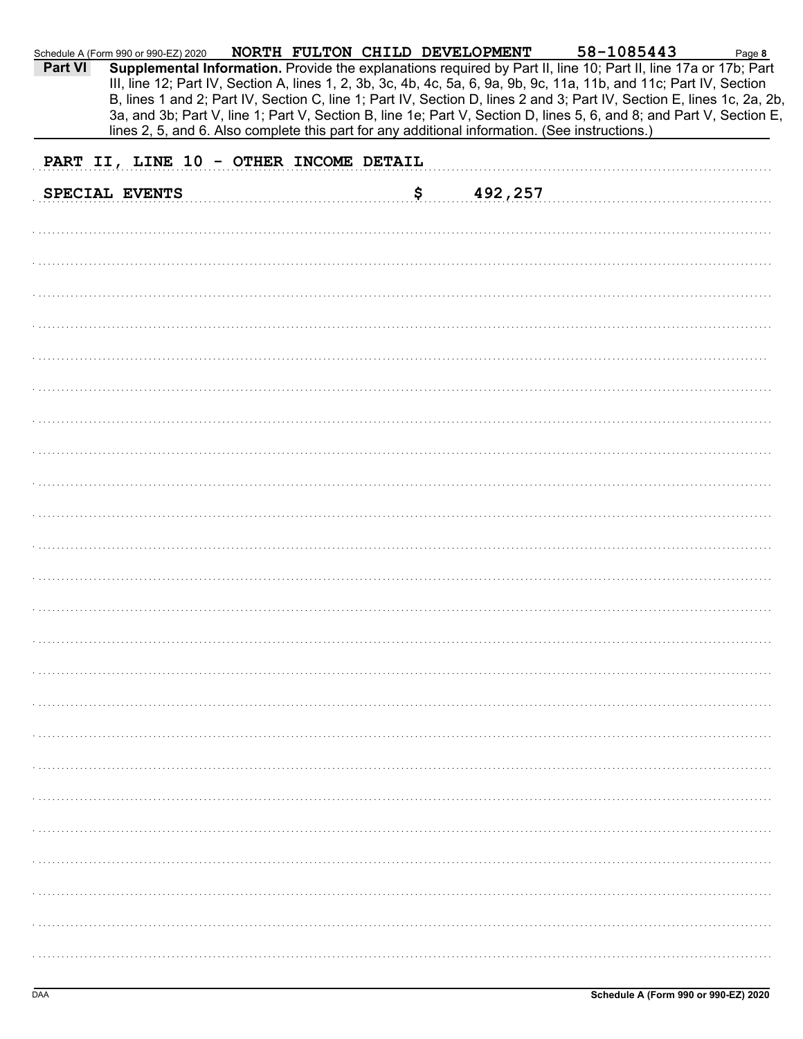Schedule A (Form 990 or 990-EZ) 2020 NORTH FULTON CHILD DEVELOPMENT 58-1085443 Page **8**

**Part VI** **Supplemental Information.** Provide the explanations required by Part II, line 10; Part II, line 17a or 17b; Part III, line 12; Part IV, Section A, lines 1, 2, 3b, 3c, 4b, 4c, 5a, 6, 9a, 9b, 9c, 11a, 11b, and 11c; Part IV, Section B, lines 1 and 2; Part IV, Section C, line 1; Part IV, Section D, lines 2 and 3; Part IV, Section E, lines 1c, 2a, 2b, 3a, and 3b; Part V, line 1; Part V, Section B, line 1e; Part V, Section D, lines 5, 6, and 8; and Part V, Section E, lines 2, 5, and 6. Also complete this part for any additional information. (See instructions.)

PART II, LINE 10 - OTHER INCOME DETAIL

SPECIAL EVENTS $ 492,257

DAA **Schedule A (Form 990 or 990-EZ) 2020**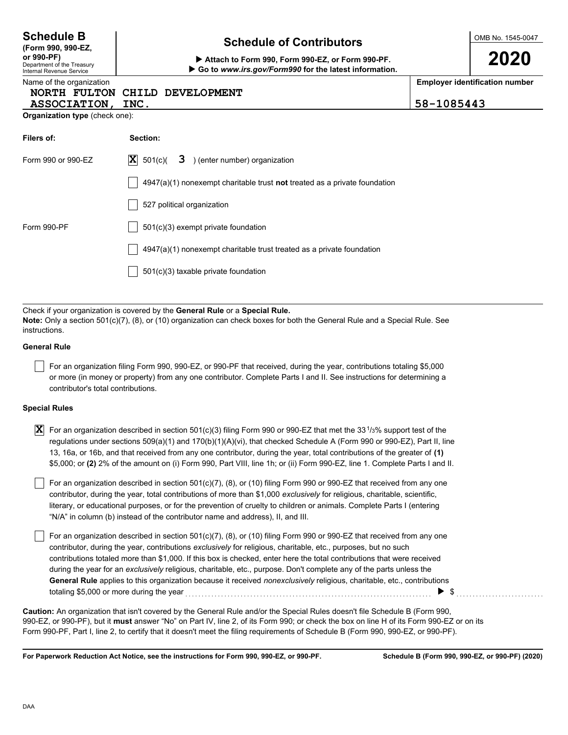**Schedule B**
**(Form 990, 990-EZ, or 990-PF)**
Department of the Treasury
Internal Revenue Service

# Schedule of Contributors

▶ **Attach to Form 990, Form 990-EZ, or Form 990-PF.**
▶ **Go to *www.irs.gov/Form990* for the latest information.**

OMB No. 1545-0047

**2020**

Name of the organization
**NORTH FULTON CHILD DEVELOPMENT ASSOCIATION, INC.**

**Employer identification number**
**58-1085443**

**Organization type** (check one):

| **Filers of:** | **Section:** |
|---|---|
| Form 990 or 990-EZ | [X] 501(c)( 3 ) (enter number) organization |
| | [ ] 4947(a)(1) nonexempt charitable trust **not** treated as a private foundation |
| | [ ] 527 political organization |
| Form 990-PF | [ ] 501(c)(3) exempt private foundation |
| | [ ] 4947(a)(1) nonexempt charitable trust treated as a private foundation |
| | [ ] 501(c)(3) taxable private foundation |

Check if your organization is covered by the **General Rule** or a **Special Rule.**
**Note:** Only a section 501(c)(7), (8), or (10) organization can check boxes for both the General Rule and a Special Rule. See instructions.

**General Rule**

[ ] For an organization filing Form 990, 990-EZ, or 990-PF that received, during the year, contributions totaling $5,000 or more (in money or property) from any one contributor. Complete Parts I and II. See instructions for determining a contributor's total contributions.

**Special Rules**

[X] For an organization described in section 501(c)(3) filing Form 990 or 990-EZ that met the 33 1/3% support test of the regulations under sections 509(a)(1) and 170(b)(1)(A)(vi), that checked Schedule A (Form 990 or 990-EZ), Part II, line 13, 16a, or 16b, and that received from any one contributor, during the year, total contributions of the greater of **(1)** $5,000; or **(2)** 2% of the amount on (i) Form 990, Part VIII, line 1h; or (ii) Form 990-EZ, line 1. Complete Parts I and II.

[ ] For an organization described in section 501(c)(7), (8), or (10) filing Form 990 or 990-EZ that received from any one contributor, during the year, total contributions of more than $1,000 *exclusively* for religious, charitable, scientific, literary, or educational purposes, or for the prevention of cruelty to children or animals. Complete Parts I (entering "N/A" in column (b) instead of the contributor name and address), II, and III.

[ ] For an organization described in section 501(c)(7), (8), or (10) filing Form 990 or 990-EZ that received from any one contributor, during the year, contributions *exclusively* for religious, charitable, etc., purposes, but no such contributions totaled more than $1,000. If this box is checked, enter here the total contributions that were received during the year for an *exclusively* religious, charitable, etc., purpose. Don't complete any of the parts unless the **General Rule** applies to this organization because it received *nonexclusively* religious, charitable, etc., contributions totaling $5,000 or more during the year ▶ $ ..........

**Caution:** An organization that isn't covered by the General Rule and/or the Special Rules doesn't file Schedule B (Form 990, 990-EZ, or 990-PF), but it **must** answer "No" on Part IV, line 2, of its Form 990; or check the box on line H of its Form 990-EZ or on its Form 990-PF, Part I, line 2, to certify that it doesn't meet the filing requirements of Schedule B (Form 990, 990-EZ, or 990-PF).

**For Paperwork Reduction Act Notice, see the instructions for Form 990, 990-EZ, or 990-PF.** **Schedule B (Form 990, 990-EZ, or 990-PF) (2020)**

DAA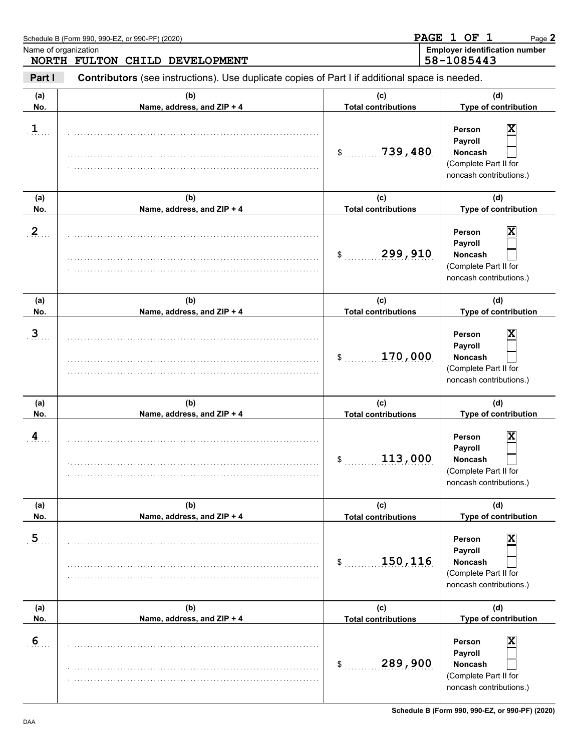Schedule B (Form 990, 990-EZ, or 990-PF) (2020)

PAGE 1 OF 1

Name of organization: NORTH FULTON CHILD DEVELOPMENT

Employer identification number: 58-1085443

**Part I** **Contributors** (see instructions). Use duplicate copies of Part I if additional space is needed.

| (a) No. | (b) Name, address, and ZIP + 4 | (c) Total contributions | (d) Type of contribution |
|---|---|---|---|
| 1 | | $ 739,480 | Person [X] Payroll [ ] Noncash [ ] (Complete Part II for noncash contributions.) |
| 2 | | $ 299,910 | Person [X] Payroll [ ] Noncash [ ] (Complete Part II for noncash contributions.) |
| 3 | | $ 170,000 | Person [X] Payroll [ ] Noncash [ ] (Complete Part II for noncash contributions.) |
| 4 | | $ 113,000 | Person [X] Payroll [ ] Noncash [ ] (Complete Part II for noncash contributions.) |
| 5 | | $ 150,116 | Person [X] Payroll [ ] Noncash [ ] (Complete Part II for noncash contributions.) |
| 6 | | $ 289,900 | Person [X] Payroll [ ] Noncash [ ] (Complete Part II for noncash contributions.) |

Schedule B (Form 990, 990-EZ, or 990-PF) (2020)

DAA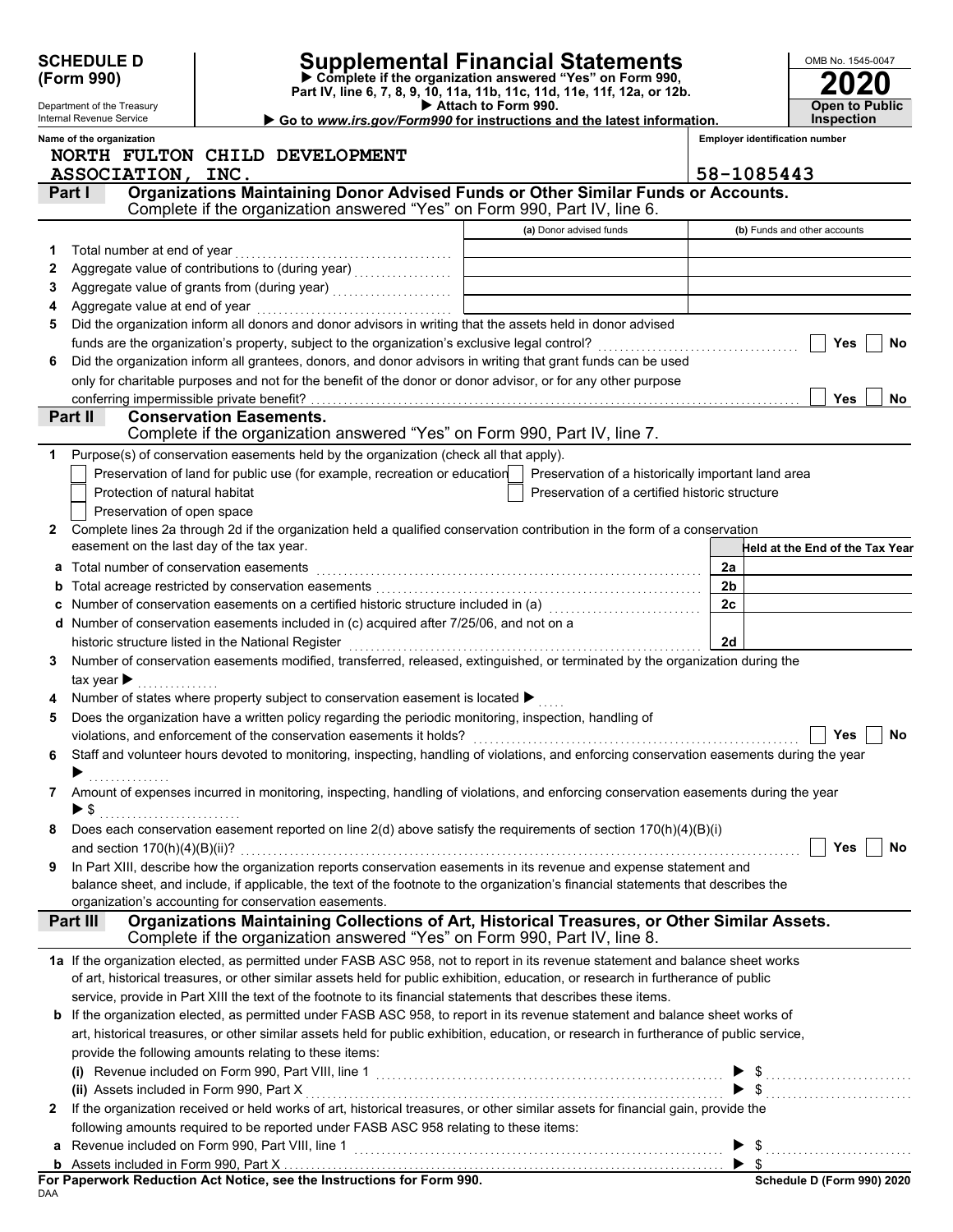**SCHEDULE D (Form 990)**

Department of the Treasury
Internal Revenue Service

# Supplemental Financial Statements

▶ Complete if the organization answered "Yes" on Form 990, Part IV, line 6, 7, 8, 9, 10, 11a, 11b, 11c, 11d, 11e, 11f, 12a, or 12b.
▶ Attach to Form 990.
▶ Go to *www.irs.gov/Form990* for instructions and the latest information.

OMB No. 1545-0047
**2020**
**Open to Public Inspection**

**Name of the organization**
NORTH FULTON CHILD DEVELOPMENT ASSOCIATION, INC.

**Employer identification number**
58-1085443

## Part I — Organizations Maintaining Donor Advised Funds or Other Similar Funds or Accounts.
Complete if the organization answered "Yes" on Form 990, Part IV, line 6.

| | | (a) Donor advised funds | (b) Funds and other accounts |
|---|---|---|---|
| 1 | Total number at end of year | | |
| 2 | Aggregate value of contributions to (during year) | | |
| 3 | Aggregate value of grants from (during year) | | |
| 4 | Aggregate value at end of year | | |

5 Did the organization inform all donors and donor advisors in writing that the assets held in donor advised funds are the organization's property, subject to the organization's exclusive legal control? ☐ Yes ☐ No

6 Did the organization inform all grantees, donors, and donor advisors in writing that grant funds can be used only for charitable purposes and not for the benefit of the donor or donor advisor, or for any other purpose conferring impermissible private benefit? ☐ Yes ☐ No

## Part II — Conservation Easements.
Complete if the organization answered "Yes" on Form 990, Part IV, line 7.

1 Purpose(s) of conservation easements held by the organization (check all that apply).

☐ Preservation of land for public use (for example, recreation or education)
☐ Protection of natural habitat
☐ Preservation of open space
☐ Preservation of a historically important land area
☐ Preservation of a certified historic structure

2 Complete lines 2a through 2d if the organization held a qualified conservation contribution in the form of a conservation easement on the last day of the tax year.

| | | | Held at the End of the Tax Year |
|---|---|---|---|
| a | Total number of conservation easements | 2a | |
| b | Total acreage restricted by conservation easements | 2b | |
| c | Number of conservation easements on a certified historic structure included in (a) | 2c | |
| d | Number of conservation easements included in (c) acquired after 7/25/06, and not on a historic structure listed in the National Register | 2d | |

3 Number of conservation easements modified, transferred, released, extinguished, or terminated by the organization during the tax year ▶

4 Number of states where property subject to conservation easement is located ▶

5 Does the organization have a written policy regarding the periodic monitoring, inspection, handling of violations, and enforcement of the conservation easements it holds? ☐ Yes ☐ No

6 Staff and volunteer hours devoted to monitoring, inspecting, handling of violations, and enforcing conservation easements during the year ▶

7 Amount of expenses incurred in monitoring, inspecting, handling of violations, and enforcing conservation easements during the year ▶ $

8 Does each conservation easement reported on line 2(d) above satisfy the requirements of section 170(h)(4)(B)(i) and section 170(h)(4)(B)(ii)? ☐ Yes ☐ No

9 In Part XIII, describe how the organization reports conservation easements in its revenue and expense statement and balance sheet, and include, if applicable, the text of the footnote to the organization's financial statements that describes the organization's accounting for conservation easements.

## Part III — Organizations Maintaining Collections of Art, Historical Treasures, or Other Similar Assets.
Complete if the organization answered "Yes" on Form 990, Part IV, line 8.

1a If the organization elected, as permitted under FASB ASC 958, not to report in its revenue statement and balance sheet works of art, historical treasures, or other similar assets held for public exhibition, education, or research in furtherance of public service, provide in Part XIII the text of the footnote to its financial statements that describes these items.

b If the organization elected, as permitted under FASB ASC 958, to report in its revenue statement and balance sheet works of art, historical treasures, or other similar assets held for public exhibition, education, or research in furtherance of public service, provide the following amounts relating to these items:

(i) Revenue included on Form 990, Part VIII, line 1 ▶ $

(ii) Assets included in Form 990, Part X ▶ $

2 If the organization received or held works of art, historical treasures, or other similar assets for financial gain, provide the following amounts required to be reported under FASB ASC 958 relating to these items:

a Revenue included on Form 990, Part VIII, line 1 ▶ $

b Assets included in Form 990, Part X ▶ $

**For Paperwork Reduction Act Notice, see the Instructions for Form 990.**
DAA
**Schedule D (Form 990) 2020**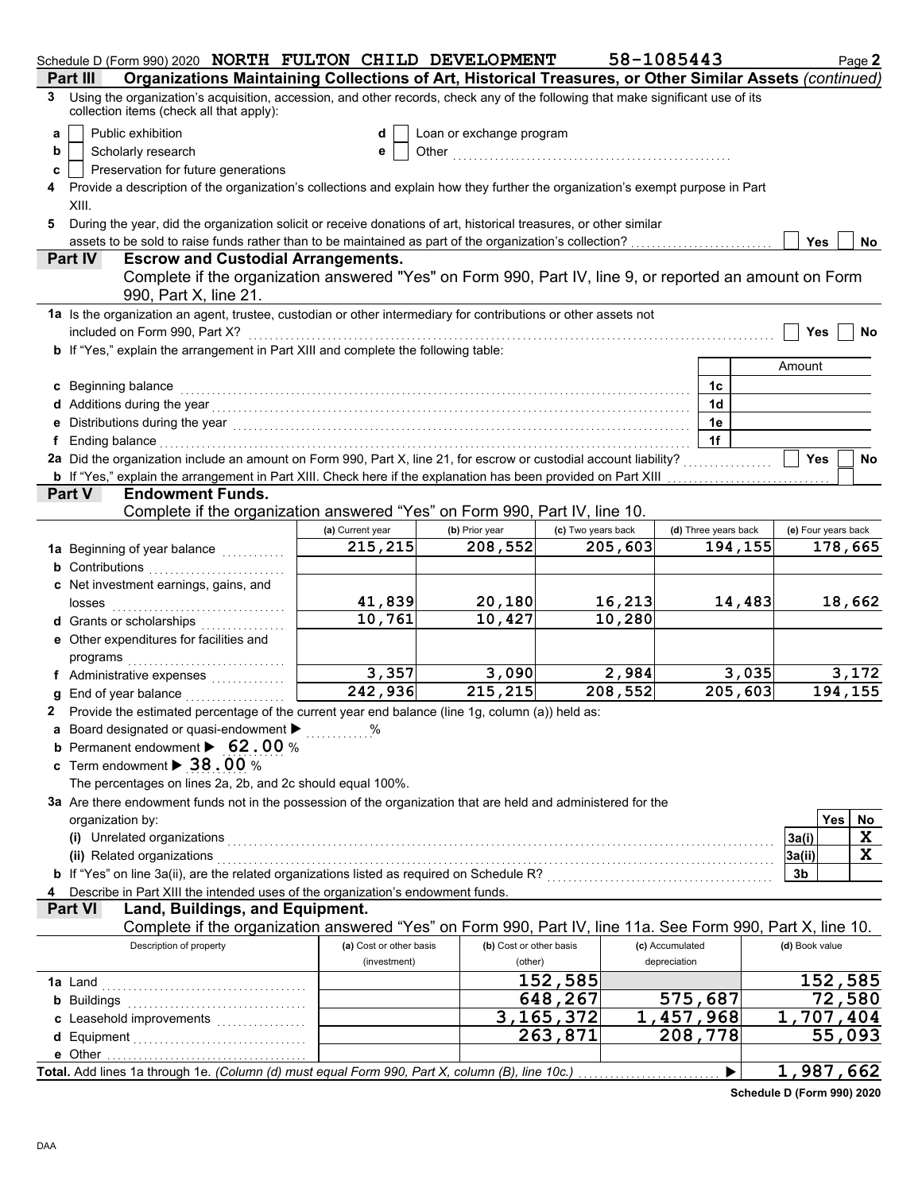Schedule D (Form 990) 2020 **NORTH FULTON CHILD DEVELOPMENT** **58-1085443** Page **2**

## Part III Organizations Maintaining Collections of Art, Historical Treasures, or Other Similar Assets *(continued)*

**3** Using the organization's acquisition, accession, and other records, check any of the following that make significant use of its collection items (check all that apply):

- **a** ☐ Public exhibition
- **b** ☐ Scholarly research
- **c** ☐ Preservation for future generations
- **d** ☐ Loan or exchange program
- **e** ☐ Other ..............................

**4** Provide a description of the organization's collections and explain how they further the organization's exempt purpose in Part XIII.

**5** During the year, did the organization solicit or receive donations of art, historical treasures, or other similar assets to be sold to raise funds rather than to be maintained as part of the organization's collection? ☐ Yes ☐ No

## Part IV Escrow and Custodial Arrangements.

Complete if the organization answered "Yes" on Form 990, Part IV, line 9, or reported an amount on Form 990, Part X, line 21.

**1a** Is the organization an agent, trustee, custodian or other intermediary for contributions or other assets not included on Form 990, Part X? ☐ Yes ☐ No

**b** If "Yes," explain the arrangement in Part XIII and complete the following table:

| | | Amount |
|---|---|---|
| **c** Beginning balance | 1c | |
| **d** Additions during the year | 1d | |
| **e** Distributions during the year | 1e | |
| **f** Ending balance | 1f | |

**2a** Did the organization include an amount on Form 990, Part X, line 21, for escrow or custodial account liability? ☐ Yes ☐ No

**b** If "Yes," explain the arrangement in Part XIII. Check here if the explanation has been provided on Part XIII ☐

## Part V Endowment Funds.

Complete if the organization answered "Yes" on Form 990, Part IV, line 10.

| | (a) Current year | (b) Prior year | (c) Two years back | (d) Three years back | (e) Four years back |
|---|---|---|---|---|---|
| **1a** Beginning of year balance | 215,215 | 208,552 | 205,603 | 194,155 | 178,665 |
| **b** Contributions | | | | | |
| **c** Net investment earnings, gains, and losses | 41,839 | 20,180 | 16,213 | 14,483 | 18,662 |
| **d** Grants or scholarships | 10,761 | 10,427 | 10,280 | | |
| **e** Other expenditures for facilities and programs | | | | | |
| **f** Administrative expenses | 3,357 | 3,090 | 2,984 | 3,035 | 3,172 |
| **g** End of year balance | 242,936 | 215,215 | 208,552 | 205,603 | 194,155 |

**2** Provide the estimated percentage of the current year end balance (line 1g, column (a)) held as:

- **a** Board designated or quasi-endowment ▶ .......... %
- **b** Permanent endowment ▶ 62.00 %
- **c** Term endowment ▶ 38.00 %

The percentages on lines 2a, 2b, and 2c should equal 100%.

**3a** Are there endowment funds not in the possession of the organization that are held and administered for the organization by:

| | | Yes | No |
|---|---|---|---|
| **(i)** Unrelated organizations | 3a(i) | | X |
| **(ii)** Related organizations | 3a(ii) | | X |
| **b** If "Yes" on line 3a(ii), are the related organizations listed as required on Schedule R? | 3b | | |

**4** Describe in Part XIII the intended uses of the organization's endowment funds.

## Part VI Land, Buildings, and Equipment.

Complete if the organization answered "Yes" on Form 990, Part IV, line 11a. See Form 990, Part X, line 10.

| Description of property | (a) Cost or other basis (investment) | (b) Cost or other basis (other) | (c) Accumulated depreciation | (d) Book value |
|---|---|---|---|---|
| **1a** Land | | 152,585 | | 152,585 |
| **b** Buildings | | 648,267 | 575,687 | 72,580 |
| **c** Leasehold improvements | | 3,165,372 | 1,457,968 | 1,707,404 |
| **d** Equipment | | 263,871 | 208,778 | 55,093 |
| **e** Other | | | | |
| **Total.** Add lines 1a through 1e. *(Column (d) must equal Form 990, Part X, column (B), line 10c.)* | | | ▶ | 1,987,662 |

**Schedule D (Form 990) 2020**

DAA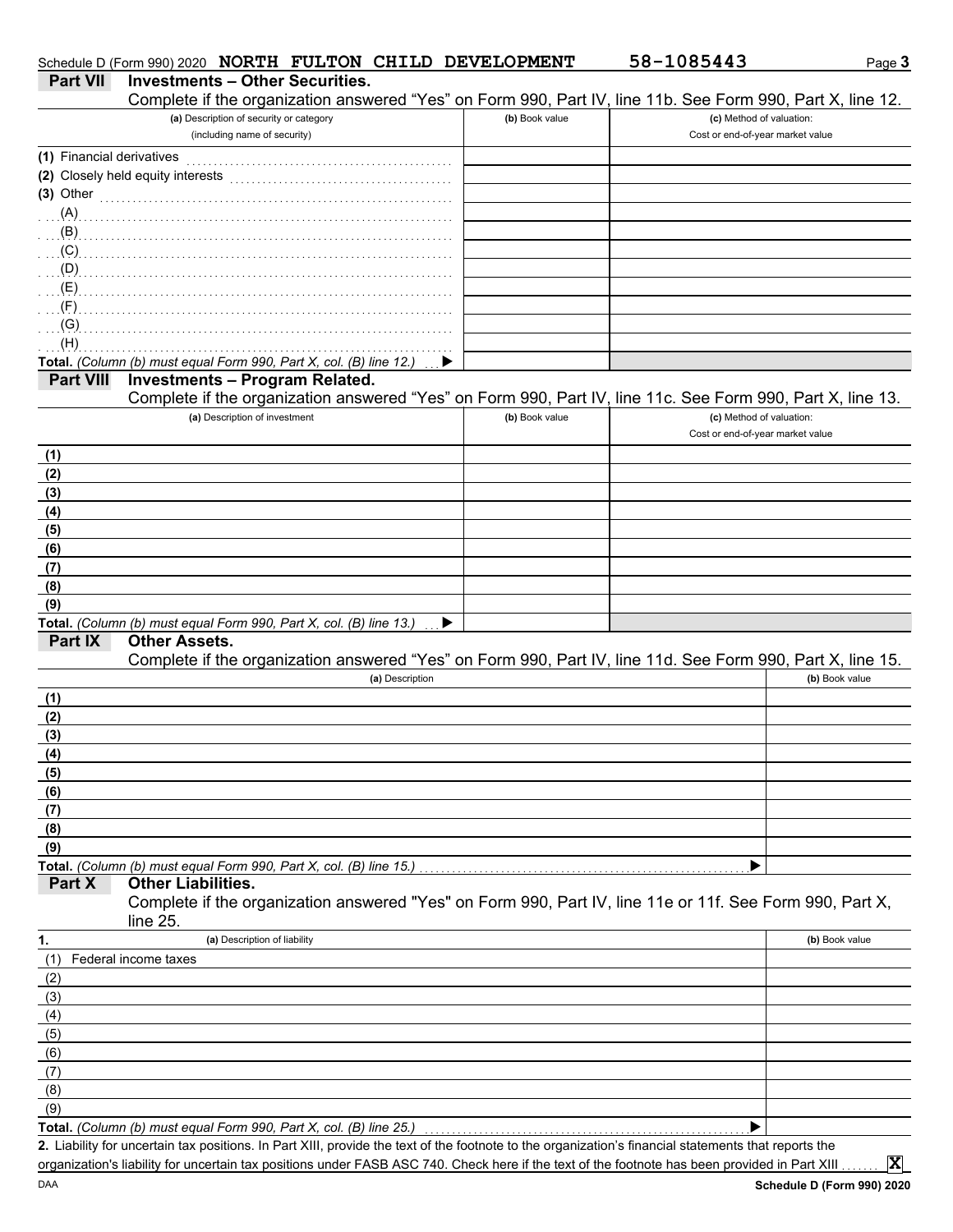Schedule D (Form 990) 2020 **NORTH FULTON CHILD DEVELOPMENT** **58-1085443** Page **3**

## Part VII Investments – Other Securities.

Complete if the organization answered "Yes" on Form 990, Part IV, line 11b. See Form 990, Part X, line 12.

| (a) Description of security or category (including name of security) | (b) Book value | (c) Method of valuation: Cost or end-of-year market value |
|---|---|---|
| (1) Financial derivatives | | |
| (2) Closely held equity interests | | |
| (3) Other | | |
| (A) | | |
| (B) | | |
| (C) | | |
| (D) | | |
| (E) | | |
| (F) | | |
| (G) | | |
| (H) | | |
| **Total.** *(Column (b) must equal Form 990, Part X, col. (B) line 12.)* ▶ | | |

## Part VIII Investments – Program Related.

Complete if the organization answered "Yes" on Form 990, Part IV, line 11c. See Form 990, Part X, line 13.

| (a) Description of investment | (b) Book value | (c) Method of valuation: Cost or end-of-year market value |
|---|---|---|
| (1) | | |
| (2) | | |
| (3) | | |
| (4) | | |
| (5) | | |
| (6) | | |
| (7) | | |
| (8) | | |
| (9) | | |
| **Total.** *(Column (b) must equal Form 990, Part X, col. (B) line 13.)* ▶ | | |

## Part IX Other Assets.

Complete if the organization answered "Yes" on Form 990, Part IV, line 11d. See Form 990, Part X, line 15.

| (a) Description | (b) Book value |
|---|---|
| (1) | |
| (2) | |
| (3) | |
| (4) | |
| (5) | |
| (6) | |
| (7) | |
| (8) | |
| (9) | |
| **Total.** *(Column (b) must equal Form 990, Part X, col. (B) line 15.)* ▶ | |

## Part X Other Liabilities.

Complete if the organization answered "Yes" on Form 990, Part IV, line 11e or 11f. See Form 990, Part X, line 25.

| 1. (a) Description of liability | (b) Book value |
|---|---|
| (1) Federal income taxes | |
| (2) | |
| (3) | |
| (4) | |
| (5) | |
| (6) | |
| (7) | |
| (8) | |
| (9) | |
| **Total.** *(Column (b) must equal Form 990, Part X, col. (B) line 25.)* ▶ | |

**2.** Liability for uncertain tax positions. In Part XIII, provide the text of the footnote to the organization's financial statements that reports the organization's liability for uncertain tax positions under FASB ASC 740. Check here if the text of the footnote has been provided in Part XIII ....... **X**

DAA **Schedule D (Form 990) 2020**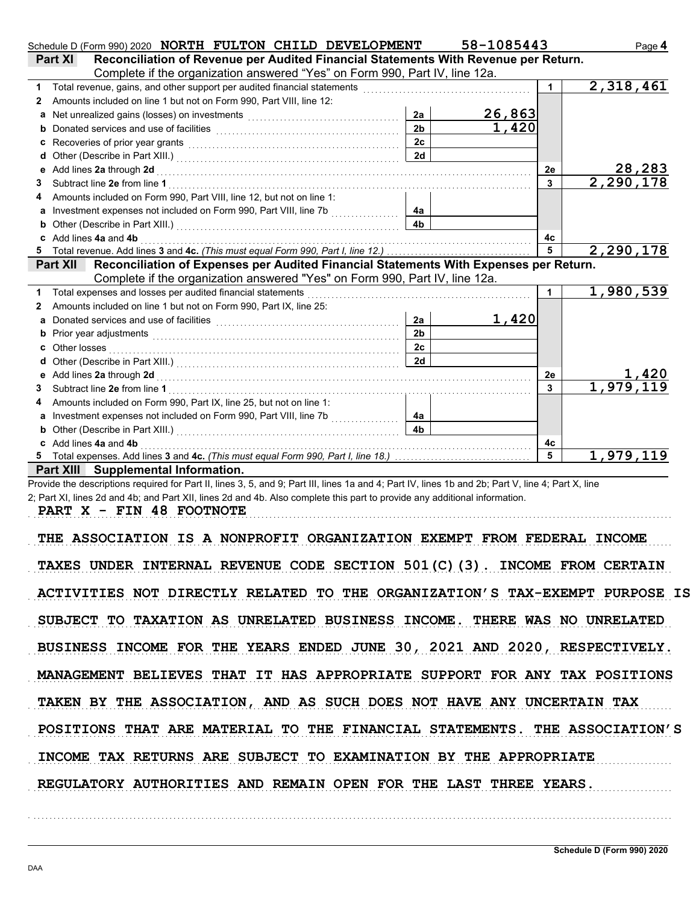Schedule D (Form 990) 2020 NORTH FULTON CHILD DEVELOPMENT 58-1085443 Page **4**

**Part XI** **Reconciliation of Revenue per Audited Financial Statements With Revenue per Return.** Complete if the organization answered "Yes" on Form 990, Part IV, line 12a.

| | | | | | |
|---|---|---|---|---|---|
| **1** | Total revenue, gains, and other support per audited financial statements | | | 1 | 2,318,461 |
| **2** | Amounts included on line 1 but not on Form 990, Part VIII, line 12: | | | | |
| **a** | Net unrealized gains (losses) on investments | 2a | 26,863 | | |
| **b** | Donated services and use of facilities | 2b | 1,420 | | |
| **c** | Recoveries of prior year grants | 2c | | | |
| **d** | Other (Describe in Part XIII.) | 2d | | | |
| **e** | Add lines **2a** through **2d** | | | 2e | 28,283 |
| **3** | Subtract line **2e** from line **1** | | | 3 | 2,290,178 |
| **4** | Amounts included on Form 990, Part VIII, line 12, but not on line 1: | | | | |
| **a** | Investment expenses not included on Form 990, Part VIII, line 7b | 4a | | | |
| **b** | Other (Describe in Part XIII.) | 4b | | | |
| **c** | Add lines **4a** and **4b** | | | 4c | |
| **5** | Total revenue. Add lines **3** and **4c.** *(This must equal Form 990, Part I, line 12.)* | | | 5 | 2,290,178 |

**Part XII** **Reconciliation of Expenses per Audited Financial Statements With Expenses per Return.** Complete if the organization answered "Yes" on Form 990, Part IV, line 12a.

| | | | | | |
|---|---|---|---|---|---|
| **1** | Total expenses and losses per audited financial statements | | | 1 | 1,980,539 |
| **2** | Amounts included on line 1 but not on Form 990, Part IX, line 25: | | | | |
| **a** | Donated services and use of facilities | 2a | 1,420 | | |
| **b** | Prior year adjustments | 2b | | | |
| **c** | Other losses | 2c | | | |
| **d** | Other (Describe in Part XIII.) | 2d | | | |
| **e** | Add lines **2a** through **2d** | | | 2e | 1,420 |
| **3** | Subtract line **2e** from line **1** | | | 3 | 1,979,119 |
| **4** | Amounts included on Form 990, Part IX, line 25, but not on line 1: | | | | |
| **a** | Investment expenses not included on Form 990, Part VIII, line 7b | 4a | | | |
| **b** | Other (Describe in Part XIII.) | 4b | | | |
| **c** | Add lines **4a** and **4b** | | | 4c | |
| **5** | Total expenses. Add lines **3** and **4c.** *(This must equal Form 990, Part I, line 18.)* | | | 5 | 1,979,119 |

**Part XIII** **Supplemental Information.**

Provide the descriptions required for Part II, lines 3, 5, and 9; Part III, lines 1a and 4; Part IV, lines 1b and 2b; Part V, line 4; Part X, line 2; Part XI, lines 2d and 4b; and Part XII, lines 2d and 4b. Also complete this part to provide any additional information.

PART X - FIN 48 FOOTNOTE

THE ASSOCIATION IS A NONPROFIT ORGANIZATION EXEMPT FROM FEDERAL INCOME TAXES UNDER INTERNAL REVENUE CODE SECTION 501(C)(3). INCOME FROM CERTAIN ACTIVITIES NOT DIRECTLY RELATED TO THE ORGANIZATION'S TAX-EXEMPT PURPOSE IS SUBJECT TO TAXATION AS UNRELATED BUSINESS INCOME. THERE WAS NO UNRELATED BUSINESS INCOME FOR THE YEARS ENDED JUNE 30, 2021 AND 2020, RESPECTIVELY. MANAGEMENT BELIEVES THAT IT HAS APPROPRIATE SUPPORT FOR ANY TAX POSITIONS TAKEN BY THE ASSOCIATION, AND AS SUCH DOES NOT HAVE ANY UNCERTAIN TAX POSITIONS THAT ARE MATERIAL TO THE FINANCIAL STATEMENTS. THE ASSOCIATION'S INCOME TAX RETURNS ARE SUBJECT TO EXAMINATION BY THE APPROPRIATE REGULATORY AUTHORITIES AND REMAIN OPEN FOR THE LAST THREE YEARS.

DAA **Schedule D (Form 990) 2020**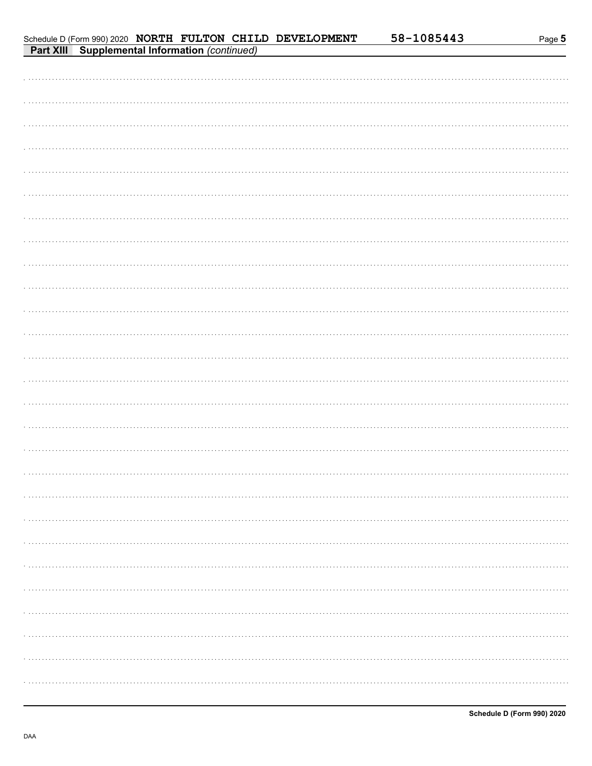## Part XIII Supplemental Information *(continued)*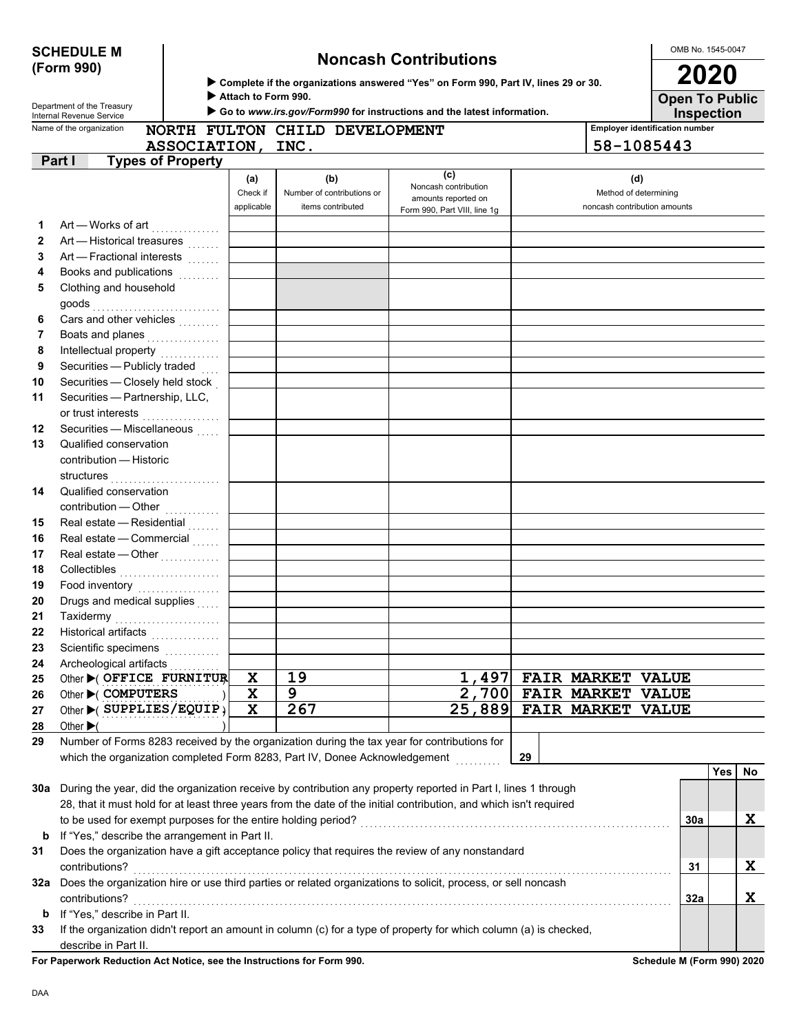**SCHEDULE M (Form 990)**

Department of the Treasury
Internal Revenue Service

# Noncash Contributions

▶ **Complete if the organizations answered "Yes" on Form 990, Part IV, lines 29 or 30.**
▶ **Attach to Form 990.**
▶ **Go to *www.irs.gov/Form990* for instructions and the latest information.**

OMB No. 1545-0047

**2020**

**Open To Public Inspection**

Name of the organization: **NORTH FULTON CHILD DEVELOPMENT ASSOCIATION, INC.**

Employer identification number: **58-1085443**

## Part I Types of Property

| | | (a) Check if applicable | (b) Number of contributions or items contributed | (c) Noncash contribution amounts reported on Form 990, Part VIII, line 1g | (d) Method of determining noncash contribution amounts |
|---|---|---|---|---|---|
| 1 | Art — Works of art | | | | |
| 2 | Art — Historical treasures | | | | |
| 3 | Art — Fractional interests | | | | |
| 4 | Books and publications | | | | |
| 5 | Clothing and household goods | | | | |
| 6 | Cars and other vehicles | | | | |
| 7 | Boats and planes | | | | |
| 8 | Intellectual property | | | | |
| 9 | Securities — Publicly traded | | | | |
| 10 | Securities — Closely held stock | | | | |
| 11 | Securities — Partnership, LLC, or trust interests | | | | |
| 12 | Securities — Miscellaneous | | | | |
| 13 | Qualified conservation contribution — Historic structures | | | | |
| 14 | Qualified conservation contribution — Other | | | | |
| 15 | Real estate — Residential | | | | |
| 16 | Real estate — Commercial | | | | |
| 17 | Real estate — Other | | | | |
| 18 | Collectibles | | | | |
| 19 | Food inventory | | | | |
| 20 | Drugs and medical supplies | | | | |
| 21 | Taxidermy | | | | |
| 22 | Historical artifacts | | | | |
| 23 | Scientific specimens | | | | |
| 24 | Archeological artifacts | | | | |
| 25 | Other ▶ ( OFFICE FURNITUR ) | X | 19 | 1,497 | FAIR MARKET VALUE |
| 26 | Other ▶ ( COMPUTERS ) | X | 9 | 2,700 | FAIR MARKET VALUE |
| 27 | Other ▶ ( SUPPLIES/EQUIP. ) | X | 267 | 25,889 | FAIR MARKET VALUE |
| 28 | Other ▶ ( ) | | | | |

29 Number of Forms 8283 received by the organization during the tax year for contributions for which the organization completed Form 8283, Part IV, Donee Acknowledgement ..... **29**

| | | | Yes | No |
|---|---|---|---|---|
| 30a | During the year, did the organization receive by contribution any property reported in Part I, lines 1 through 28, that it must hold for at least three years from the date of the initial contribution, and which isn't required to be used for exempt purposes for the entire holding period? | 30a | | X |
| b | If "Yes," describe the arrangement in Part II. | | | |
| 31 | Does the organization have a gift acceptance policy that requires the review of any nonstandard contributions? | 31 | | X |
| 32a | Does the organization hire or use third parties or related organizations to solicit, process, or sell noncash contributions? | 32a | | X |
| b | If "Yes," describe in Part II. | | | |
| 33 | If the organization didn't report an amount in column (c) for a type of property for which column (a) is checked, describe in Part II. | | | |

**For Paperwork Reduction Act Notice, see the Instructions for Form 990.** **Schedule M (Form 990) 2020**

DAA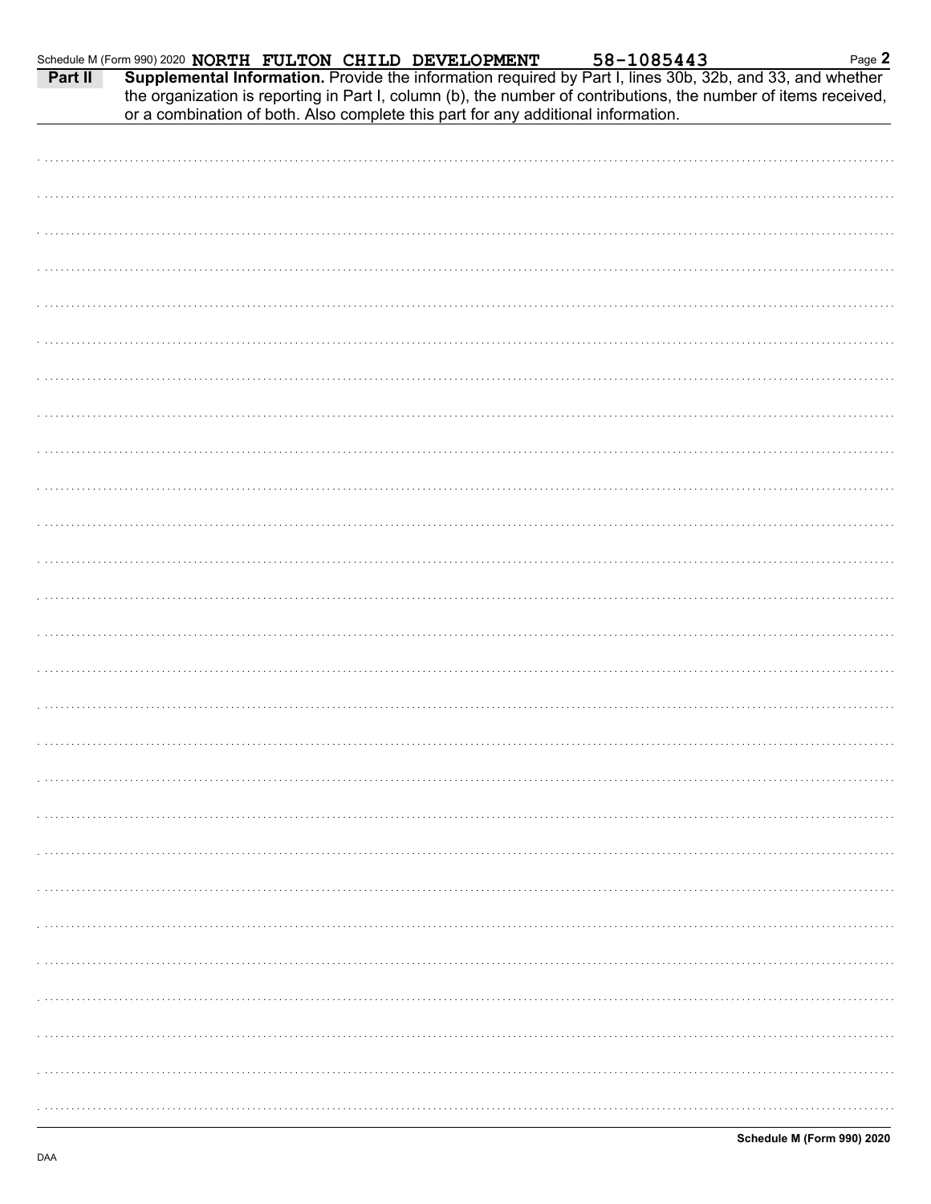Schedule M (Form 990) 2020 **NORTH FULTON CHILD DEVELOPMENT** **58-1085443**

**Part II** **Supplemental Information.** Provide the information required by Part I, lines 30b, 32b, and 33, and whether the organization is reporting in Part I, column (b), the number of contributions, the number of items received, or a combination of both. Also complete this part for any additional information.

**Schedule M (Form 990) 2020**

DAA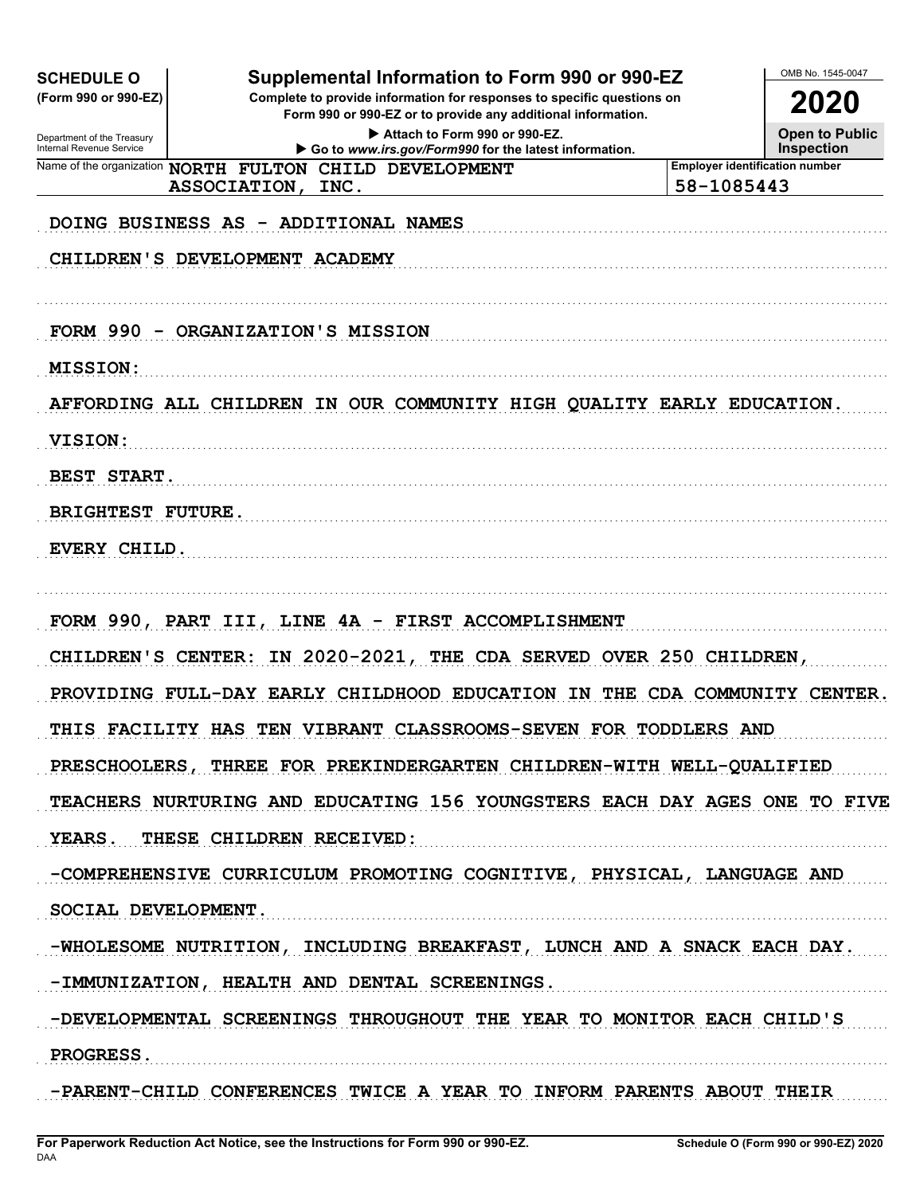**SCHEDULE O**
**(Form 990 or 990-EZ)**

Department of the Treasury
Internal Revenue Service

# Supplemental Information to Form 990 or 990-EZ

**Complete to provide information for responses to specific questions on Form 990 or 990-EZ or to provide any additional information.**

▶ Attach to Form 990 or 990-EZ.

▶ Go to www.irs.gov/Form990 for the latest information.

OMB No. 1545-0047

**2020**

**Open to Public Inspection**

| Name of the organization | Employer identification number |
|---|---|
| NORTH FULTON CHILD DEVELOPMENT ASSOCIATION, INC. | 58-1085443 |

DOING BUSINESS AS - ADDITIONAL NAMES

CHILDREN'S DEVELOPMENT ACADEMY

FORM 990 - ORGANIZATION'S MISSION

MISSION:

AFFORDING ALL CHILDREN IN OUR COMMUNITY HIGH QUALITY EARLY EDUCATION.

VISION:

BEST START.

BRIGHTEST FUTURE.

EVERY CHILD.

FORM 990, PART III, LINE 4A - FIRST ACCOMPLISHMENT

CHILDREN'S CENTER: IN 2020-2021, THE CDA SERVED OVER 250 CHILDREN, PROVIDING FULL-DAY EARLY CHILDHOOD EDUCATION IN THE CDA COMMUNITY CENTER. THIS FACILITY HAS TEN VIBRANT CLASSROOMS-SEVEN FOR TODDLERS AND PRESCHOOLERS, THREE FOR PREKINDERGARTEN CHILDREN-WITH WELL-QUALIFIED TEACHERS NURTURING AND EDUCATING 156 YOUNGSTERS EACH DAY AGES ONE TO FIVE YEARS. THESE CHILDREN RECEIVED:

-COMPREHENSIVE CURRICULUM PROMOTING COGNITIVE, PHYSICAL, LANGUAGE AND SOCIAL DEVELOPMENT.

-WHOLESOME NUTRITION, INCLUDING BREAKFAST, LUNCH AND A SNACK EACH DAY.

-IMMUNIZATION, HEALTH AND DENTAL SCREENINGS.

-DEVELOPMENTAL SCREENINGS THROUGHOUT THE YEAR TO MONITOR EACH CHILD'S PROGRESS.

-PARENT-CHILD CONFERENCES TWICE A YEAR TO INFORM PARENTS ABOUT THEIR

For Paperwork Reduction Act Notice, see the Instructions for Form 990 or 990-EZ.

DAA

Schedule O (Form 990 or 990-EZ) 2020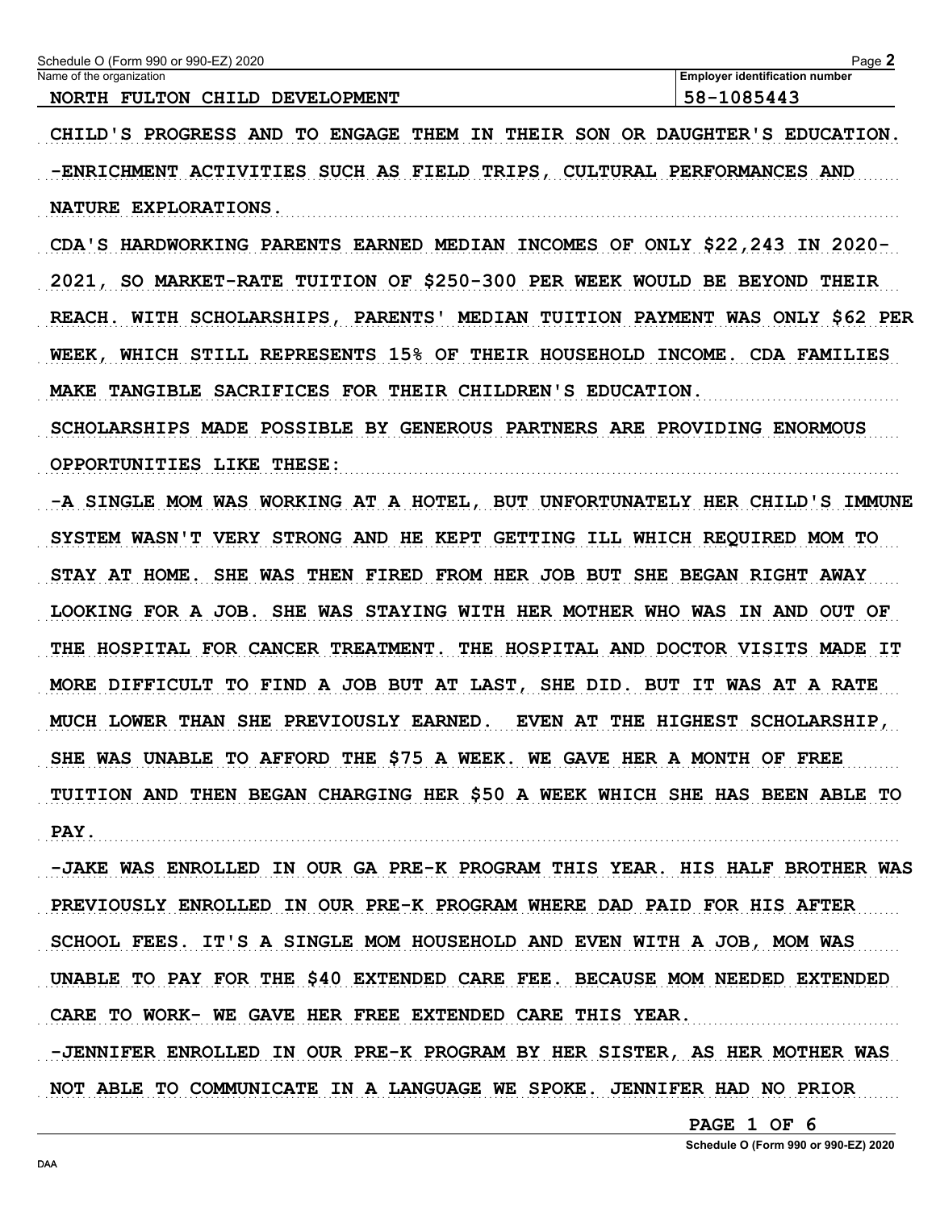Schedule O (Form 990 or 990-EZ) 2020

| Name of the organization | Employer identification number |
| --- | --- |
| NORTH FULTON CHILD DEVELOPMENT | 58-1085443 |

CHILD'S PROGRESS AND TO ENGAGE THEM IN THEIR SON OR DAUGHTER'S EDUCATION.

-ENRICHMENT ACTIVITIES SUCH AS FIELD TRIPS, CULTURAL PERFORMANCES AND NATURE EXPLORATIONS.

CDA'S HARDWORKING PARENTS EARNED MEDIAN INCOMES OF ONLY $22,243 IN 2020-2021, SO MARKET-RATE TUITION OF $250-300 PER WEEK WOULD BE BEYOND THEIR REACH. WITH SCHOLARSHIPS, PARENTS' MEDIAN TUITION PAYMENT WAS ONLY $62 PER WEEK, WHICH STILL REPRESENTS 15% OF THEIR HOUSEHOLD INCOME. CDA FAMILIES MAKE TANGIBLE SACRIFICES FOR THEIR CHILDREN'S EDUCATION.

SCHOLARSHIPS MADE POSSIBLE BY GENEROUS PARTNERS ARE PROVIDING ENORMOUS OPPORTUNITIES LIKE THESE:

-A SINGLE MOM WAS WORKING AT A HOTEL, BUT UNFORTUNATELY HER CHILD'S IMMUNE SYSTEM WASN'T VERY STRONG AND HE KEPT GETTING ILL WHICH REQUIRED MOM TO STAY AT HOME. SHE WAS THEN FIRED FROM HER JOB BUT SHE BEGAN RIGHT AWAY LOOKING FOR A JOB. SHE WAS STAYING WITH HER MOTHER WHO WAS IN AND OUT OF THE HOSPITAL FOR CANCER TREATMENT. THE HOSPITAL AND DOCTOR VISITS MADE IT MORE DIFFICULT TO FIND A JOB BUT AT LAST, SHE DID. BUT IT WAS AT A RATE MUCH LOWER THAN SHE PREVIOUSLY EARNED. EVEN AT THE HIGHEST SCHOLARSHIP, SHE WAS UNABLE TO AFFORD THE $75 A WEEK. WE GAVE HER A MONTH OF FREE TUITION AND THEN BEGAN CHARGING HER $50 A WEEK WHICH SHE HAS BEEN ABLE TO PAY.

-JAKE WAS ENROLLED IN OUR GA PRE-K PROGRAM THIS YEAR. HIS HALF BROTHER WAS PREVIOUSLY ENROLLED IN OUR PRE-K PROGRAM WHERE DAD PAID FOR HIS AFTER SCHOOL FEES. IT'S A SINGLE MOM HOUSEHOLD AND EVEN WITH A JOB, MOM WAS UNABLE TO PAY FOR THE $40 EXTENDED CARE FEE. BECAUSE MOM NEEDED EXTENDED CARE TO WORK- WE GAVE HER FREE EXTENDED CARE THIS YEAR.

-JENNIFER ENROLLED IN OUR PRE-K PROGRAM BY HER SISTER, AS HER MOTHER WAS NOT ABLE TO COMMUNICATE IN A LANGUAGE WE SPOKE. JENNIFER HAD NO PRIOR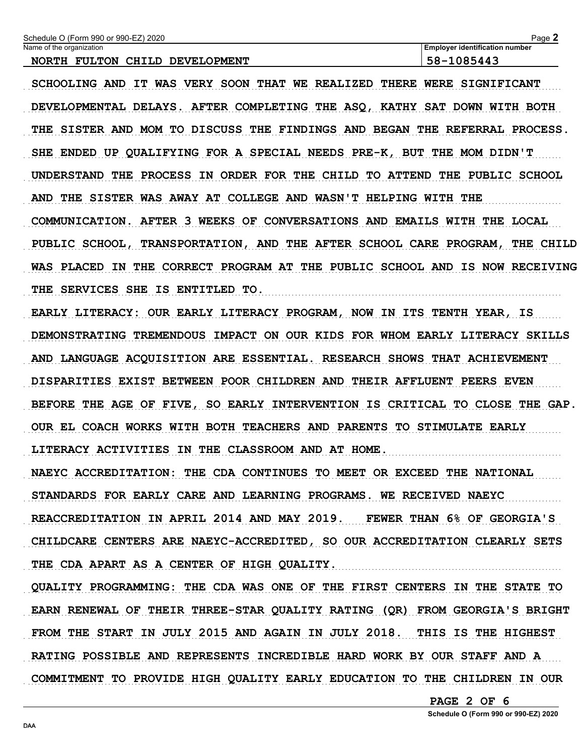Schedule O (Form 990 or 990-EZ) 2020

Name of the organization: NORTH FULTON CHILD DEVELOPMENT

Employer identification number: 58-1085443

SCHOOLING AND IT WAS VERY SOON THAT WE REALIZED THERE WERE SIGNIFICANT DEVELOPMENTAL DELAYS. AFTER COMPLETING THE ASQ, KATHY SAT DOWN WITH BOTH THE SISTER AND MOM TO DISCUSS THE FINDINGS AND BEGAN THE REFERRAL PROCESS. SHE ENDED UP QUALIFYING FOR A SPECIAL NEEDS PRE-K, BUT THE MOM DIDN'T UNDERSTAND THE PROCESS IN ORDER FOR THE CHILD TO ATTEND THE PUBLIC SCHOOL AND THE SISTER WAS AWAY AT COLLEGE AND WASN'T HELPING WITH THE COMMUNICATION. AFTER 3 WEEKS OF CONVERSATIONS AND EMAILS WITH THE LOCAL PUBLIC SCHOOL, TRANSPORTATION, AND THE AFTER SCHOOL CARE PROGRAM, THE CHILD WAS PLACED IN THE CORRECT PROGRAM AT THE PUBLIC SCHOOL AND IS NOW RECEIVING THE SERVICES SHE IS ENTITLED TO.

EARLY LITERACY: OUR EARLY LITERACY PROGRAM, NOW IN ITS TENTH YEAR, IS DEMONSTRATING TREMENDOUS IMPACT ON OUR KIDS FOR WHOM EARLY LITERACY SKILLS AND LANGUAGE ACQUISITION ARE ESSENTIAL. RESEARCH SHOWS THAT ACHIEVEMENT DISPARITIES EXIST BETWEEN POOR CHILDREN AND THEIR AFFLUENT PEERS EVEN BEFORE THE AGE OF FIVE, SO EARLY INTERVENTION IS CRITICAL TO CLOSE THE GAP. OUR EL COACH WORKS WITH BOTH TEACHERS AND PARENTS TO STIMULATE EARLY LITERACY ACTIVITIES IN THE CLASSROOM AND AT HOME.

NAEYC ACCREDITATION: THE CDA CONTINUES TO MEET OR EXCEED THE NATIONAL STANDARDS FOR EARLY CARE AND LEARNING PROGRAMS. WE RECEIVED NAEYC REACCREDITATION IN APRIL 2014 AND MAY 2019. FEWER THAN 6% OF GEORGIA'S CHILDCARE CENTERS ARE NAEYC-ACCREDITED, SO OUR ACCREDITATION CLEARLY SETS THE CDA APART AS A CENTER OF HIGH QUALITY.

QUALITY PROGRAMMING: THE CDA WAS ONE OF THE FIRST CENTERS IN THE STATE TO EARN RENEWAL OF THEIR THREE-STAR QUALITY RATING (QR) FROM GEORGIA'S BRIGHT FROM THE START IN JULY 2015 AND AGAIN IN JULY 2018. THIS IS THE HIGHEST RATING POSSIBLE AND REPRESENTS INCREDIBLE HARD WORK BY OUR STAFF AND A COMMITMENT TO PROVIDE HIGH QUALITY EARLY EDUCATION TO THE CHILDREN IN OUR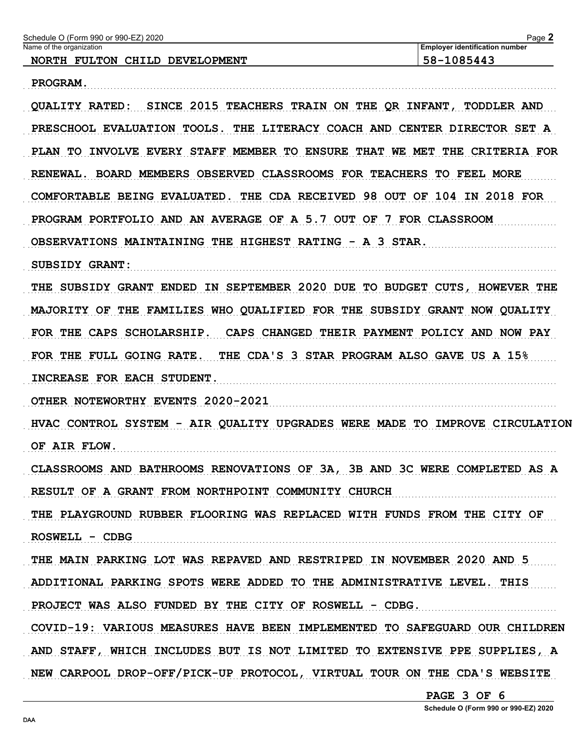Schedule O (Form 990 or 990-EZ) 2020

| Name of the organization | Employer identification number |
| --- | --- |
| NORTH FULTON CHILD DEVELOPMENT | 58-1085443 |

PROGRAM.

QUALITY RATED: SINCE 2015 TEACHERS TRAIN ON THE QR INFANT, TODDLER AND PRESCHOOL EVALUATION TOOLS. THE LITERACY COACH AND CENTER DIRECTOR SET A PLAN TO INVOLVE EVERY STAFF MEMBER TO ENSURE THAT WE MET THE CRITERIA FOR RENEWAL. BOARD MEMBERS OBSERVED CLASSROOMS FOR TEACHERS TO FEEL MORE COMFORTABLE BEING EVALUATED. THE CDA RECEIVED 98 OUT OF 104 IN 2018 FOR PROGRAM PORTFOLIO AND AN AVERAGE OF A 5.7 OUT OF 7 FOR CLASSROOM OBSERVATIONS MAINTAINING THE HIGHEST RATING - A 3 STAR.

SUBSIDY GRANT:

THE SUBSIDY GRANT ENDED IN SEPTEMBER 2020 DUE TO BUDGET CUTS, HOWEVER THE MAJORITY OF THE FAMILIES WHO QUALIFIED FOR THE SUBSIDY GRANT NOW QUALITY FOR THE CAPS SCHOLARSHIP. CAPS CHANGED THEIR PAYMENT POLICY AND NOW PAY FOR THE FULL GOING RATE. THE CDA'S 3 STAR PROGRAM ALSO GAVE US A 15% INCREASE FOR EACH STUDENT.

OTHER NOTEWORTHY EVENTS 2020-2021

HVAC CONTROL SYSTEM - AIR QUALITY UPGRADES WERE MADE TO IMPROVE CIRCULATION OF AIR FLOW.

CLASSROOMS AND BATHROOMS RENOVATIONS OF 3A, 3B AND 3C WERE COMPLETED AS A RESULT OF A GRANT FROM NORTHPOINT COMMUNITY CHURCH

THE PLAYGROUND RUBBER FLOORING WAS REPLACED WITH FUNDS FROM THE CITY OF ROSWELL - CDBG

THE MAIN PARKING LOT WAS REPAVED AND RESTRIPED IN NOVEMBER 2020 AND 5 ADDITIONAL PARKING SPOTS WERE ADDED TO THE ADMINISTRATIVE LEVEL. THIS PROJECT WAS ALSO FUNDED BY THE CITY OF ROSWELL - CDBG.

COVID-19: VARIOUS MEASURES HAVE BEEN IMPLEMENTED TO SAFEGUARD OUR CHILDREN AND STAFF, WHICH INCLUDES BUT IS NOT LIMITED TO EXTENSIVE PPE SUPPLIES, A NEW CARPOOL DROP-OFF/PICK-UP PROTOCOL, VIRTUAL TOUR ON THE CDA'S WEBSITE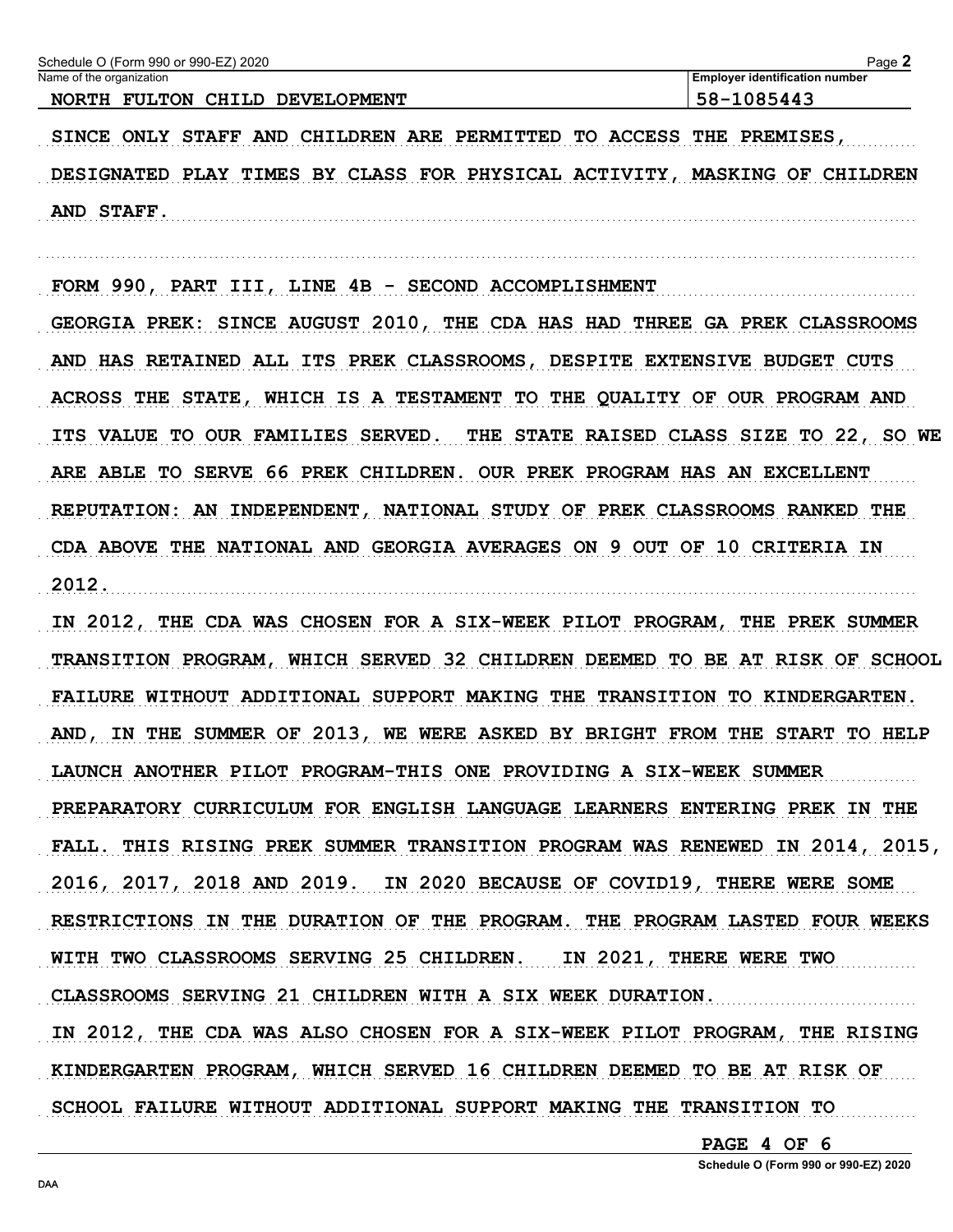Schedule O (Form 990 or 990-EZ) 2020

| Name of the organization | Employer identification number |
| --- | --- |
| NORTH FULTON CHILD DEVELOPMENT | 58-1085443 |

SINCE ONLY STAFF AND CHILDREN ARE PERMITTED TO ACCESS THE PREMISES, DESIGNATED PLAY TIMES BY CLASS FOR PHYSICAL ACTIVITY, MASKING OF CHILDREN AND STAFF.

FORM 990, PART III, LINE 4B - SECOND ACCOMPLISHMENT

GEORGIA PREK: SINCE AUGUST 2010, THE CDA HAS HAD THREE GA PREK CLASSROOMS AND HAS RETAINED ALL ITS PREK CLASSROOMS, DESPITE EXTENSIVE BUDGET CUTS ACROSS THE STATE, WHICH IS A TESTAMENT TO THE QUALITY OF OUR PROGRAM AND ITS VALUE TO OUR FAMILIES SERVED. THE STATE RAISED CLASS SIZE TO 22, SO WE ARE ABLE TO SERVE 66 PREK CHILDREN. OUR PREK PROGRAM HAS AN EXCELLENT REPUTATION: AN INDEPENDENT, NATIONAL STUDY OF PREK CLASSROOMS RANKED THE CDA ABOVE THE NATIONAL AND GEORGIA AVERAGES ON 9 OUT OF 10 CRITERIA IN 2012.

IN 2012, THE CDA WAS CHOSEN FOR A SIX-WEEK PILOT PROGRAM, THE PREK SUMMER TRANSITION PROGRAM, WHICH SERVED 32 CHILDREN DEEMED TO BE AT RISK OF SCHOOL FAILURE WITHOUT ADDITIONAL SUPPORT MAKING THE TRANSITION TO KINDERGARTEN. AND, IN THE SUMMER OF 2013, WE WERE ASKED BY BRIGHT FROM THE START TO HELP LAUNCH ANOTHER PILOT PROGRAM-THIS ONE PROVIDING A SIX-WEEK SUMMER PREPARATORY CURRICULUM FOR ENGLISH LANGUAGE LEARNERS ENTERING PREK IN THE FALL. THIS RISING PREK SUMMER TRANSITION PROGRAM WAS RENEWED IN 2014, 2015, 2016, 2017, 2018 AND 2019. IN 2020 BECAUSE OF COVID19, THERE WERE SOME RESTRICTIONS IN THE DURATION OF THE PROGRAM. THE PROGRAM LASTED FOUR WEEKS WITH TWO CLASSROOMS SERVING 25 CHILDREN. IN 2021, THERE WERE TWO CLASSROOMS SERVING 21 CHILDREN WITH A SIX WEEK DURATION.

IN 2012, THE CDA WAS ALSO CHOSEN FOR A SIX-WEEK PILOT PROGRAM, THE RISING KINDERGARTEN PROGRAM, WHICH SERVED 16 CHILDREN DEEMED TO BE AT RISK OF SCHOOL FAILURE WITHOUT ADDITIONAL SUPPORT MAKING THE TRANSITION TO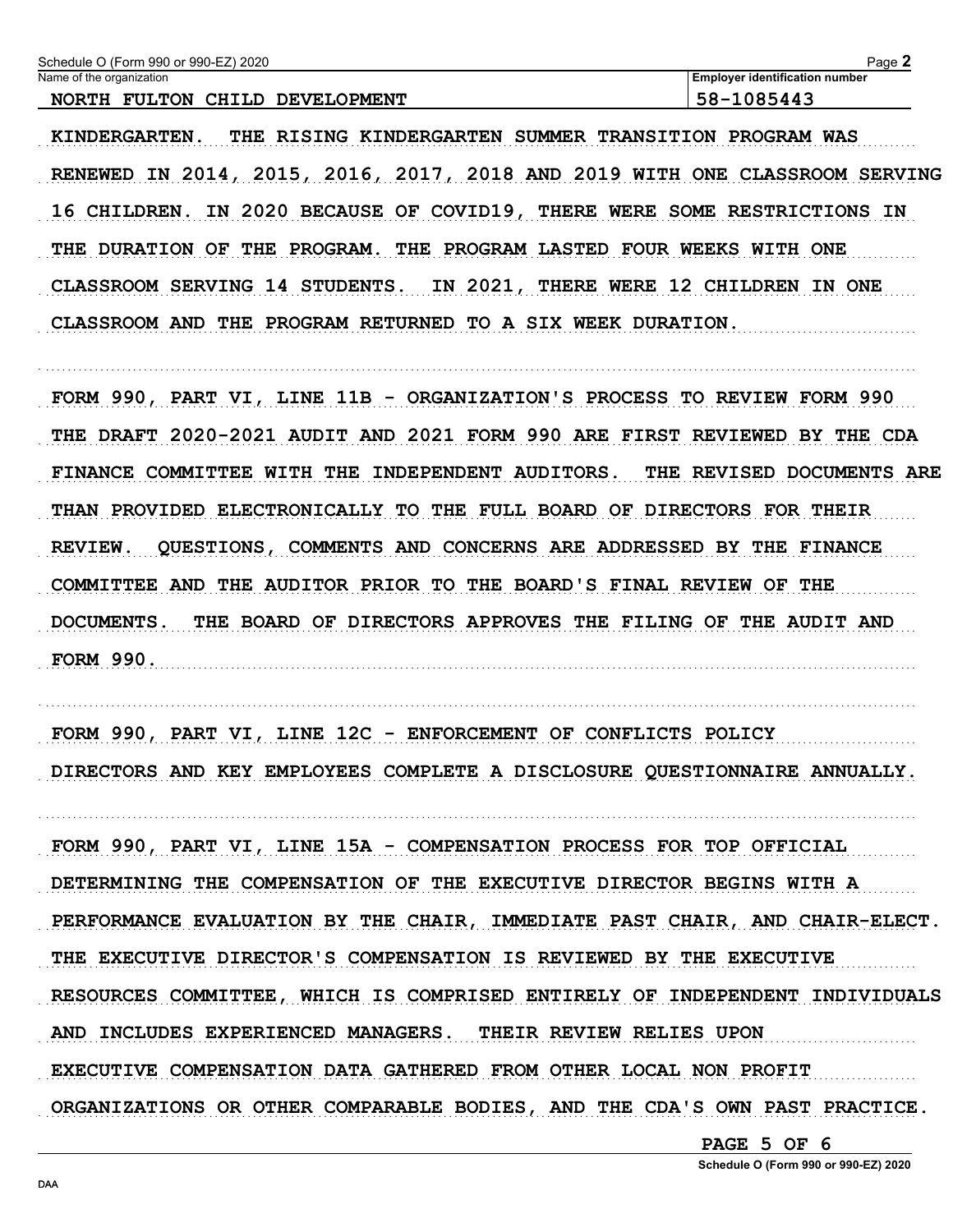Name of the organization: NORTH FULTON CHILD DEVELOPMENT

Employer identification number: 58-1085443

KINDERGARTEN. THE RISING KINDERGARTEN SUMMER TRANSITION PROGRAM WAS RENEWED IN 2014, 2015, 2016, 2017, 2018 AND 2019 WITH ONE CLASSROOM SERVING 16 CHILDREN. IN 2020 BECAUSE OF COVID19, THERE WERE SOME RESTRICTIONS IN THE DURATION OF THE PROGRAM. THE PROGRAM LASTED FOUR WEEKS WITH ONE CLASSROOM SERVING 14 STUDENTS. IN 2021, THERE WERE 12 CHILDREN IN ONE CLASSROOM AND THE PROGRAM RETURNED TO A SIX WEEK DURATION.

FORM 990, PART VI, LINE 11B - ORGANIZATION'S PROCESS TO REVIEW FORM 990

THE DRAFT 2020-2021 AUDIT AND 2021 FORM 990 ARE FIRST REVIEWED BY THE CDA FINANCE COMMITTEE WITH THE INDEPENDENT AUDITORS. THE REVISED DOCUMENTS ARE THAN PROVIDED ELECTRONICALLY TO THE FULL BOARD OF DIRECTORS FOR THEIR REVIEW. QUESTIONS, COMMENTS AND CONCERNS ARE ADDRESSED BY THE FINANCE COMMITTEE AND THE AUDITOR PRIOR TO THE BOARD'S FINAL REVIEW OF THE DOCUMENTS. THE BOARD OF DIRECTORS APPROVES THE FILING OF THE AUDIT AND FORM 990.

FORM 990, PART VI, LINE 12C - ENFORCEMENT OF CONFLICTS POLICY

DIRECTORS AND KEY EMPLOYEES COMPLETE A DISCLOSURE QUESTIONNAIRE ANNUALLY.

FORM 990, PART VI, LINE 15A - COMPENSATION PROCESS FOR TOP OFFICIAL

DETERMINING THE COMPENSATION OF THE EXECUTIVE DIRECTOR BEGINS WITH A PERFORMANCE EVALUATION BY THE CHAIR, IMMEDIATE PAST CHAIR, AND CHAIR-ELECT. THE EXECUTIVE DIRECTOR'S COMPENSATION IS REVIEWED BY THE EXECUTIVE RESOURCES COMMITTEE, WHICH IS COMPRISED ENTIRELY OF INDEPENDENT INDIVIDUALS AND INCLUDES EXPERIENCED MANAGERS. THEIR REVIEW RELIES UPON EXECUTIVE COMPENSATION DATA GATHERED FROM OTHER LOCAL NON PROFIT ORGANIZATIONS OR OTHER COMPARABLE BODIES, AND THE CDA'S OWN PAST PRACTICE.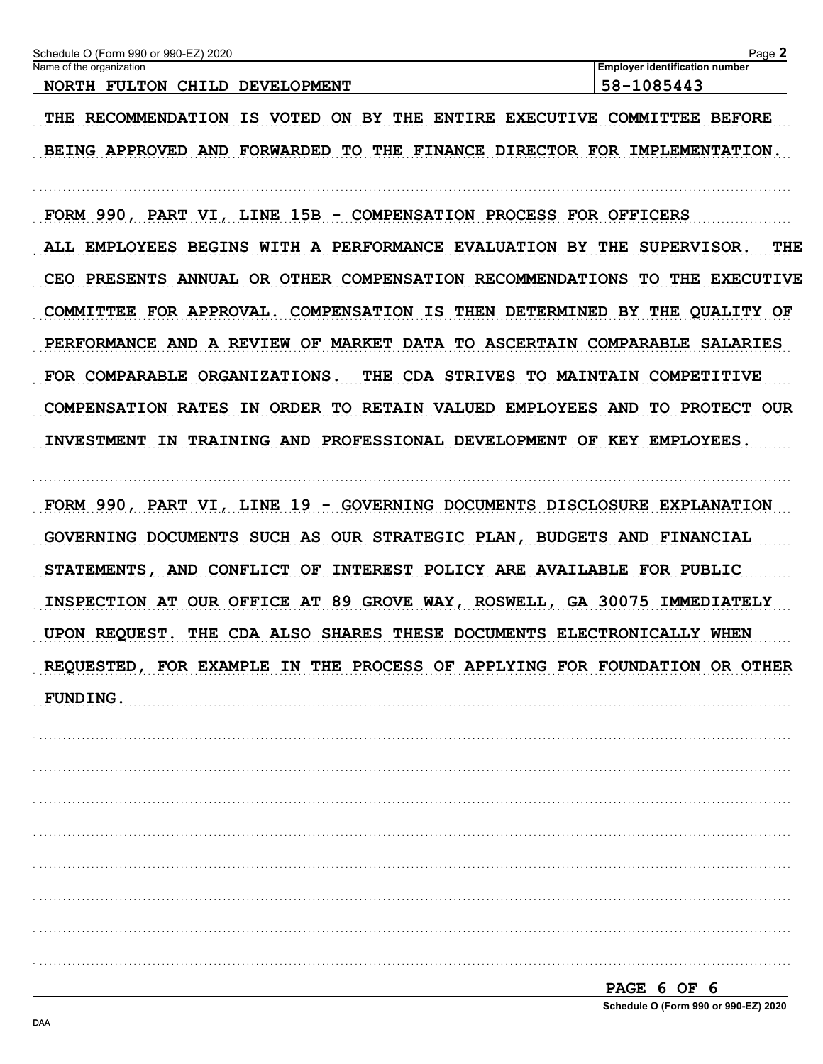Schedule O (Form 990 or 990-EZ) 2020

Name of the organization: NORTH FULTON CHILD DEVELOPMENT

Employer identification number: 58-1085443

THE RECOMMENDATION IS VOTED ON BY THE ENTIRE EXECUTIVE COMMITTEE BEFORE BEING APPROVED AND FORWARDED TO THE FINANCE DIRECTOR FOR IMPLEMENTATION.

FORM 990, PART VI, LINE 15B - COMPENSATION PROCESS FOR OFFICERS

ALL EMPLOYEES BEGINS WITH A PERFORMANCE EVALUATION BY THE SUPERVISOR. THE CEO PRESENTS ANNUAL OR OTHER COMPENSATION RECOMMENDATIONS TO THE EXECUTIVE COMMITTEE FOR APPROVAL. COMPENSATION IS THEN DETERMINED BY THE QUALITY OF PERFORMANCE AND A REVIEW OF MARKET DATA TO ASCERTAIN COMPARABLE SALARIES FOR COMPARABLE ORGANIZATIONS. THE CDA STRIVES TO MAINTAIN COMPETITIVE COMPENSATION RATES IN ORDER TO RETAIN VALUED EMPLOYEES AND TO PROTECT OUR INVESTMENT IN TRAINING AND PROFESSIONAL DEVELOPMENT OF KEY EMPLOYEES.

FORM 990, PART VI, LINE 19 - GOVERNING DOCUMENTS DISCLOSURE EXPLANATION

GOVERNING DOCUMENTS SUCH AS OUR STRATEGIC PLAN, BUDGETS AND FINANCIAL STATEMENTS, AND CONFLICT OF INTEREST POLICY ARE AVAILABLE FOR PUBLIC INSPECTION AT OUR OFFICE AT 89 GROVE WAY, ROSWELL, GA 30075 IMMEDIATELY UPON REQUEST. THE CDA ALSO SHARES THESE DOCUMENTS ELECTRONICALLY WHEN REQUESTED, FOR EXAMPLE IN THE PROCESS OF APPLYING FOR FOUNDATION OR OTHER FUNDING.